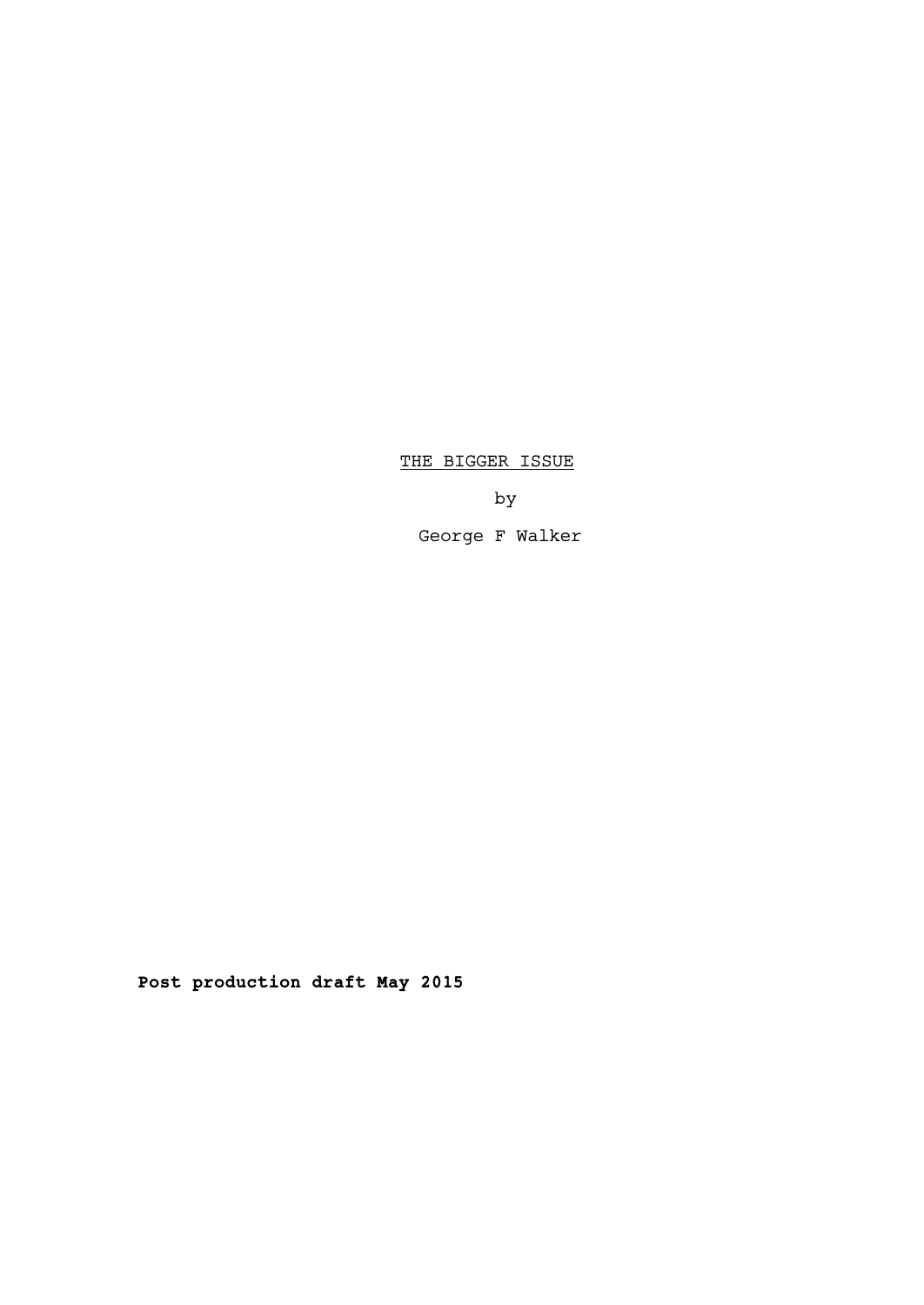THE BIGGER ISSUE

by

George F Walker

**Post production draft May 2015**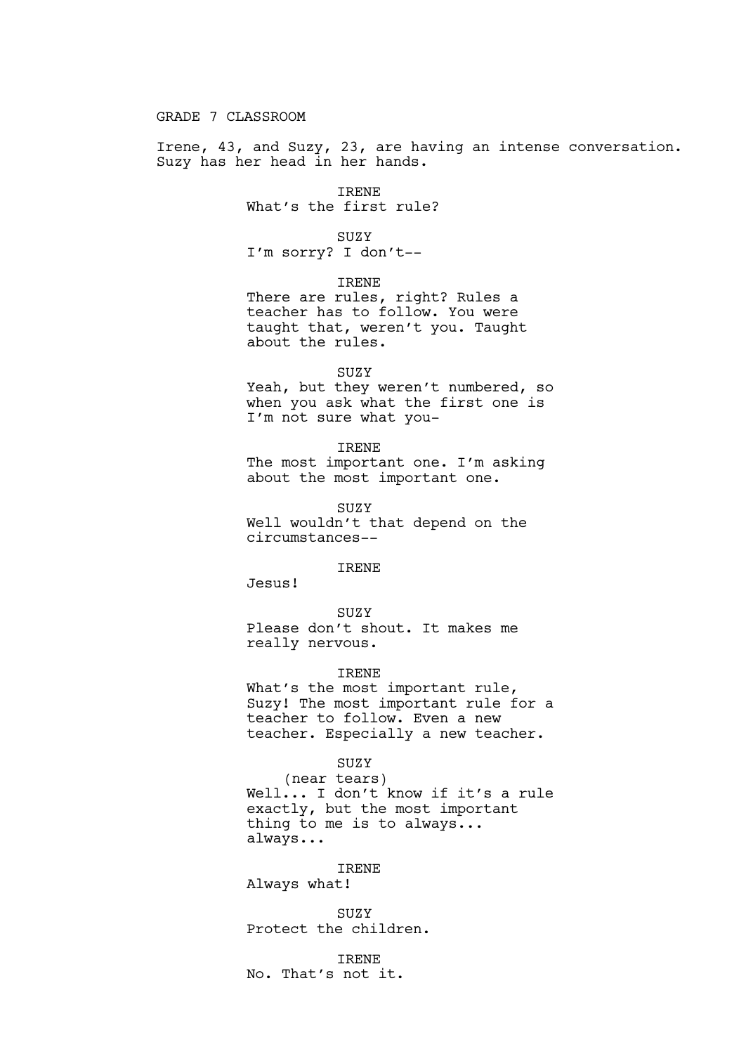GRADE 7 CLASSROOM

Irene, 43, and Suzy, 23, are having an intense conversation. Suzy has her head in her hands.

IRENE
What's the first rule?

SUZY
I'm sorry? I don't--

IRENE
There are rules, right? Rules a teacher has to follow. You were taught that, weren't you. Taught about the rules.

SUZY
Yeah, but they weren't numbered, so when you ask what the first one is I'm not sure what you-

IRENE
The most important one. I'm asking about the most important one.

SUZY
Well wouldn't that depend on the circumstances--

IRENE
Jesus!

SUZY
Please don't shout. It makes me really nervous.

IRENE
What's the most important rule, Suzy! The most important rule for a teacher to follow. Even a new teacher. Especially a new teacher.

SUZY
(near tears)
Well... I don't know if it's a rule exactly, but the most important thing to me is to always... always...

IRENE
Always what!

SUZY
Protect the children.

IRENE
No. That's not it.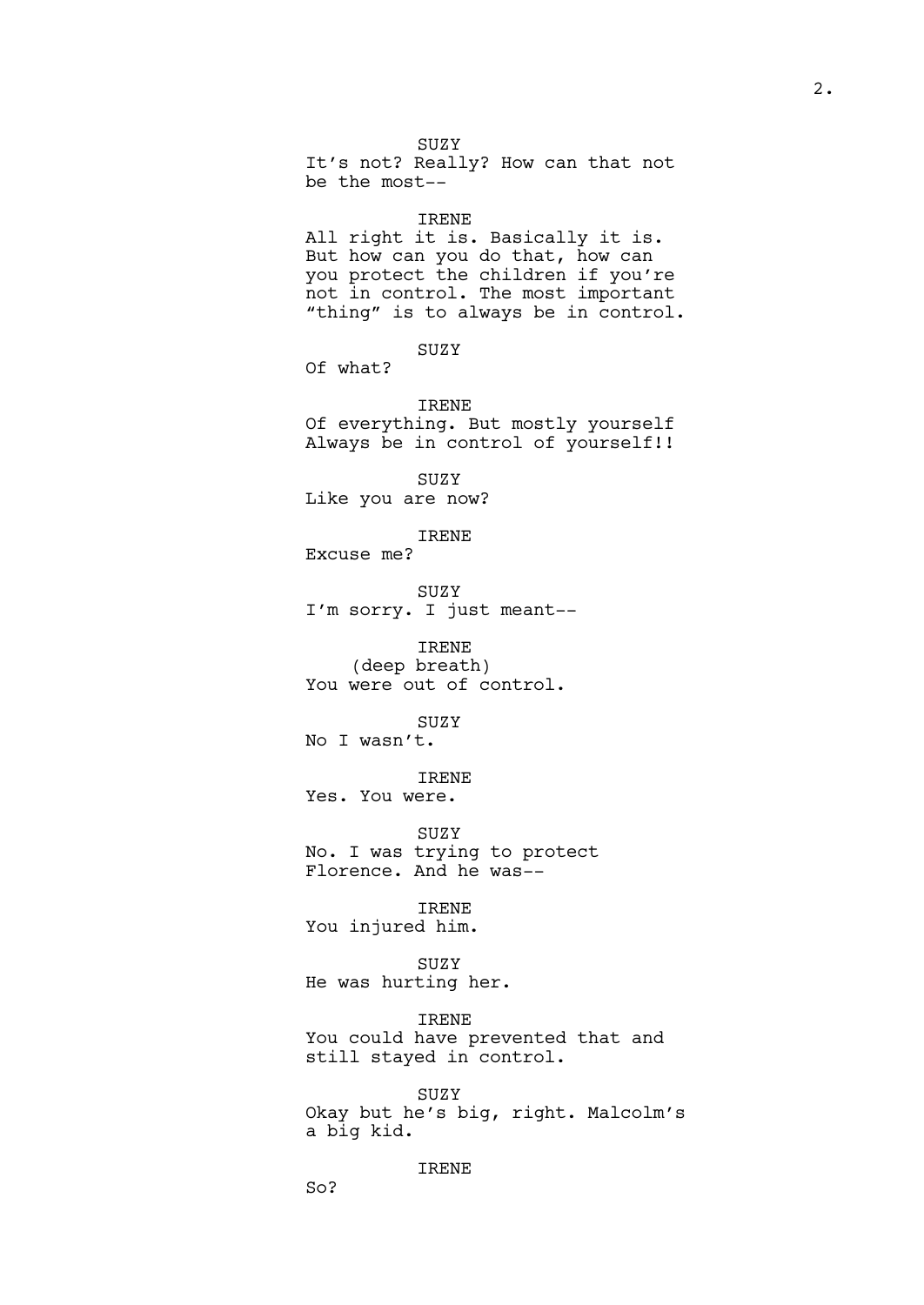SUZY
It's not? Really? How can that not be the most--

IRENE
All right it is. Basically it is. But how can you do that, how can you protect the children if you're not in control. The most important "thing" is to always be in control.

SUZY
Of what?

IRENE
Of everything. But mostly yourself Always be in control of yourself!!

SUZY
Like you are now?

IRENE
Excuse me?

SUZY
I'm sorry. I just meant--

IRENE
(deep breath)
You were out of control.

SUZY
No I wasn't.

IRENE
Yes. You were.

SUZY
No. I was trying to protect Florence. And he was--

IRENE
You injured him.

SUZY
He was hurting her.

IRENE
You could have prevented that and still stayed in control.

SUZY
Okay but he's big, right. Malcolm's a big kid.

IRENE
So?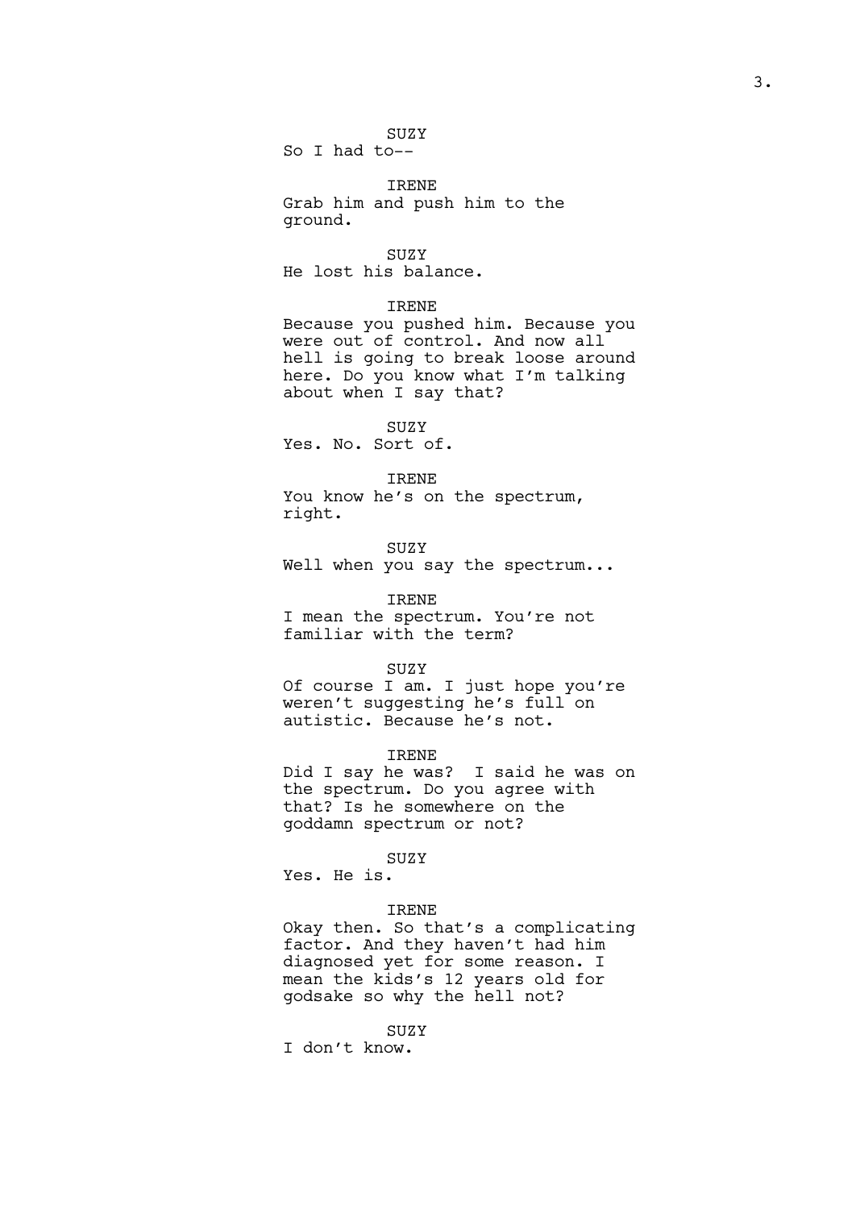SUZY

So I had to--

IRENE

Grab him and push him to the ground.

SUZY

He lost his balance.

IRENE

Because you pushed him. Because you were out of control. And now all hell is going to break loose around here. Do you know what I'm talking about when I say that?

SUZY

Yes. No. Sort of.

IRENE

You know he's on the spectrum, right.

SUZY

Well when you say the spectrum...

IRENE

I mean the spectrum. You're not familiar with the term?

SUZY

Of course I am. I just hope you're weren't suggesting he's full on autistic. Because he's not.

IRENE

Did I say he was? I said he was on the spectrum. Do you agree with that? Is he somewhere on the goddamn spectrum or not?

SUZY

Yes. He is.

IRENE

Okay then. So that's a complicating factor. And they haven't had him diagnosed yet for some reason. I mean the kids's 12 years old for godsake so why the hell not?

SUZY

I don't know.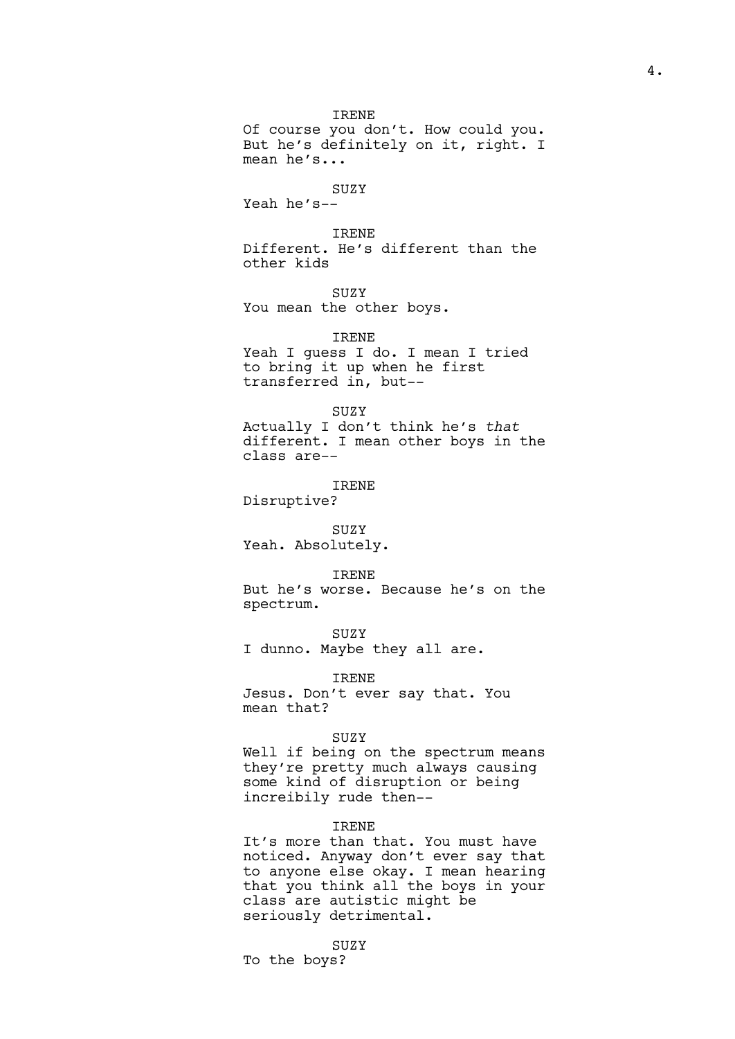IRENE
Of course you don't. How could you. But he's definitely on it, right. I mean he's...

SUZY
Yeah he's--

IRENE
Different. He's different than the other kids

SUZY
You mean the other boys.

IRENE
Yeah I guess I do. I mean I tried to bring it up when he first transferred in, but--

SUZY
Actually I don't think he's *that* different. I mean other boys in the class are--

IRENE
Disruptive?

SUZY
Yeah. Absolutely.

IRENE
But he's worse. Because he's on the spectrum.

SUZY
I dunno. Maybe they all are.

IRENE
Jesus. Don't ever say that. You mean that?

SUZY
Well if being on the spectrum means they're pretty much always causing some kind of disruption or being increibily rude then--

IRENE
It's more than that. You must have noticed. Anyway don't ever say that to anyone else okay. I mean hearing that you think all the boys in your class are autistic might be seriously detrimental.

SUZY
To the boys?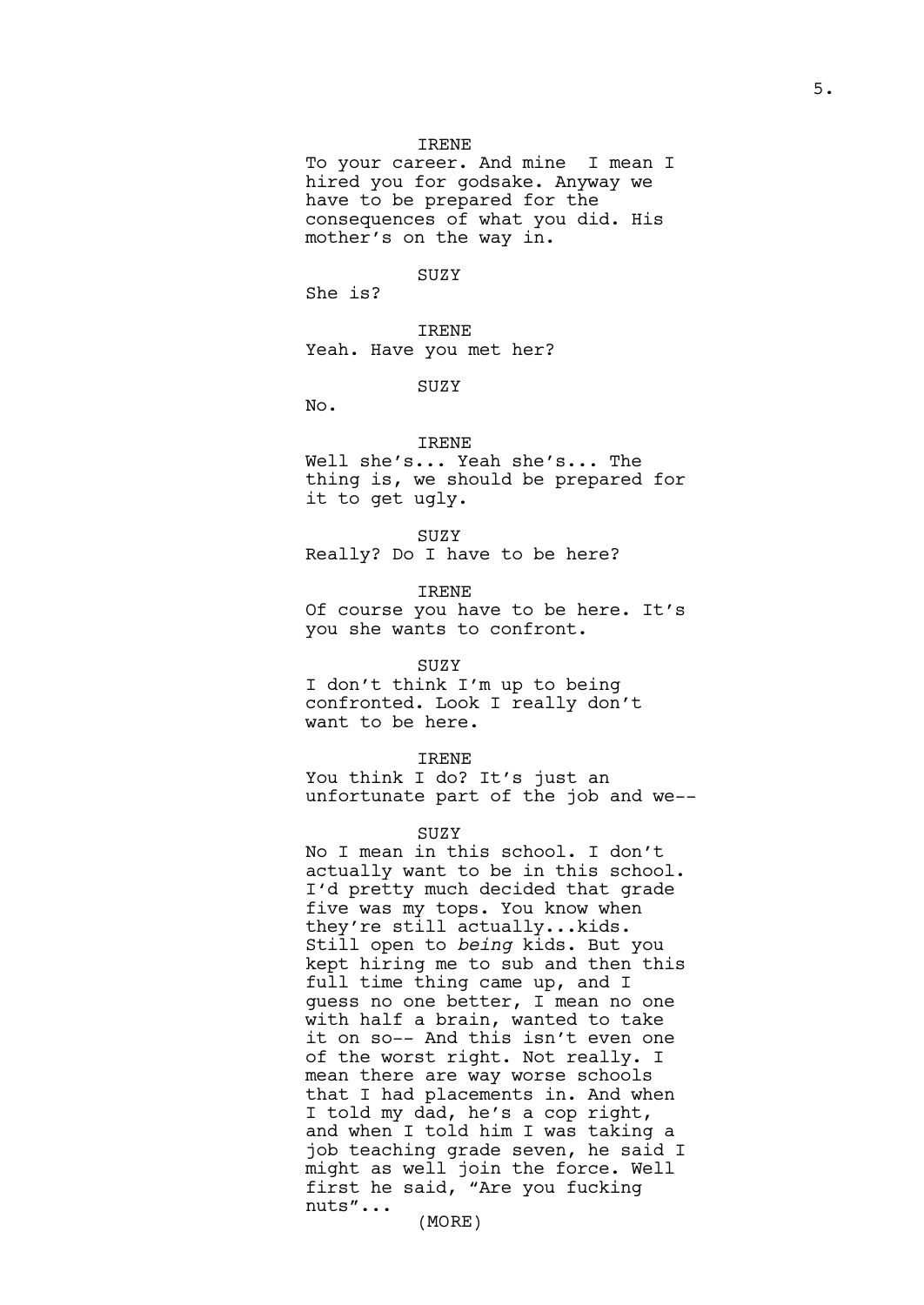IRENE

To your career. And mine  I mean I hired you for godsake. Anyway we have to be prepared for the consequences of what you did. His mother's on the way in.

SUZY

She is?

IRENE

Yeah. Have you met her?

SUZY

No.

IRENE

Well she's... Yeah she's... The thing is, we should be prepared for it to get ugly.

SUZY

Really? Do I have to be here?

IRENE

Of course you have to be here. It's you she wants to confront.

SUZY

I don't think I'm up to being confronted. Look I really don't want to be here.

IRENE

You think I do? It's just an unfortunate part of the job and we--

SUZY

No I mean in this school. I don't actually want to be in this school. I'd pretty much decided that grade five was my tops. You know when they're still actually...kids. Still open to *being* kids. But you kept hiring me to sub and then this full time thing came up, and I guess no one better, I mean no one with half a brain, wanted to take it on so-- And this isn't even one of the worst right. Not really. I mean there are way worse schools that I had placements in. And when I told my dad, he's a cop right, and when I told him I was taking a job teaching grade seven, he said I might as well join the force. Well first he said, "Are you fucking nuts"...

(MORE)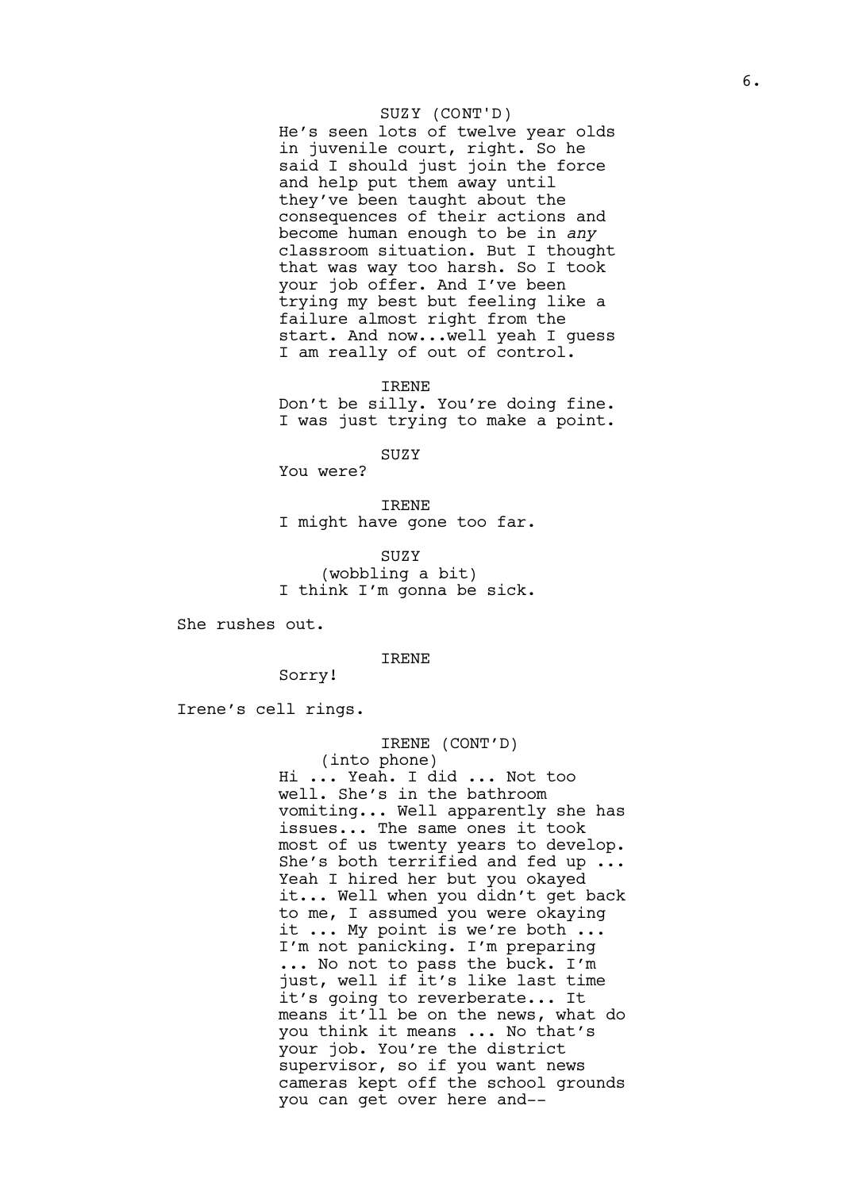SUZY (CONT'D)
He's seen lots of twelve year olds in juvenile court, right. So he said I should just join the force and help put them away until they've been taught about the consequences of their actions and become human enough to be in *any* classroom situation. But I thought that was way too harsh. So I took your job offer. And I've been trying my best but feeling like a failure almost right from the start. And now...well yeah I guess I am really of out of control.

IRENE
Don't be silly. You're doing fine. I was just trying to make a point.

SUZY
You were?

IRENE
I might have gone too far.

SUZY
(wobbling a bit)
I think I'm gonna be sick.

She rushes out.

IRENE
Sorry!

Irene's cell rings.

IRENE (CONT'D)
(into phone)
Hi ... Yeah. I did ... Not too well. She's in the bathroom vomiting... Well apparently she has issues... The same ones it took most of us twenty years to develop. She's both terrified and fed up ... Yeah I hired her but you okayed it... Well when you didn't get back to me, I assumed you were okaying it ... My point is we're both ... I'm not panicking. I'm preparing ... No not to pass the buck. I'm just, well if it's like last time it's going to reverberate... It means it'll be on the news, what do you think it means ... No that's your job. You're the district supervisor, so if you want news cameras kept off the school grounds you can get over here and--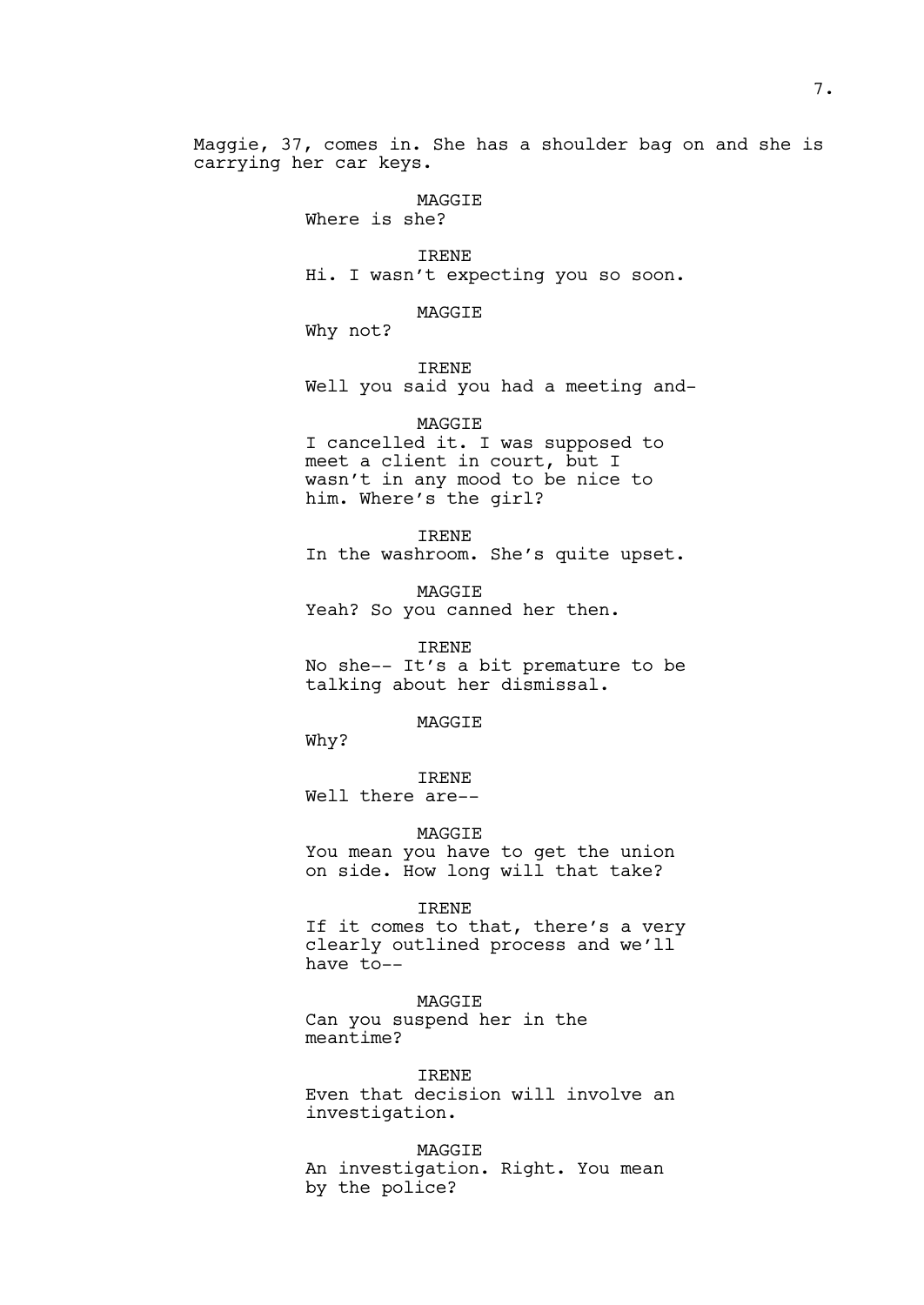Maggie, 37, comes in. She has a shoulder bag on and she is carrying her car keys.

MAGGIE
Where is she?

IRENE
Hi. I wasn't expecting you so soon.

MAGGIE
Why not?

IRENE
Well you said you had a meeting and-

MAGGIE
I cancelled it. I was supposed to meet a client in court, but I wasn't in any mood to be nice to him. Where's the girl?

IRENE
In the washroom. She's quite upset.

MAGGIE
Yeah? So you canned her then.

IRENE
No she-- It's a bit premature to be talking about her dismissal.

MAGGIE
Why?

IRENE
Well there are--

MAGGIE
You mean you have to get the union on side. How long will that take?

IRENE
If it comes to that, there's a very clearly outlined process and we'll have to--

MAGGIE
Can you suspend her in the meantime?

IRENE
Even that decision will involve an investigation.

MAGGIE
An investigation. Right. You mean by the police?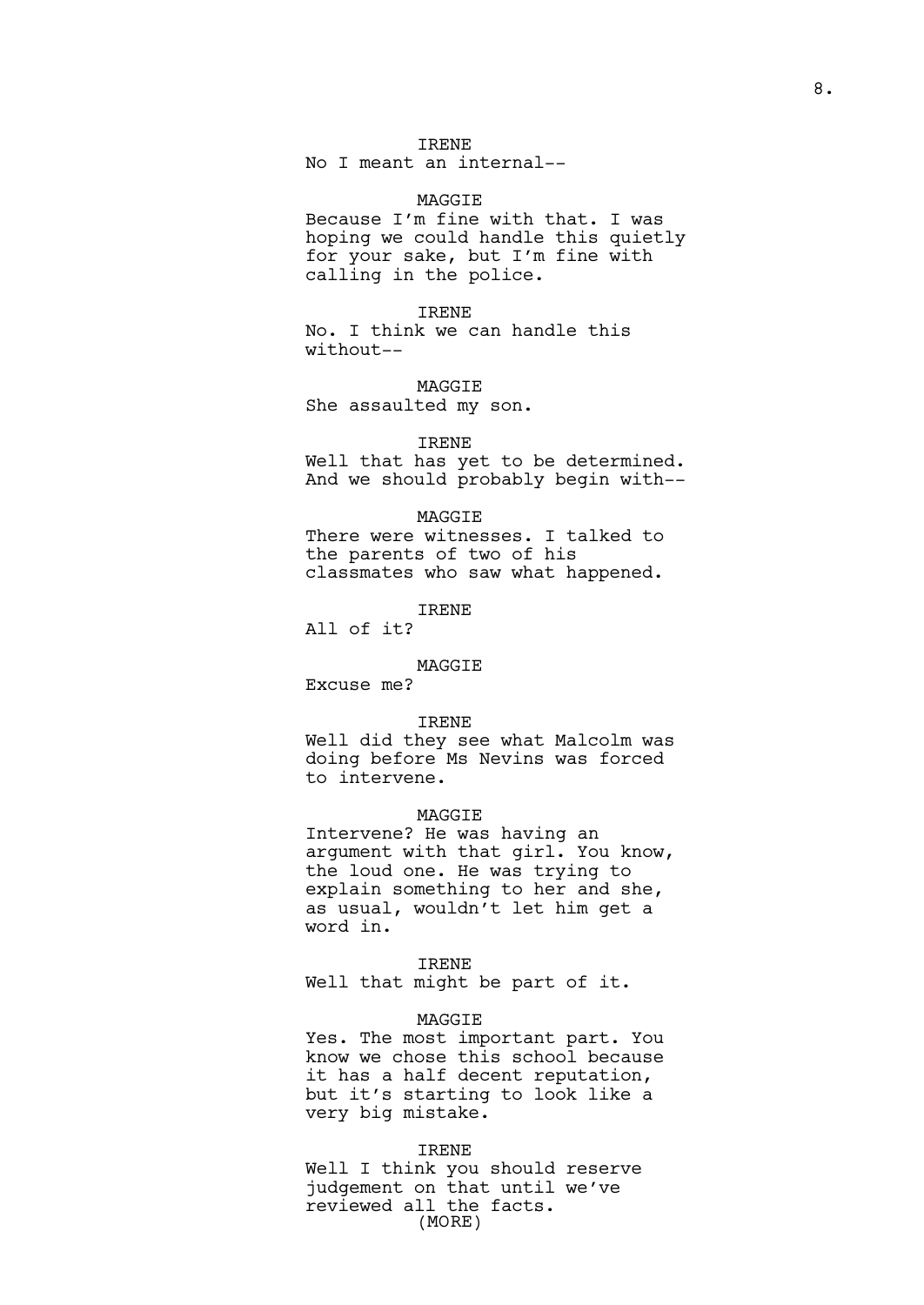IRENE
No I meant an internal--

MAGGIE
Because I'm fine with that. I was hoping we could handle this quietly for your sake, but I'm fine with calling in the police.

IRENE
No. I think we can handle this without--

MAGGIE
She assaulted my son.

IRENE
Well that has yet to be determined. And we should probably begin with--

MAGGIE
There were witnesses. I talked to the parents of two of his classmates who saw what happened.

IRENE
All of it?

MAGGIE
Excuse me?

IRENE
Well did they see what Malcolm was doing before Ms Nevins was forced to intervene.

MAGGIE
Intervene? He was having an argument with that girl. You know, the loud one. He was trying to explain something to her and she, as usual, wouldn't let him get a word in.

IRENE
Well that might be part of it.

MAGGIE
Yes. The most important part. You know we chose this school because it has a half decent reputation, but it's starting to look like a very big mistake.

IRENE
Well I think you should reserve judgement on that until we've reviewed all the facts.
(MORE)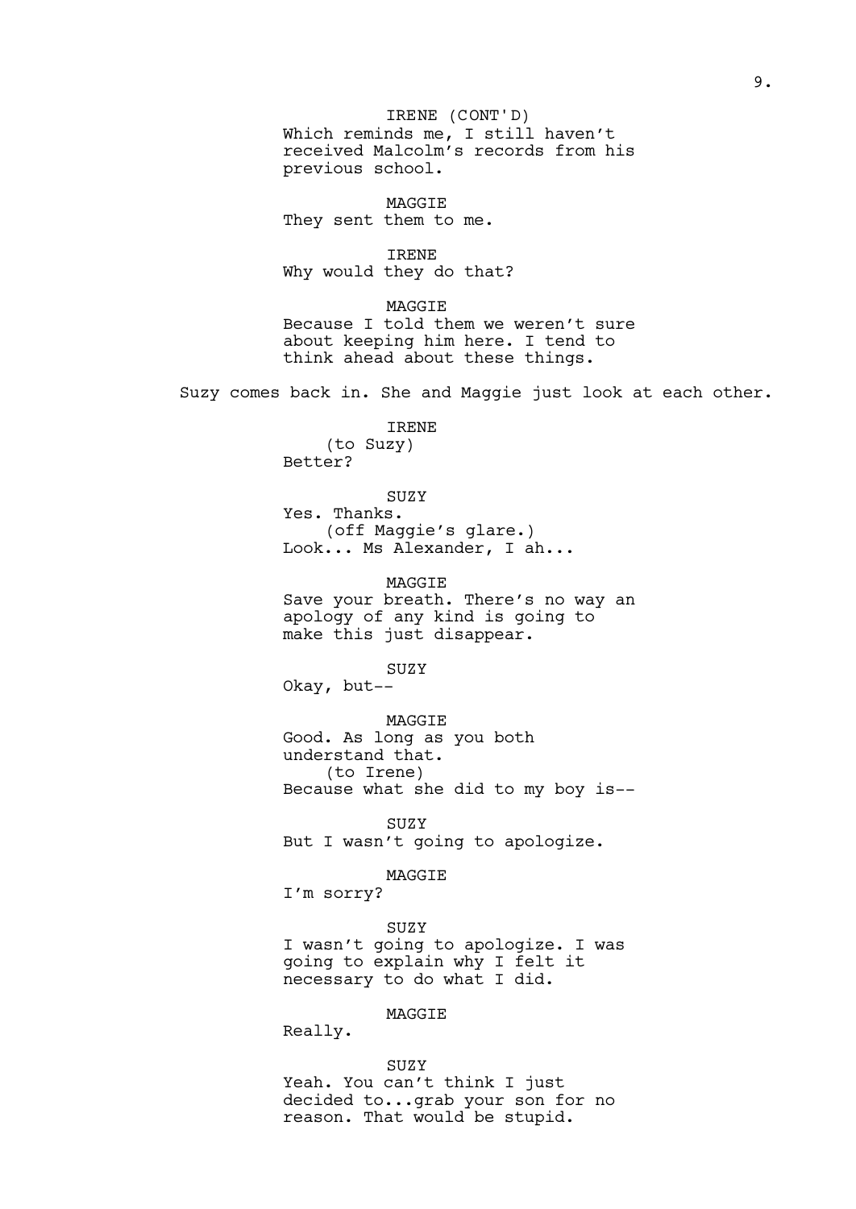IRENE (CONT'D)
Which reminds me, I still haven't received Malcolm's records from his previous school.

MAGGIE
They sent them to me.

IRENE
Why would they do that?

MAGGIE
Because I told them we weren't sure about keeping him here. I tend to think ahead about these things.

Suzy comes back in. She and Maggie just look at each other.

IRENE
(to Suzy)
Better?

SUZY
Yes. Thanks.
(off Maggie's glare.)
Look... Ms Alexander, I ah...

MAGGIE
Save your breath. There's no way an apology of any kind is going to make this just disappear.

SUZY
Okay, but--

MAGGIE
Good. As long as you both understand that.
(to Irene)
Because what she did to my boy is--

SUZY
But I wasn't going to apologize.

MAGGIE
I'm sorry?

SUZY
I wasn't going to apologize. I was going to explain why I felt it necessary to do what I did.

MAGGIE
Really.

SUZY
Yeah. You can't think I just decided to...grab your son for no reason. That would be stupid.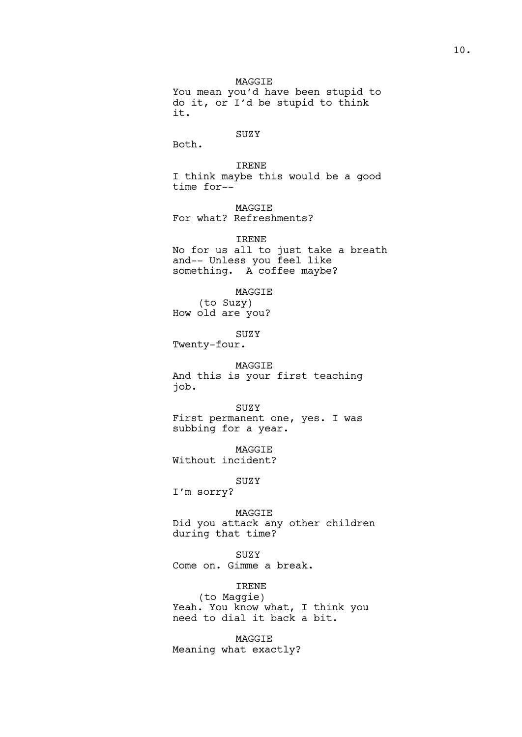MAGGIE
You mean you'd have been stupid to do it, or I'd be stupid to think it.

SUZY
Both.

IRENE
I think maybe this would be a good time for--

MAGGIE
For what? Refreshments?

IRENE
No for us all to just take a breath and-- Unless you feel like something.  A coffee maybe?

MAGGIE
(to Suzy)
How old are you?

SUZY
Twenty-four.

MAGGIE
And this is your first teaching job.

SUZY
First permanent one, yes. I was subbing for a year.

MAGGIE
Without incident?

SUZY
I'm sorry?

MAGGIE
Did you attack any other children during that time?

SUZY
Come on. Gimme a break.

IRENE
(to Maggie)
Yeah. You know what, I think you need to dial it back a bit.

MAGGIE
Meaning what exactly?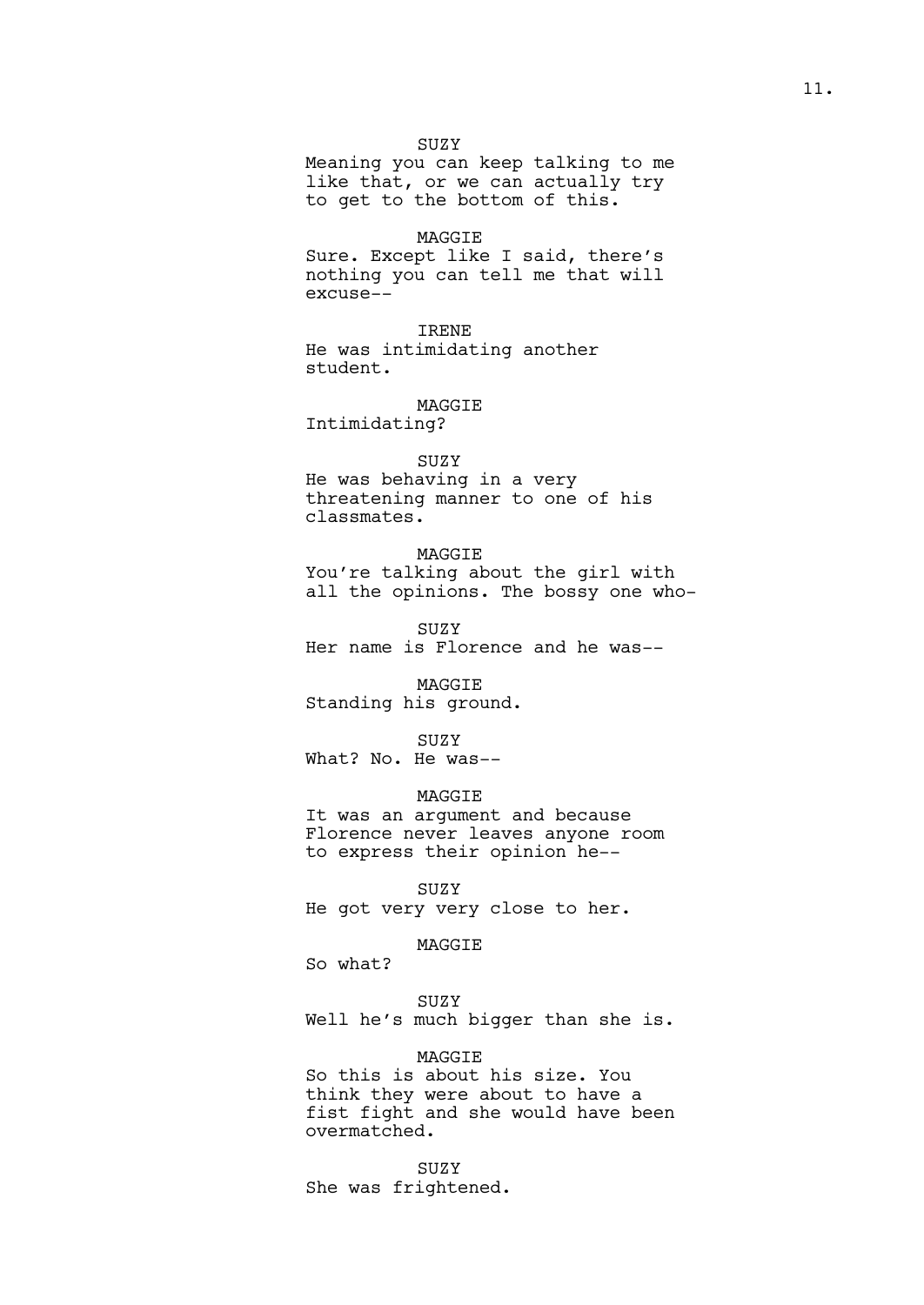SUZY
Meaning you can keep talking to me like that, or we can actually try to get to the bottom of this.

MAGGIE
Sure. Except like I said, there's nothing you can tell me that will excuse--

IRENE
He was intimidating another student.

MAGGIE
Intimidating?

SUZY
He was behaving in a very threatening manner to one of his classmates.

MAGGIE
You're talking about the girl with all the opinions. The bossy one who-

SUZY
Her name is Florence and he was--

MAGGIE
Standing his ground.

SUZY
What? No. He was--

MAGGIE
It was an argument and because Florence never leaves anyone room to express their opinion he--

SUZY
He got very very close to her.

MAGGIE
So what?

SUZY
Well he's much bigger than she is.

MAGGIE
So this is about his size. You think they were about to have a fist fight and she would have been overmatched.

SUZY
She was frightened.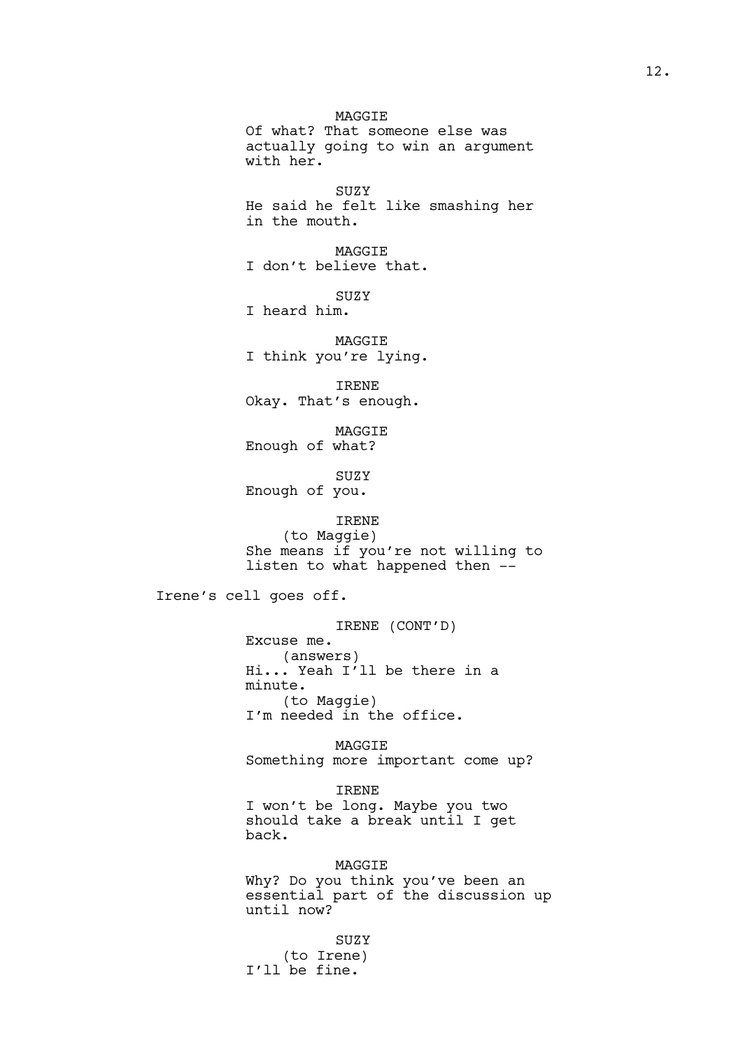MAGGIE
Of what? That someone else was actually going to win an argument with her.

SUZY
He said he felt like smashing her in the mouth.

MAGGIE
I don't believe that.

SUZY
I heard him.

MAGGIE
I think you're lying.

IRENE
Okay. That's enough.

MAGGIE
Enough of what?

SUZY
Enough of you.

IRENE
(to Maggie)
She means if you're not willing to listen to what happened then --

Irene's cell goes off.

IRENE (CONT'D)
Excuse me.
(answers)
Hi... Yeah I'll be there in a minute.
(to Maggie)
I'm needed in the office.

MAGGIE
Something more important come up?

IRENE
I won't be long. Maybe you two should take a break until I get back.

MAGGIE
Why? Do you think you've been an essential part of the discussion up until now?

SUZY
(to Irene)
I'll be fine.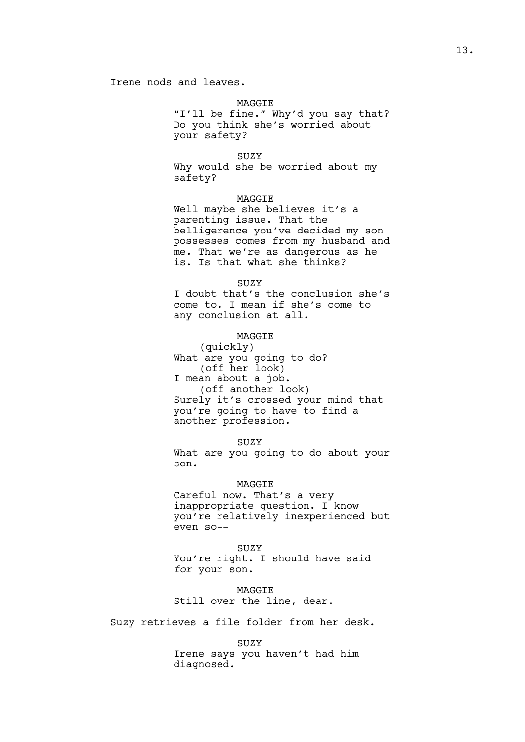Irene nods and leaves.

MAGGIE
"I'll be fine." Why'd you say that? Do you think she's worried about your safety?

SUZY
Why would she be worried about my safety?

MAGGIE
Well maybe she believes it's a parenting issue. That the belligerence you've decided my son possesses comes from my husband and me. That we're as dangerous as he is. Is that what she thinks?

SUZY
I doubt that's the conclusion she's come to. I mean if she's come to any conclusion at all.

MAGGIE
(quickly)
What are you going to do?
(off her look)
I mean about a job.
(off another look)
Surely it's crossed your mind that you're going to have to find a another profession.

SUZY
What are you going to do about your son.

MAGGIE
Careful now. That's a very inappropriate question. I know you're relatively inexperienced but even so--

SUZY
You're right. I should have said *for* your son.

MAGGIE
Still over the line, dear.

Suzy retrieves a file folder from her desk.

SUZY
Irene says you haven't had him diagnosed.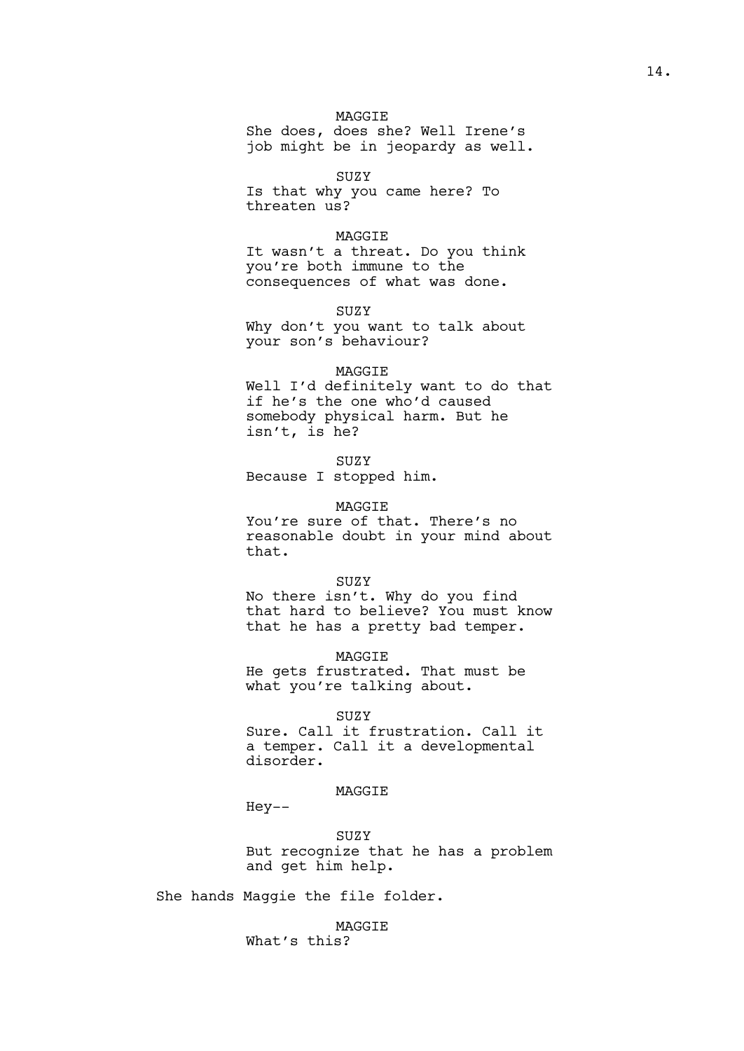MAGGIE
She does, does she? Well Irene's job might be in jeopardy as well.

SUZY
Is that why you came here? To threaten us?

MAGGIE
It wasn't a threat. Do you think you're both immune to the consequences of what was done.

SUZY
Why don't you want to talk about your son's behaviour?

MAGGIE
Well I'd definitely want to do that if he's the one who'd caused somebody physical harm. But he isn't, is he?

SUZY
Because I stopped him.

MAGGIE
You're sure of that. There's no reasonable doubt in your mind about that.

SUZY
No there isn't. Why do you find that hard to believe? You must know that he has a pretty bad temper.

MAGGIE
He gets frustrated. That must be what you're talking about.

SUZY
Sure. Call it frustration. Call it a temper. Call it a developmental disorder.

MAGGIE
Hey--

SUZY
But recognize that he has a problem and get him help.

She hands Maggie the file folder.

MAGGIE
What's this?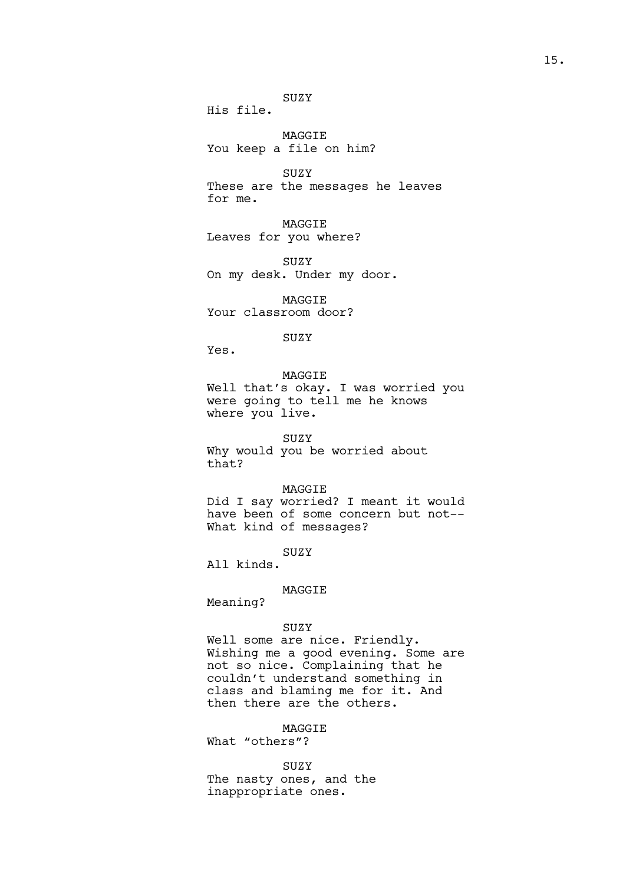SUZY

His file.

MAGGIE

You keep a file on him?

SUZY

These are the messages he leaves for me.

MAGGIE

Leaves for you where?

SUZY

On my desk. Under my door.

MAGGIE

Your classroom door?

SUZY

Yes.

MAGGIE

Well that's okay. I was worried you were going to tell me he knows where you live.

SUZY

Why would you be worried about that?

MAGGIE

Did I say worried? I meant it would have been of some concern but not-- What kind of messages?

SUZY

All kinds.

MAGGIE

Meaning?

SUZY

Well some are nice. Friendly. Wishing me a good evening. Some are not so nice. Complaining that he couldn't understand something in class and blaming me for it. And then there are the others.

MAGGIE

What "others"?

SUZY

The nasty ones, and the inappropriate ones.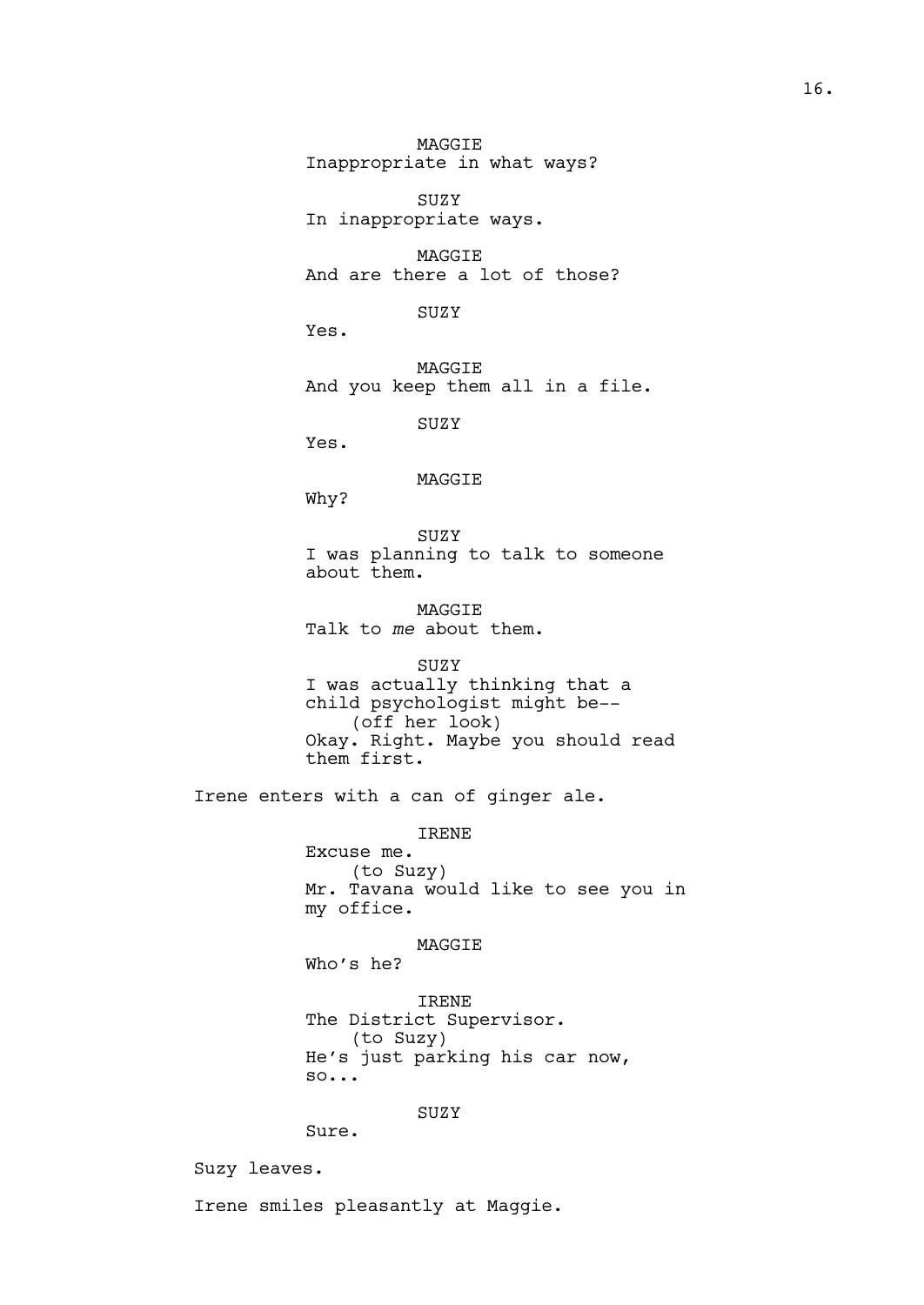MAGGIE
Inappropriate in what ways?

SUZY
In inappropriate ways.

MAGGIE
And are there a lot of those?

SUZY
Yes.

MAGGIE
And you keep them all in a file.

SUZY
Yes.

MAGGIE
Why?

SUZY
I was planning to talk to someone about them.

MAGGIE
Talk to *me* about them.

SUZY
I was actually thinking that a child psychologist might be--
(off her look)
Okay. Right. Maybe you should read them first.

Irene enters with a can of ginger ale.

IRENE
Excuse me.
(to Suzy)
Mr. Tavana would like to see you in my office.

MAGGIE
Who's he?

IRENE
The District Supervisor.
(to Suzy)
He's just parking his car now, so...

SUZY
Sure.

Suzy leaves.

Irene smiles pleasantly at Maggie.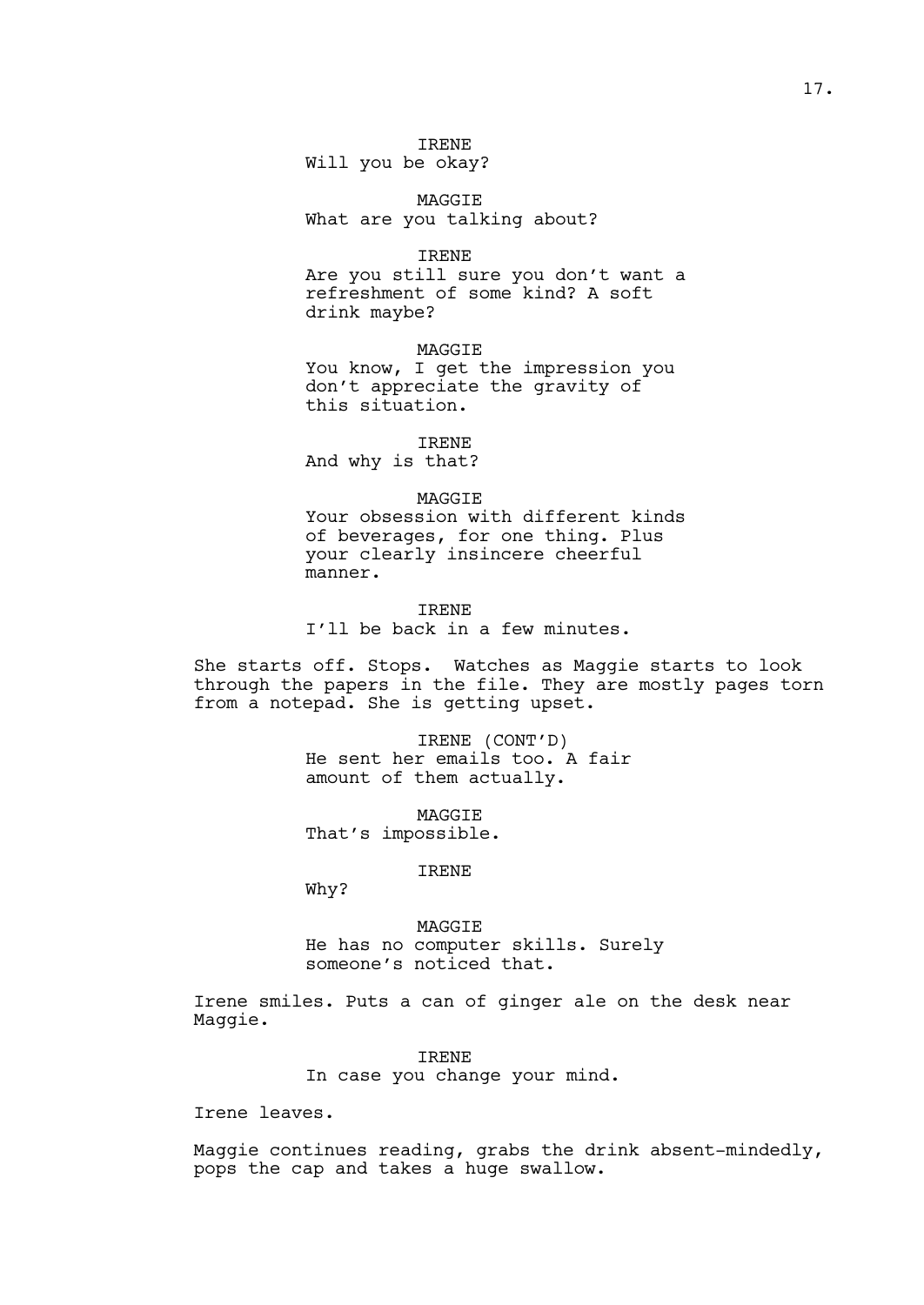IRENE

Will you be okay?

MAGGIE

What are you talking about?

IRENE

Are you still sure you don't want a refreshment of some kind? A soft drink maybe?

MAGGIE

You know, I get the impression you don't appreciate the gravity of this situation.

IRENE

And why is that?

MAGGIE

Your obsession with different kinds of beverages, for one thing. Plus your clearly insincere cheerful manner.

IRENE

I'll be back in a few minutes.

She starts off. Stops. Watches as Maggie starts to look through the papers in the file. They are mostly pages torn from a notepad. She is getting upset.

IRENE (CONT'D)

He sent her emails too. A fair amount of them actually.

MAGGIE

That's impossible.

IRENE

Why?

MAGGIE

He has no computer skills. Surely someone's noticed that.

Irene smiles. Puts a can of ginger ale on the desk near Maggie.

IRENE

In case you change your mind.

Irene leaves.

Maggie continues reading, grabs the drink absent-mindedly, pops the cap and takes a huge swallow.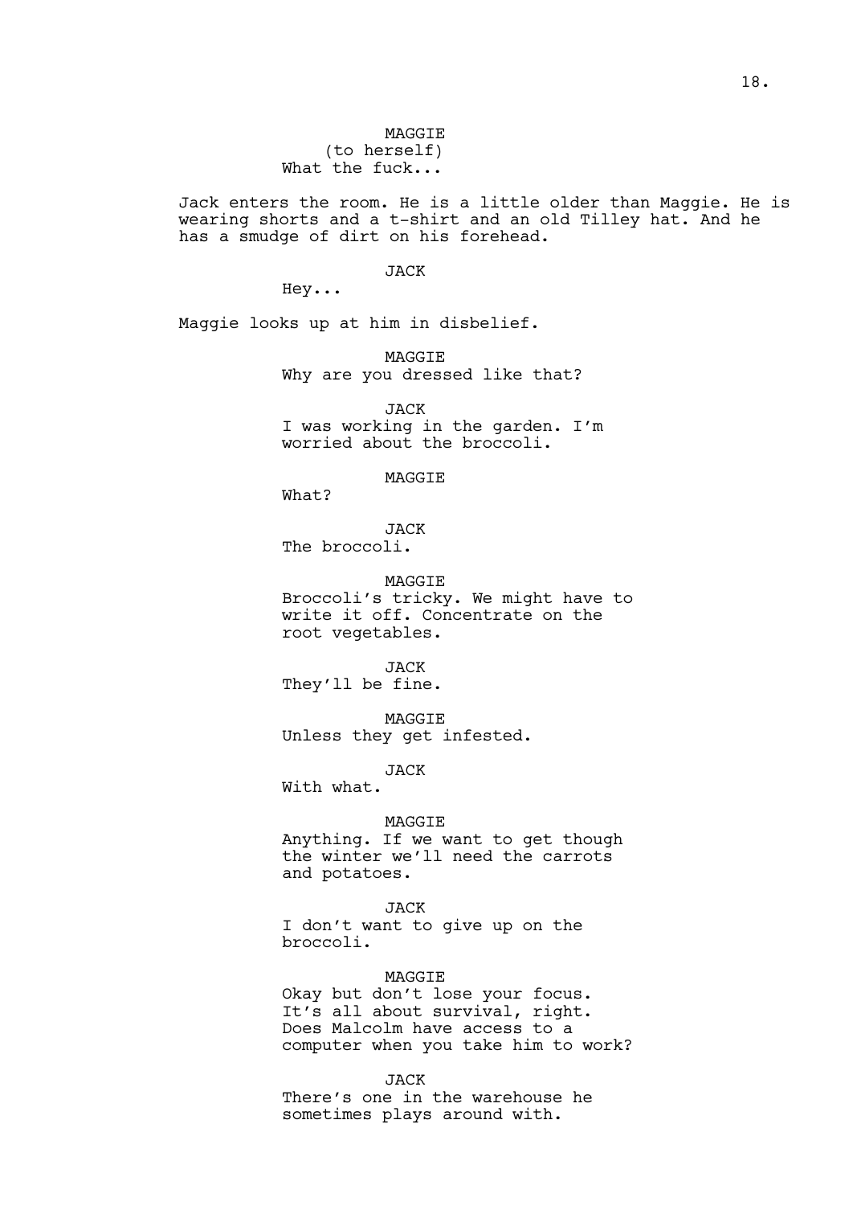MAGGIE
(to herself)
What the fuck...

Jack enters the room. He is a little older than Maggie. He is wearing shorts and a t-shirt and an old Tilley hat. And he has a smudge of dirt on his forehead.

JACK
Hey...

Maggie looks up at him in disbelief.

MAGGIE
Why are you dressed like that?

JACK
I was working in the garden. I'm worried about the broccoli.

MAGGIE
What?

JACK
The broccoli.

MAGGIE
Broccoli's tricky. We might have to write it off. Concentrate on the root vegetables.

JACK
They'll be fine.

MAGGIE
Unless they get infested.

JACK
With what.

MAGGIE
Anything. If we want to get though the winter we'll need the carrots and potatoes.

JACK
I don't want to give up on the broccoli.

MAGGIE
Okay but don't lose your focus. It's all about survival, right. Does Malcolm have access to a computer when you take him to work?

JACK
There's one in the warehouse he sometimes plays around with.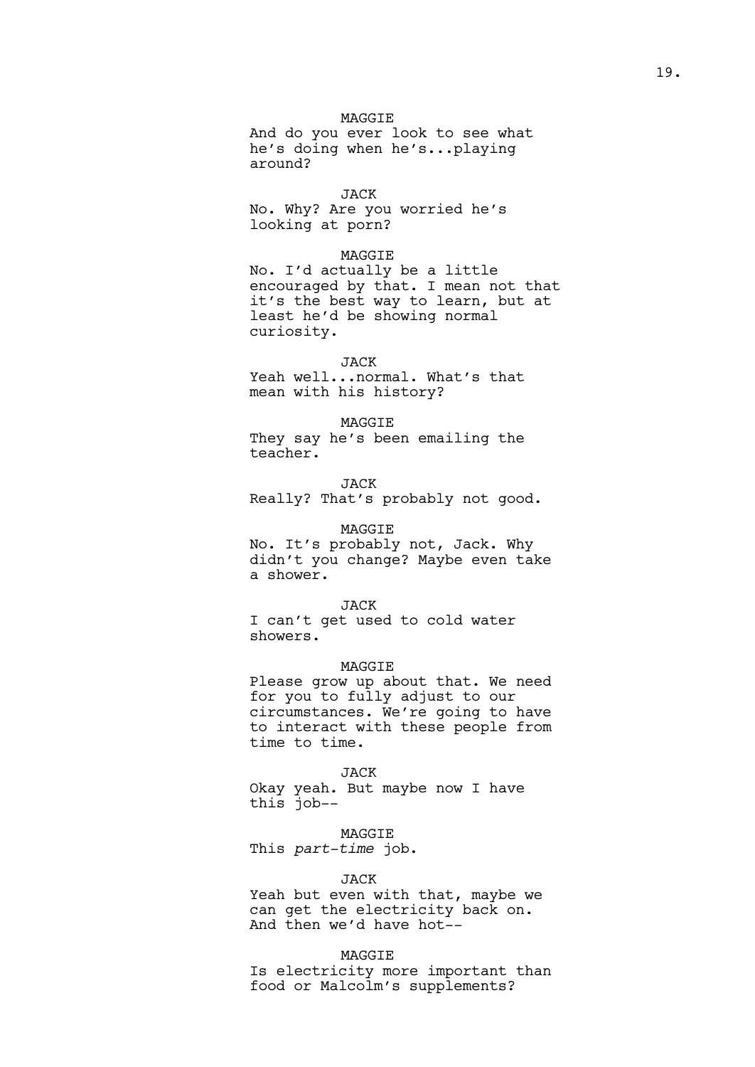MAGGIE
And do you ever look to see what he's doing when he's...playing around?

JACK
No. Why? Are you worried he's looking at porn?

MAGGIE
No. I'd actually be a little encouraged by that. I mean not that it's the best way to learn, but at least he'd be showing normal curiosity.

JACK
Yeah well...normal. What's that mean with his history?

MAGGIE
They say he's been emailing the teacher.

JACK
Really? That's probably not good.

MAGGIE
No. It's probably not, Jack. Why didn't you change? Maybe even take a shower.

JACK
I can't get used to cold water showers.

MAGGIE
Please grow up about that. We need for you to fully adjust to our circumstances. We're going to have to interact with these people from time to time.

JACK
Okay yeah. But maybe now I have this job--

MAGGIE
This *part-time* job.

JACK
Yeah but even with that, maybe we can get the electricity back on. And then we'd have hot--

MAGGIE
Is electricity more important than food or Malcolm's supplements?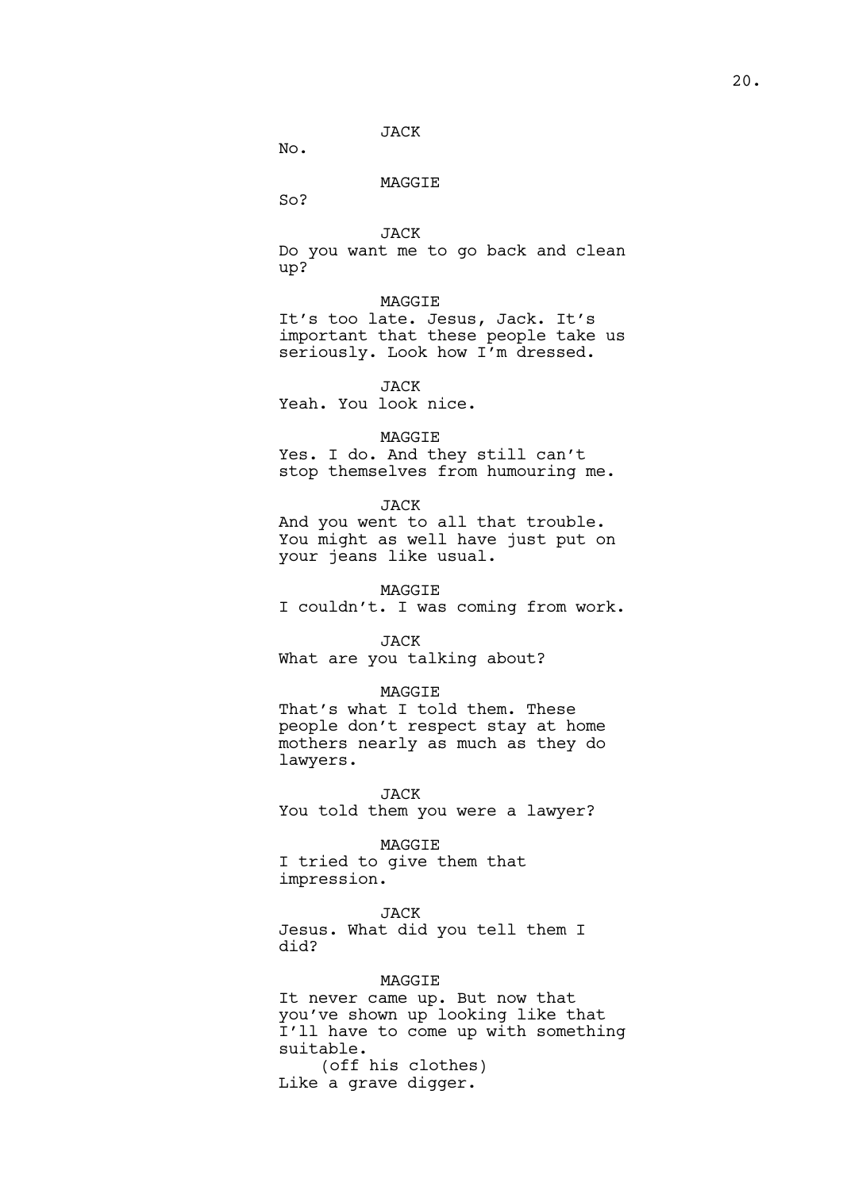JACK
No.

MAGGIE
So?

JACK
Do you want me to go back and clean up?

MAGGIE
It's too late. Jesus, Jack. It's important that these people take us seriously. Look how I'm dressed.

JACK
Yeah. You look nice.

MAGGIE
Yes. I do. And they still can't stop themselves from humouring me.

JACK
And you went to all that trouble. You might as well have just put on your jeans like usual.

MAGGIE
I couldn't. I was coming from work.

JACK
What are you talking about?

MAGGIE
That's what I told them. These people don't respect stay at home mothers nearly as much as they do lawyers.

JACK
You told them you were a lawyer?

MAGGIE
I tried to give them that impression.

JACK
Jesus. What did you tell them I did?

MAGGIE
It never came up. But now that you've shown up looking like that I'll have to come up with something suitable.
(off his clothes)
Like a grave digger.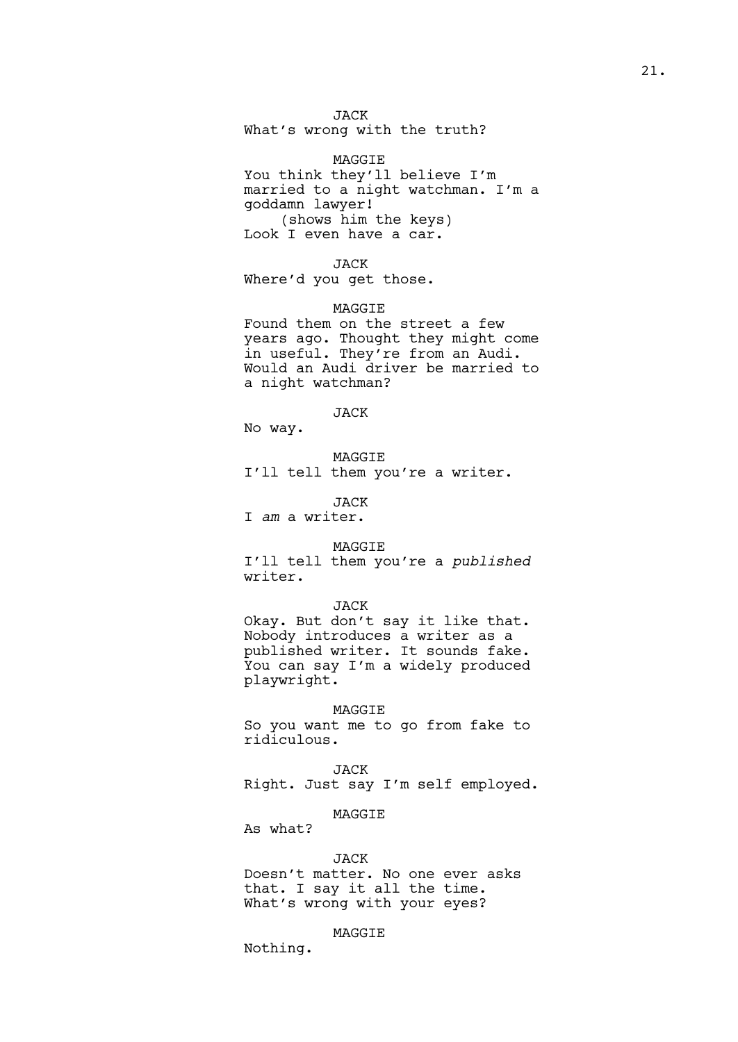JACK
What's wrong with the truth?

MAGGIE
You think they'll believe I'm married to a night watchman. I'm a goddamn lawyer!
(shows him the keys)
Look I even have a car.

JACK
Where'd you get those.

MAGGIE
Found them on the street a few years ago. Thought they might come in useful. They're from an Audi. Would an Audi driver be married to a night watchman?

JACK
No way.

MAGGIE
I'll tell them you're a writer.

JACK
I *am* a writer.

MAGGIE
I'll tell them you're a *published* writer.

JACK
Okay. But don't say it like that. Nobody introduces a writer as a published writer. It sounds fake. You can say I'm a widely produced playwright.

MAGGIE
So you want me to go from fake to ridiculous.

JACK
Right. Just say I'm self employed.

MAGGIE
As what?

JACK
Doesn't matter. No one ever asks that. I say it all the time. What's wrong with your eyes?

MAGGIE
Nothing.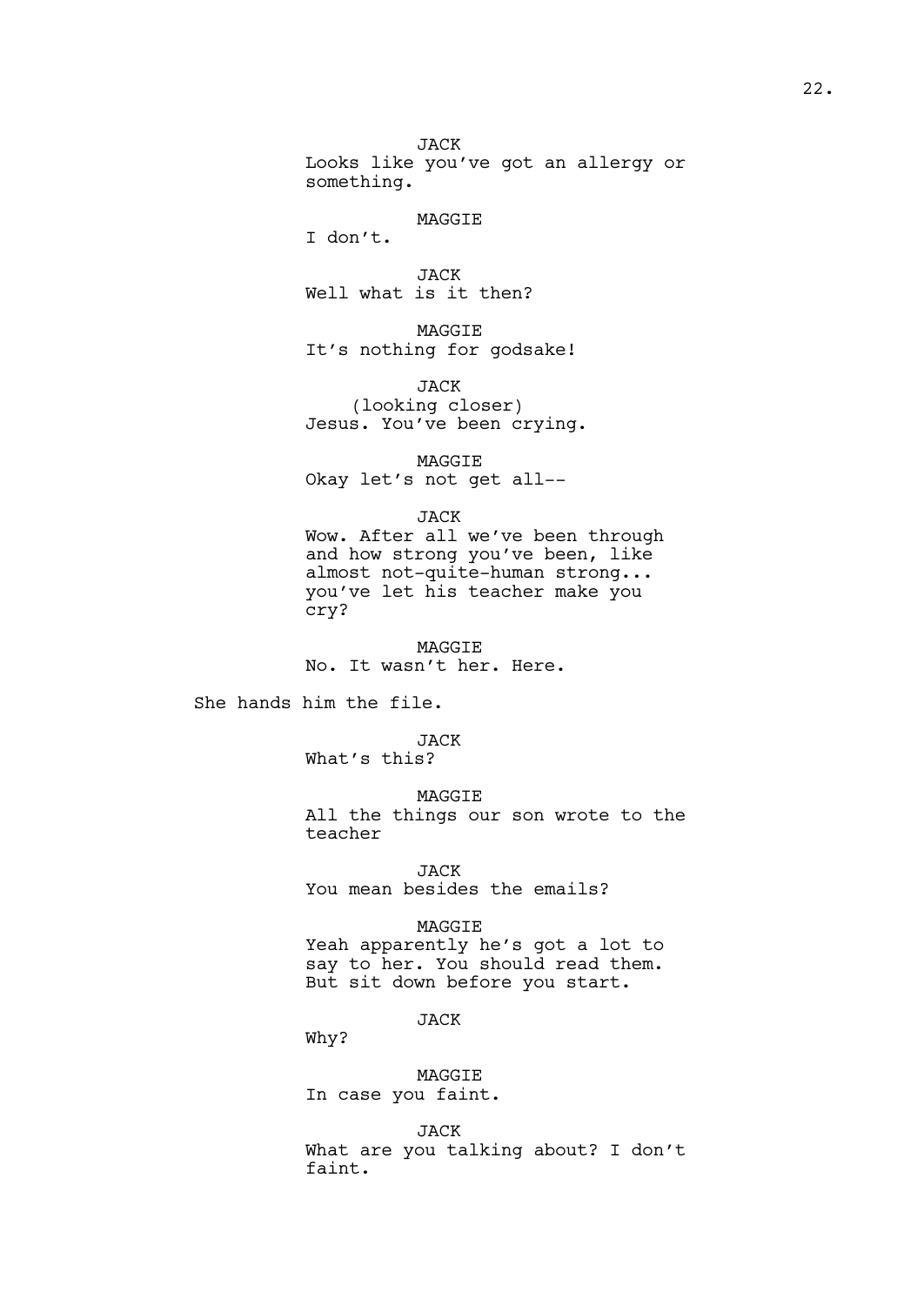JACK
Looks like you've got an allergy or something.

MAGGIE
I don't.

JACK
Well what is it then?

MAGGIE
It's nothing for godsake!

JACK
(looking closer)
Jesus. You've been crying.

MAGGIE
Okay let's not get all--

JACK
Wow. After all we've been through and how strong you've been, like almost not-quite-human strong... you've let his teacher make you cry?

MAGGIE
No. It wasn't her. Here.

She hands him the file.

JACK
What's this?

MAGGIE
All the things our son wrote to the teacher

JACK
You mean besides the emails?

MAGGIE
Yeah apparently he's got a lot to say to her. You should read them. But sit down before you start.

JACK
Why?

MAGGIE
In case you faint.

JACK
What are you talking about? I don't faint.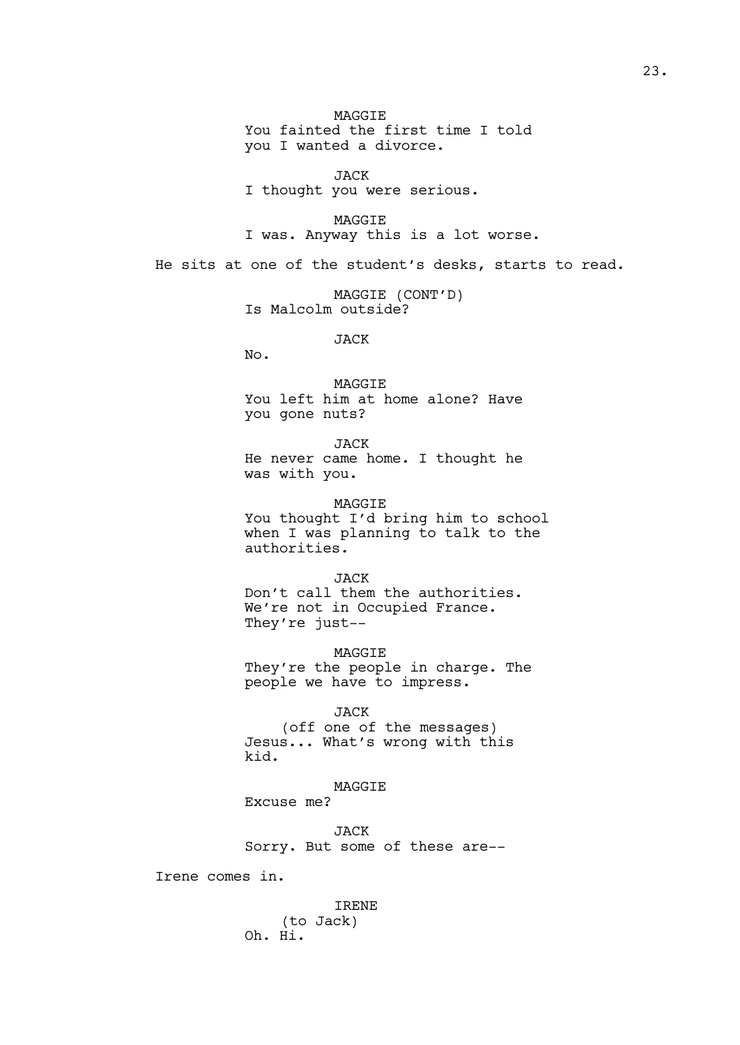MAGGIE
You fainted the first time I told you I wanted a divorce.

JACK
I thought you were serious.

MAGGIE
I was. Anyway this is a lot worse.

He sits at one of the student's desks, starts to read.

MAGGIE (CONT'D)
Is Malcolm outside?

JACK
No.

MAGGIE
You left him at home alone? Have you gone nuts?

JACK
He never came home. I thought he was with you.

MAGGIE
You thought I'd bring him to school when I was planning to talk to the authorities.

JACK
Don't call them the authorities. We're not in Occupied France. They're just--

MAGGIE
They're the people in charge. The people we have to impress.

JACK
(off one of the messages)
Jesus... What's wrong with this kid.

MAGGIE
Excuse me?

JACK
Sorry. But some of these are--

Irene comes in.

IRENE
(to Jack)
Oh. Hi.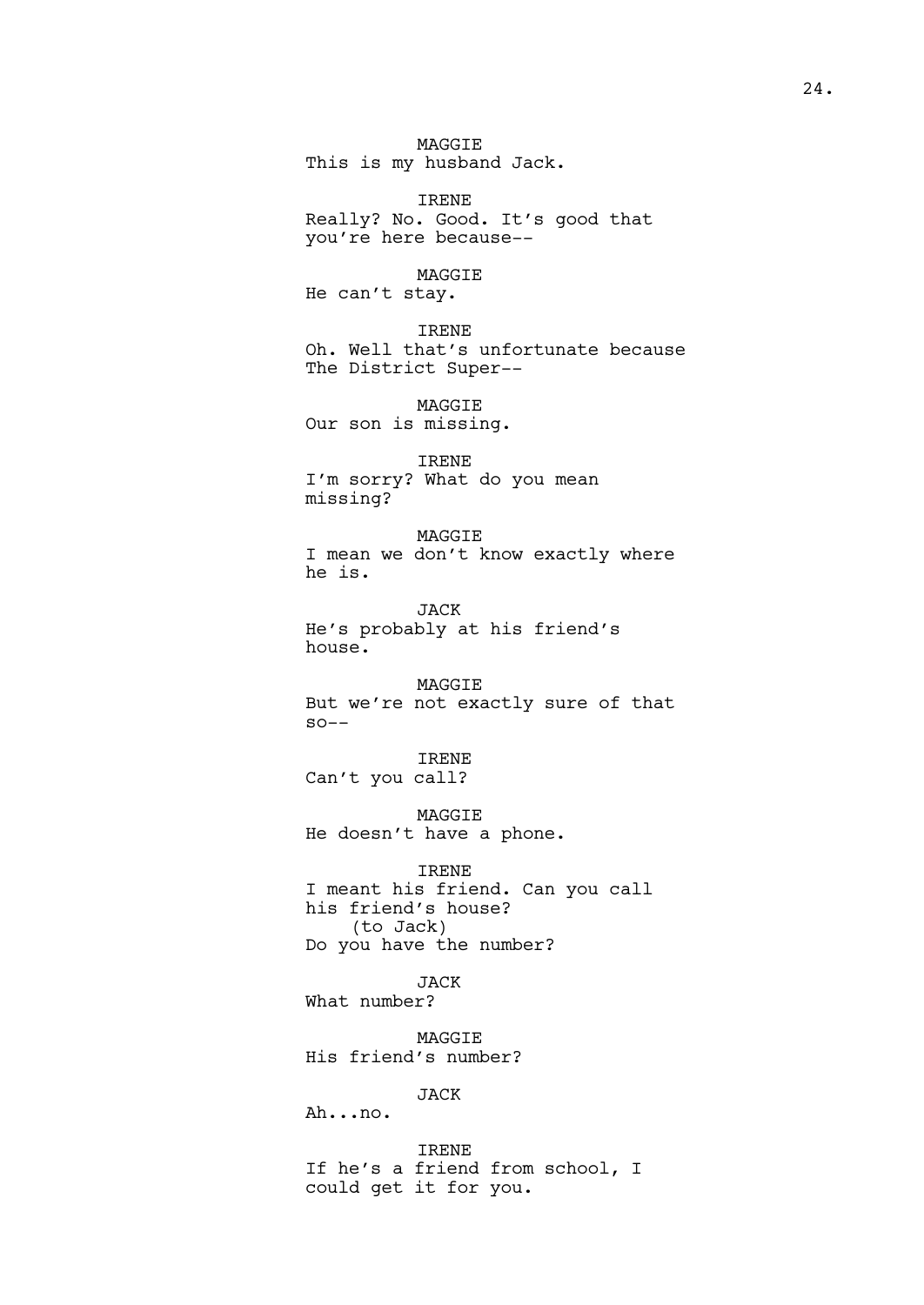MAGGIE
This is my husband Jack.

IRENE
Really? No. Good. It's good that you're here because--

MAGGIE
He can't stay.

IRENE
Oh. Well that's unfortunate because The District Super--

MAGGIE
Our son is missing.

IRENE
I'm sorry? What do you mean missing?

MAGGIE
I mean we don't know exactly where he is.

JACK
He's probably at his friend's house.

MAGGIE
But we're not exactly sure of that so--

IRENE
Can't you call?

MAGGIE
He doesn't have a phone.

IRENE
I meant his friend. Can you call his friend's house?
(to Jack)
Do you have the number?

JACK
What number?

MAGGIE
His friend's number?

JACK
Ah...no.

IRENE
If he's a friend from school, I could get it for you.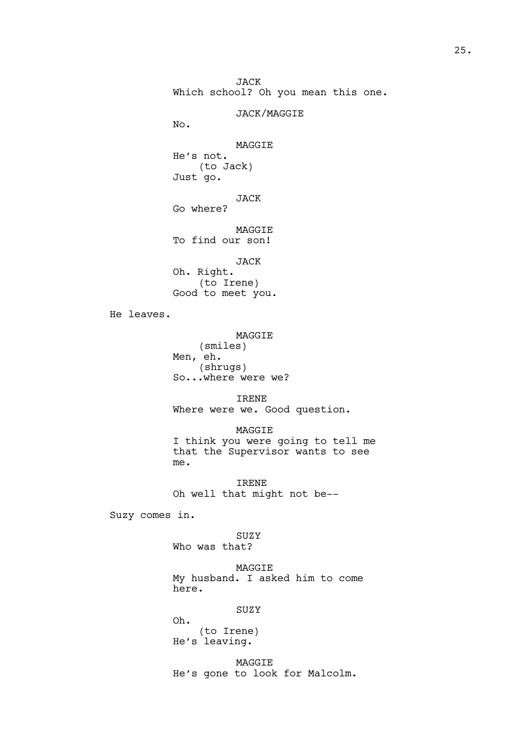JACK
Which school? Oh you mean this one.

JACK/MAGGIE
No.

MAGGIE
He's not.
(to Jack)
Just go.

JACK
Go where?

MAGGIE
To find our son!

JACK
Oh. Right.
(to Irene)
Good to meet you.

He leaves.

MAGGIE
(smiles)
Men, eh.
(shrugs)
So...where were we?

IRENE
Where were we. Good question.

MAGGIE
I think you were going to tell me that the Supervisor wants to see me.

IRENE
Oh well that might not be--

Suzy comes in.

SUZY
Who was that?

MAGGIE
My husband. I asked him to come here.

SUZY
Oh.
(to Irene)
He's leaving.

MAGGIE
He's gone to look for Malcolm.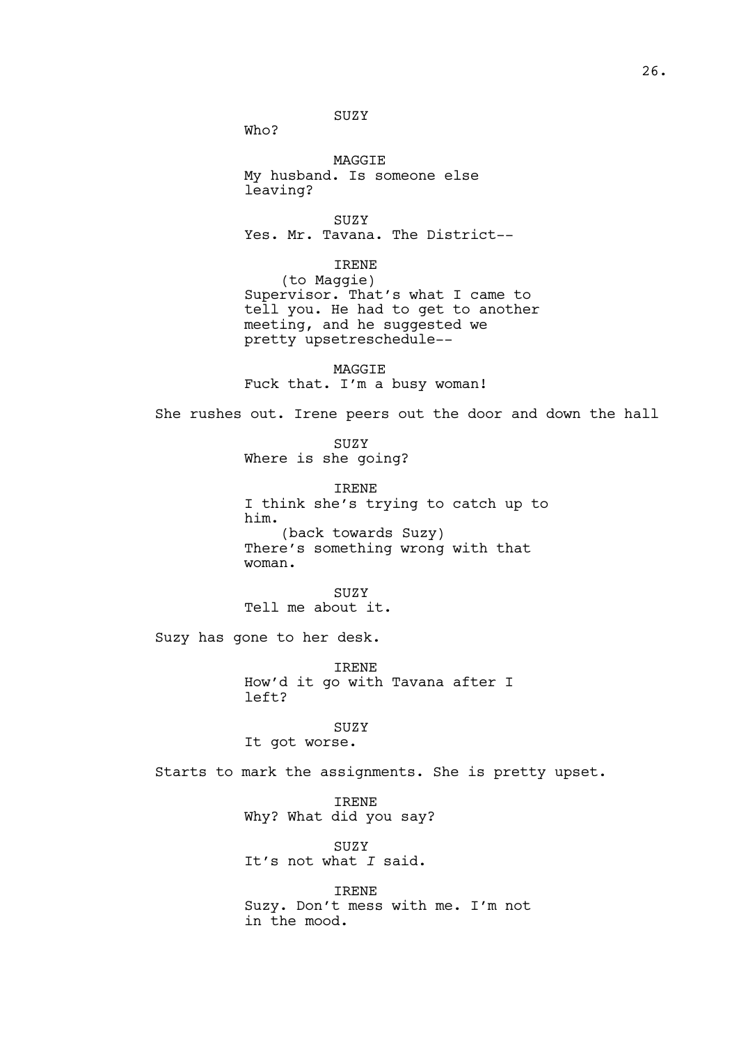SUZY
Who?

MAGGIE
My husband. Is someone else leaving?

SUZY
Yes. Mr. Tavana. The District--

IRENE
(to Maggie)
Supervisor. That's what I came to tell you. He had to get to another meeting, and he suggested we pretty upsetreschedule--

MAGGIE
Fuck that. I'm a busy woman!

She rushes out. Irene peers out the door and down the hall

SUZY
Where is she going?

IRENE
I think she's trying to catch up to him.
(back towards Suzy)
There's something wrong with that woman.

SUZY
Tell me about it.

Suzy has gone to her desk.

IRENE
How'd it go with Tavana after I left?

SUZY
It got worse.

Starts to mark the assignments. She is pretty upset.

IRENE
Why? What did you say?

SUZY
It's not what *I* said.

IRENE
Suzy. Don't mess with me. I'm not in the mood.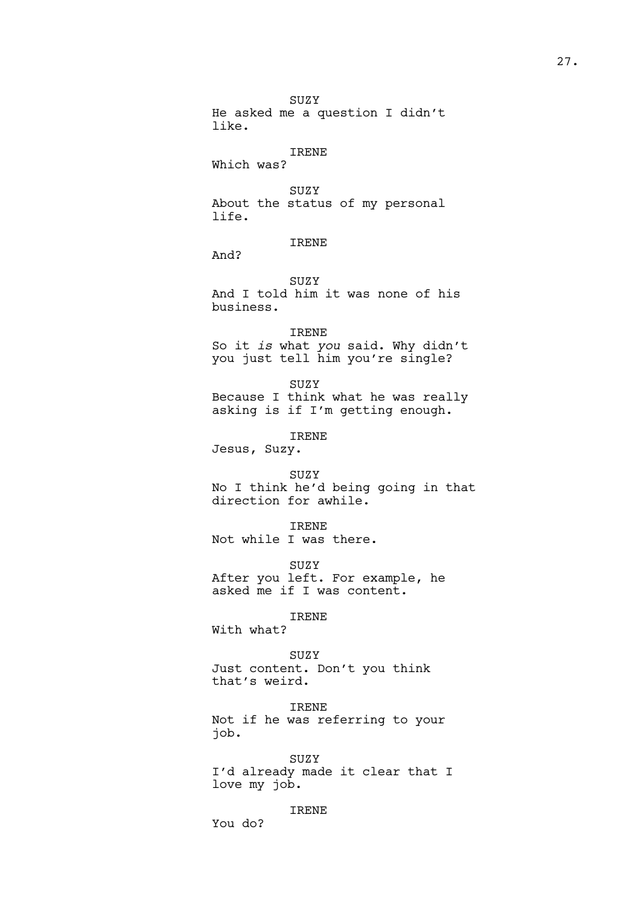SUZY
He asked me a question I didn't like.

IRENE
Which was?

SUZY
About the status of my personal life.

IRENE
And?

SUZY
And I told him it was none of his business.

IRENE
So it *is* what *you* said. Why didn't you just tell him you're single?

SUZY
Because I think what he was really asking is if I'm getting enough.

IRENE
Jesus, Suzy.

SUZY
No I think he'd being going in that direction for awhile.

IRENE
Not while I was there.

SUZY
After you left. For example, he asked me if I was content.

IRENE
With what?

SUZY
Just content. Don't you think that's weird.

IRENE
Not if he was referring to your job.

SUZY
I'd already made it clear that I love my job.

IRENE
You do?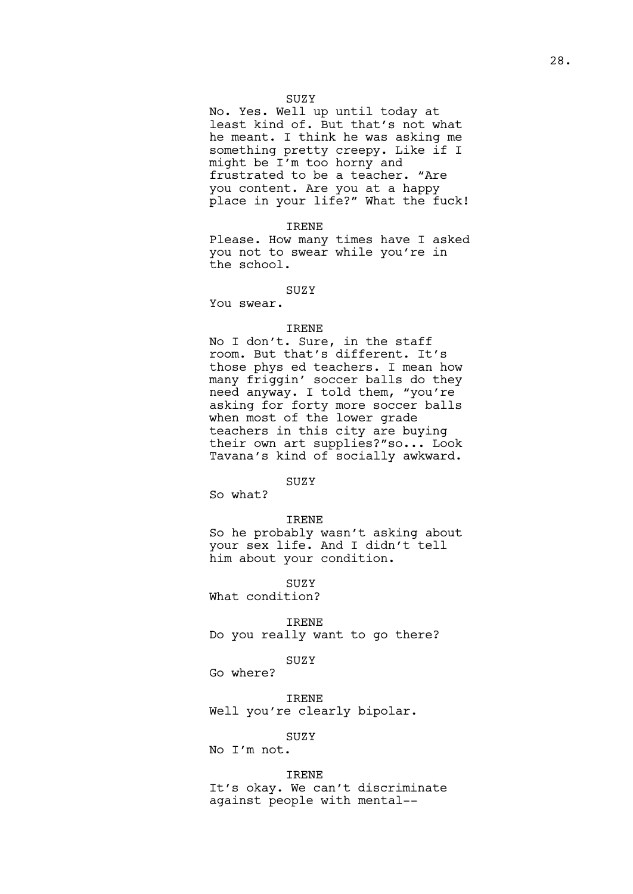SUZY

No. Yes. Well up until today at least kind of. But that's not what he meant. I think he was asking me something pretty creepy. Like if I might be I'm too horny and frustrated to be a teacher. "Are you content. Are you at a happy place in your life?" What the fuck!

IRENE

Please. How many times have I asked you not to swear while you're in the school.

SUZY

You swear.

IRENE

No I don't. Sure, in the staff room. But that's different. It's those phys ed teachers. I mean how many friggin' soccer balls do they need anyway. I told them, "you're asking for forty more soccer balls when most of the lower grade teachers in this city are buying their own art supplies?"so... Look Tavana's kind of socially awkward.

SUZY

So what?

IRENE

So he probably wasn't asking about your sex life. And I didn't tell him about your condition.

SUZY

What condition?

IRENE

Do you really want to go there?

SUZY

Go where?

IRENE

Well you're clearly bipolar.

SUZY

No I'm not.

IRENE

It's okay. We can't discriminate against people with mental--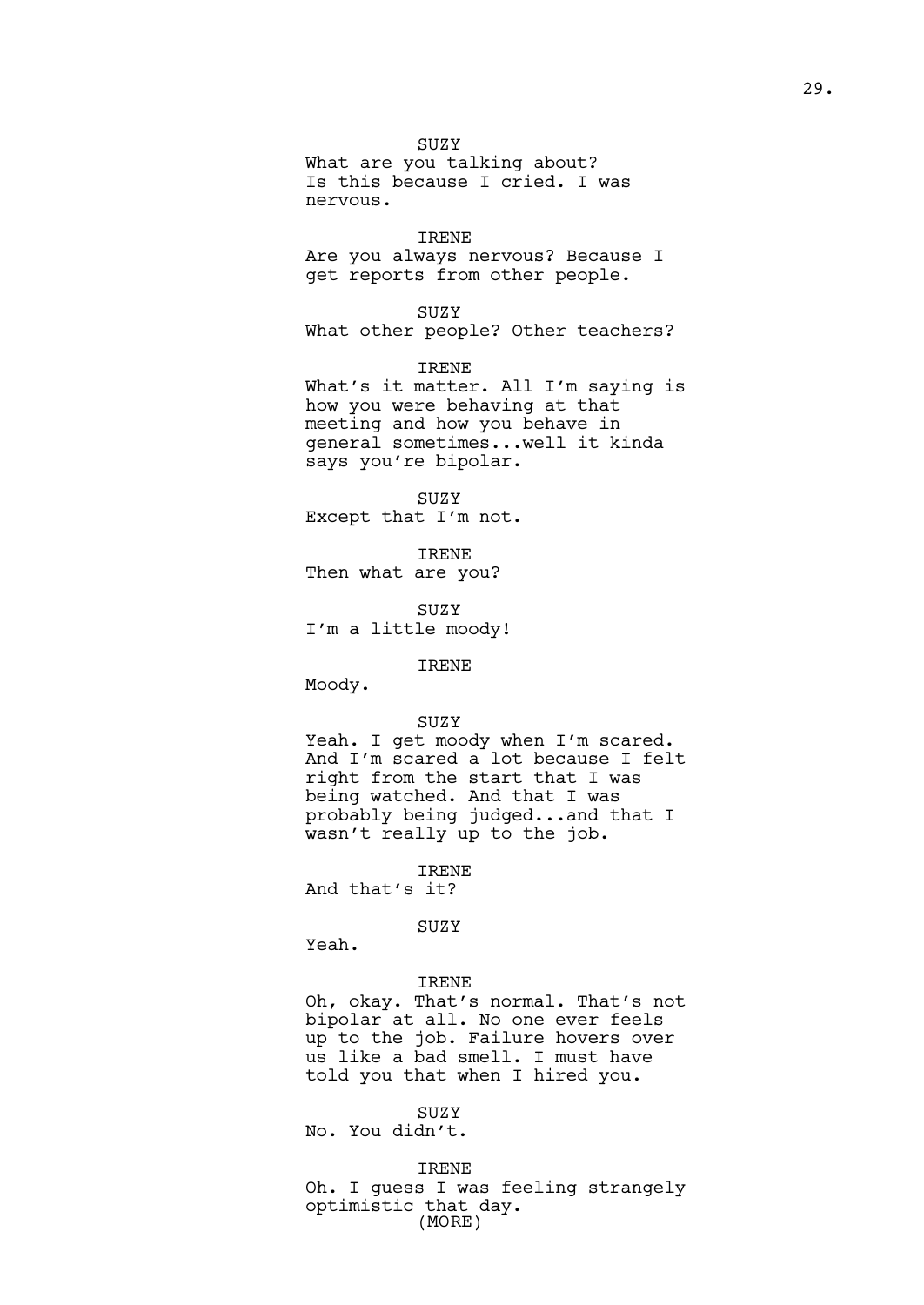SUZY

What are you talking about? Is this because I cried. I was nervous.

IRENE

Are you always nervous? Because I get reports from other people.

SUZY

What other people? Other teachers?

IRENE

What's it matter. All I'm saying is how you were behaving at that meeting and how you behave in general sometimes...well it kinda says you're bipolar.

SUZY

Except that I'm not.

IRENE

Then what are you?

SUZY

I'm a little moody!

IRENE

Moody.

SUZY

Yeah. I get moody when I'm scared. And I'm scared a lot because I felt right from the start that I was being watched. And that I was probably being judged...and that I wasn't really up to the job.

IRENE

And that's it?

SUZY

Yeah.

IRENE

Oh, okay. That's normal. That's not bipolar at all. No one ever feels up to the job. Failure hovers over us like a bad smell. I must have told you that when I hired you.

SUZY

No. You didn't.

IRENE

Oh. I guess I was feeling strangely optimistic that day.

(MORE)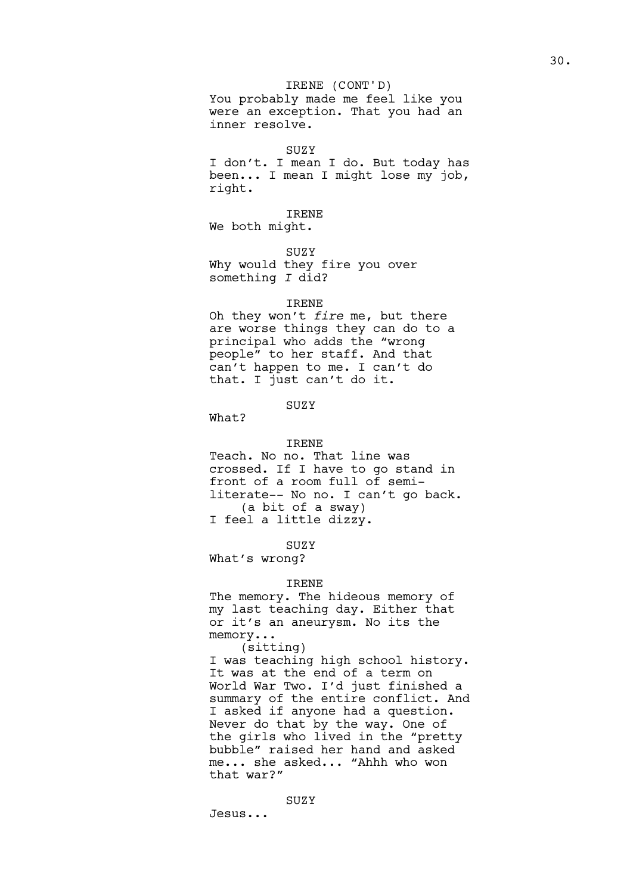IRENE (CONT'D)
You probably made me feel like you were an exception. That you had an inner resolve.

SUZY
I don't. I mean I do. But today has been... I mean I might lose my job, right.

IRENE
We both might.

SUZY
Why would they fire you over something *I* did?

IRENE
Oh they won't *fire* me, but there are worse things they can do to a principal who adds the "wrong people" to her staff. And that can't happen to me. I can't do that. I just can't do it.

SUZY
What?

IRENE
Teach. No no. That line was crossed. If I have to go stand in front of a room full of semi-literate-- No no. I can't go back.
(a bit of a sway)
I feel a little dizzy.

SUZY
What's wrong?

IRENE
The memory. The hideous memory of my last teaching day. Either that or it's an aneurysm. No its the memory...
(sitting)
I was teaching high school history. It was at the end of a term on World War Two. I'd just finished a summary of the entire conflict. And I asked if anyone had a question. Never do that by the way. One of the girls who lived in the "pretty bubble" raised her hand and asked me... she asked... "Ahhh who won that war?"

SUZY
Jesus...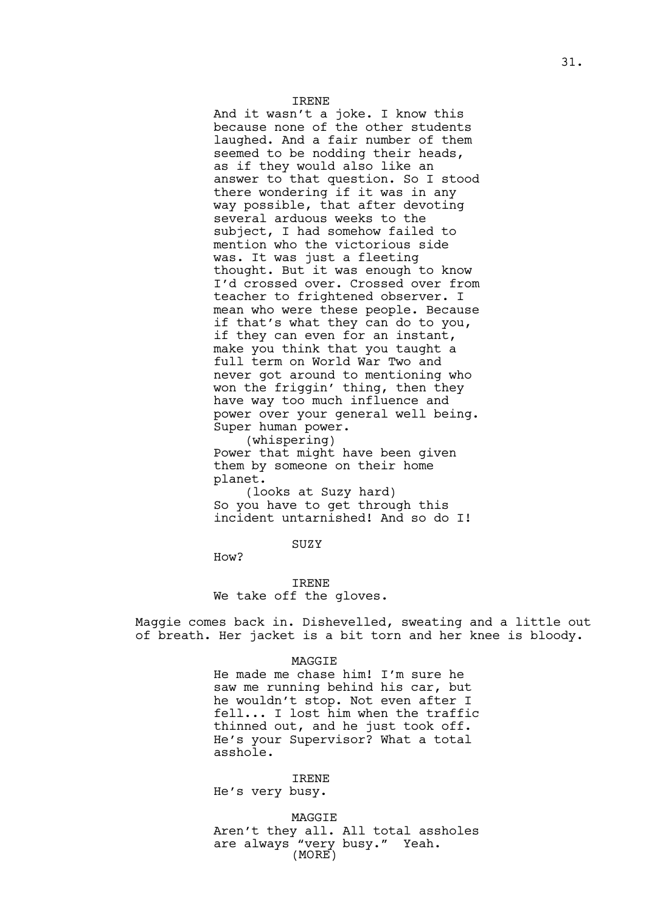IRENE

And it wasn't a joke. I know this because none of the other students laughed. And a fair number of them seemed to be nodding their heads, as if they would also like an answer to that question. So I stood there wondering if it was in any way possible, that after devoting several arduous weeks to the subject, I had somehow failed to mention who the victorious side was. It was just a fleeting thought. But it was enough to know I'd crossed over. Crossed over from teacher to frightened observer. I mean who were these people. Because if that's what they can do to you, if they can even for an instant, make you think that you taught a full term on World War Two and never got around to mentioning who won the friggin' thing, then they have way too much influence and power over your general well being. Super human power.

(whispering)

Power that might have been given them by someone on their home planet.

(looks at Suzy hard)

So you have to get through this incident untarnished! And so do I!

SUZY

How?

IRENE

We take off the gloves.

Maggie comes back in. Dishevelled, sweating and a little out of breath. Her jacket is a bit torn and her knee is bloody.

MAGGIE

He made me chase him! I'm sure he saw me running behind his car, but he wouldn't stop. Not even after I fell... I lost him when the traffic thinned out, and he just took off. He's your Supervisor? What a total asshole.

IRENE

He's very busy.

MAGGIE

Aren't they all. All total assholes are always "very busy." Yeah.

(MORE)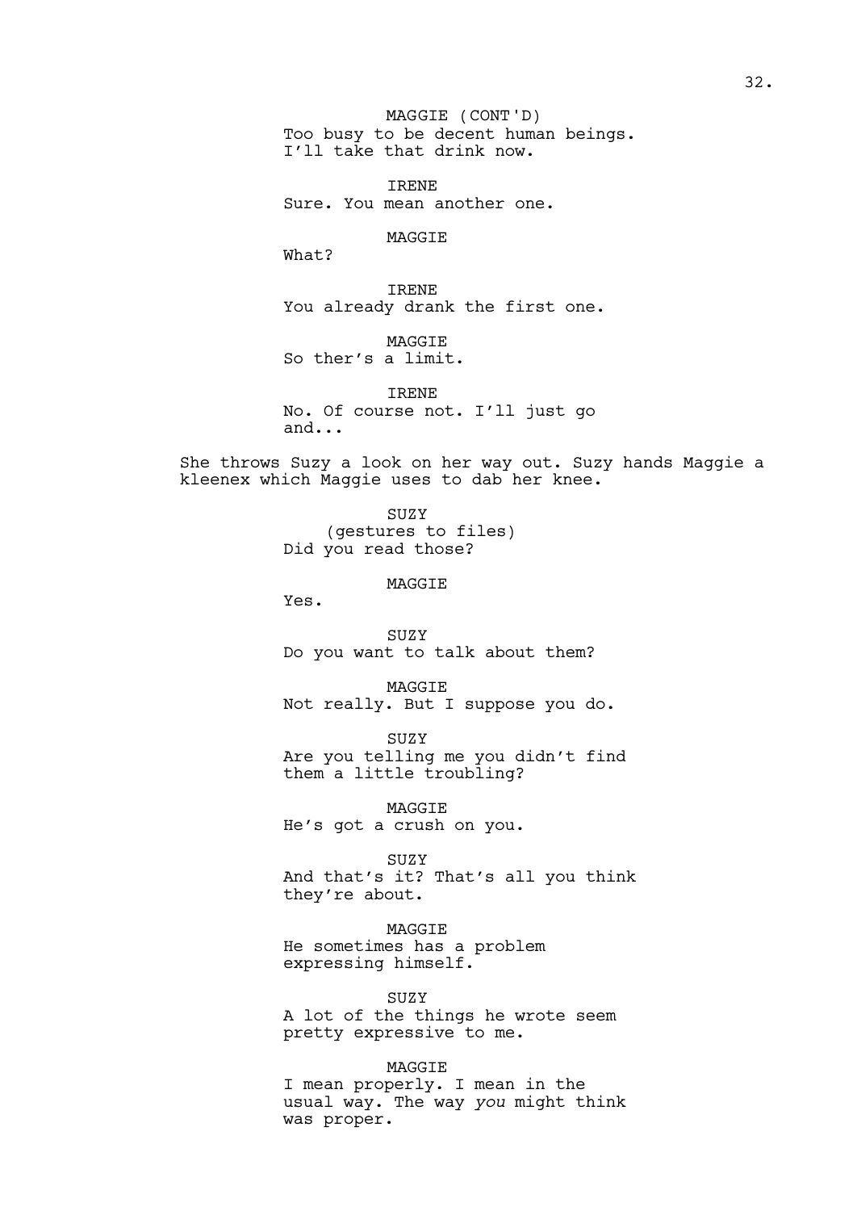MAGGIE (CONT'D)
Too busy to be decent human beings.
I'll take that drink now.

IRENE
Sure. You mean another one.

MAGGIE
What?

IRENE
You already drank the first one.

MAGGIE
So ther's a limit.

IRENE
No. Of course not. I'll just go
and...

She throws Suzy a look on her way out. Suzy hands Maggie a kleenex which Maggie uses to dab her knee.

SUZY
(gestures to files)
Did you read those?

MAGGIE
Yes.

SUZY
Do you want to talk about them?

MAGGIE
Not really. But I suppose you do.

SUZY
Are you telling me you didn't find
them a little troubling?

MAGGIE
He's got a crush on you.

SUZY
And that's it? That's all you think
they're about.

MAGGIE
He sometimes has a problem
expressing himself.

SUZY
A lot of the things he wrote seem
pretty expressive to me.

MAGGIE
I mean properly. I mean in the
usual way. The way *you* might think
was proper.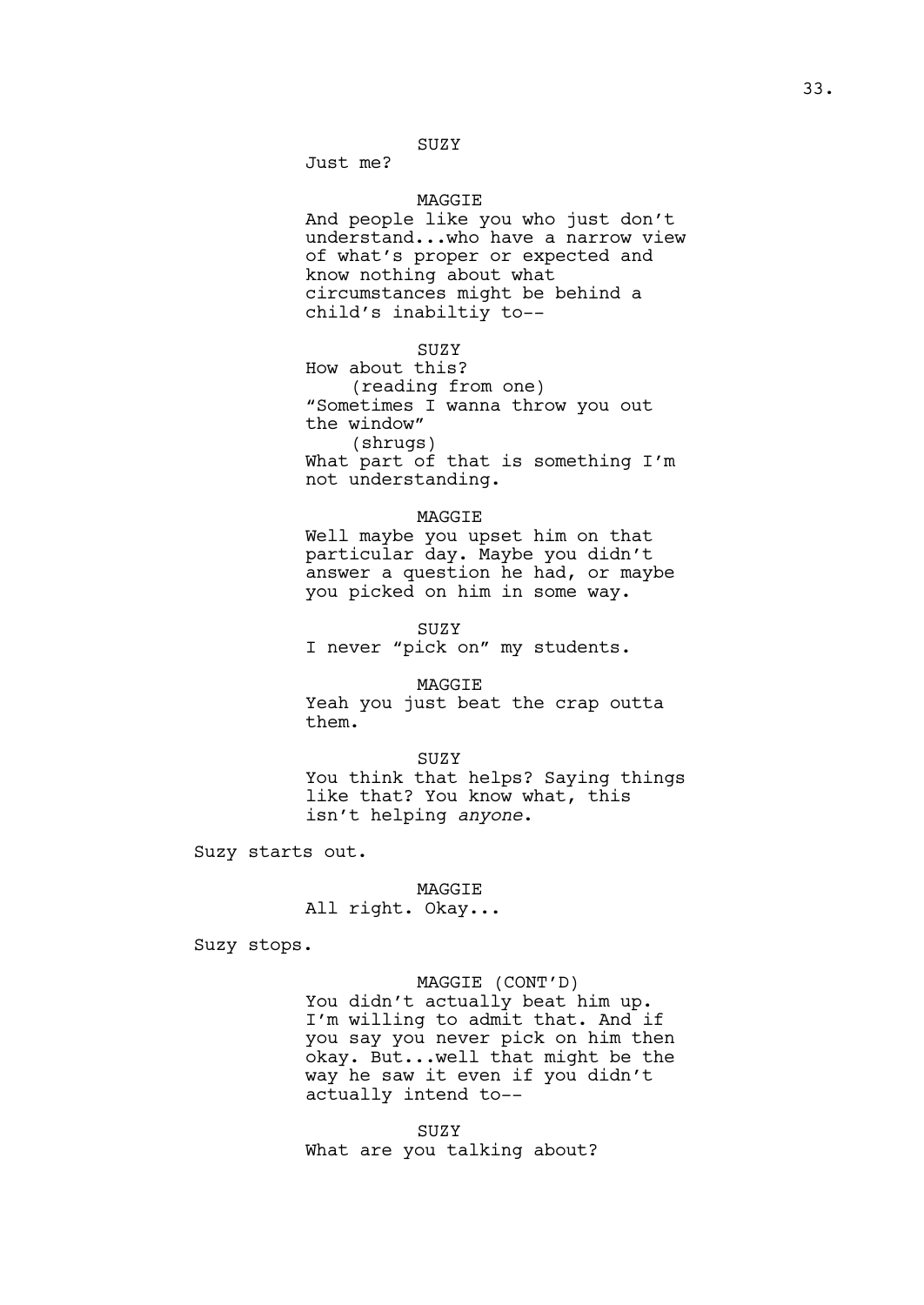SUZY

Just me?

MAGGIE

And people like you who just don't understand...who have a narrow view of what's proper or expected and know nothing about what circumstances might be behind a child's inabiltiy to--

SUZY

How about this?

(reading from one)

"Sometimes I wanna throw you out the window"

(shrugs)

What part of that is something I'm not understanding.

MAGGIE

Well maybe you upset him on that particular day. Maybe you didn't answer a question he had, or maybe you picked on him in some way.

SUZY

I never "pick on" my students.

MAGGIE

Yeah you just beat the crap outta them.

SUZY

You think that helps? Saying things like that? You know what, this isn't helping *anyone*.

Suzy starts out.

MAGGIE

All right. Okay...

Suzy stops.

MAGGIE (CONT'D)

You didn't actually beat him up. I'm willing to admit that. And if you say you never pick on him then okay. But...well that might be the way he saw it even if you didn't actually intend to--

SUZY

What are you talking about?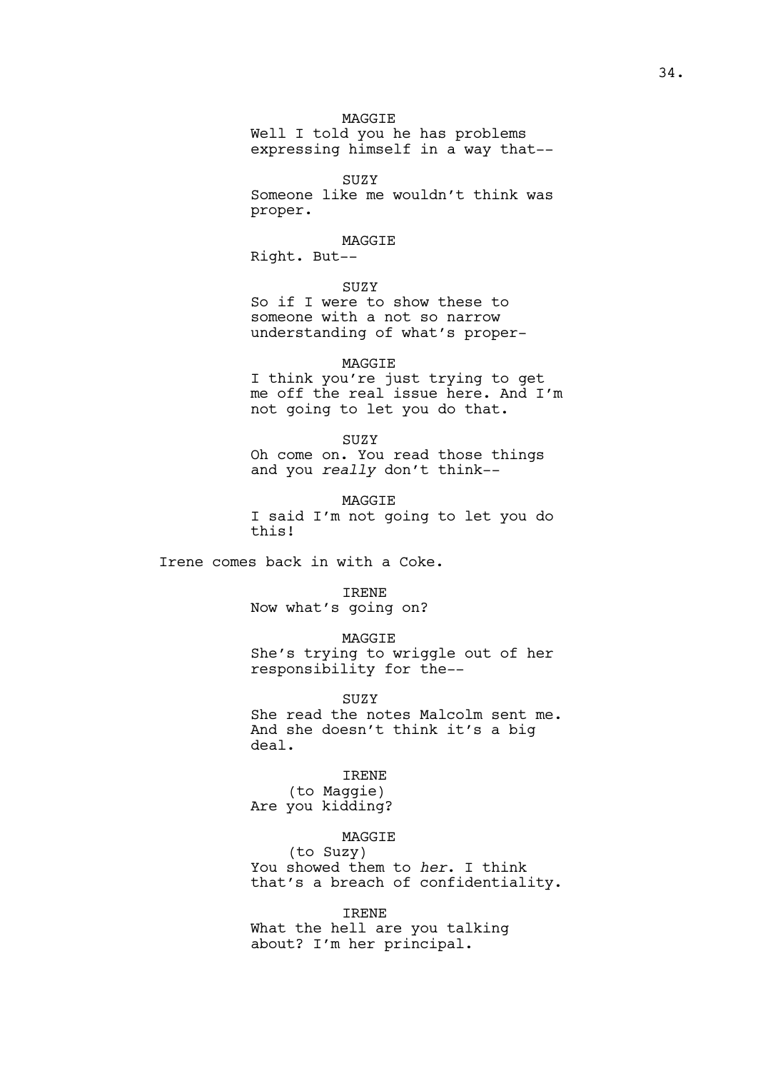MAGGIE
Well I told you he has problems expressing himself in a way that--

SUZY
Someone like me wouldn't think was proper.

MAGGIE
Right. But--

SUZY
So if I were to show these to someone with a not so narrow understanding of what's proper-

MAGGIE
I think you're just trying to get me off the real issue here. And I'm not going to let you do that.

SUZY
Oh come on. You read those things and you *really* don't think--

MAGGIE
I said I'm not going to let you do this!

Irene comes back in with a Coke.

IRENE
Now what's going on?

MAGGIE
She's trying to wriggle out of her responsibility for the--

SUZY
She read the notes Malcolm sent me. And she doesn't think it's a big deal.

IRENE
(to Maggie)
Are you kidding?

MAGGIE
(to Suzy)
You showed them to *her*. I think that's a breach of confidentiality.

IRENE
What the hell are you talking about? I'm her principal.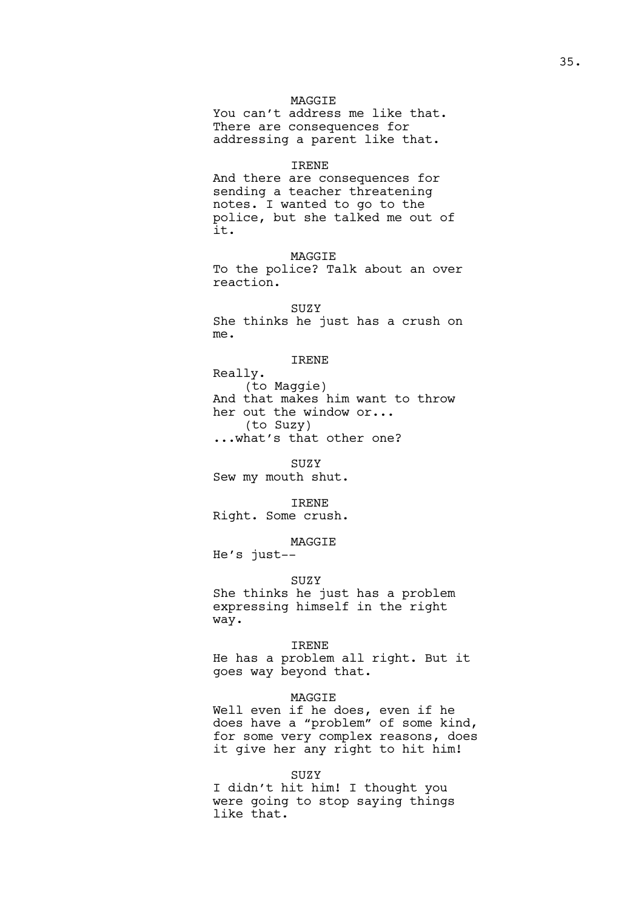MAGGIE

You can't address me like that. There are consequences for addressing a parent like that.

IRENE

And there are consequences for sending a teacher threatening notes. I wanted to go to the police, but she talked me out of it.

MAGGIE

To the police? Talk about an over reaction.

SUZY

She thinks he just has a crush on me.

IRENE

Really.

(to Maggie)

And that makes him want to throw her out the window or...

(to Suzy)

...what's that other one?

SUZY

Sew my mouth shut.

IRENE

Right. Some crush.

MAGGIE

He's just--

SUZY

She thinks he just has a problem expressing himself in the right way.

IRENE

He has a problem all right. But it goes way beyond that.

MAGGIE

Well even if he does, even if he does have a "problem" of some kind, for some very complex reasons, does it give her any right to hit him!

SUZY

I didn't hit him! I thought you were going to stop saying things like that.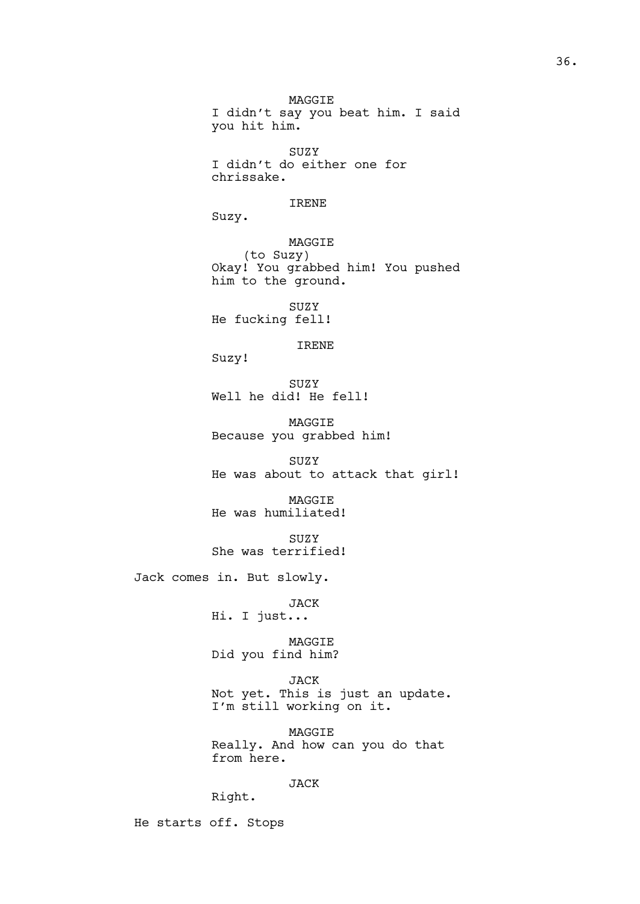MAGGIE
I didn't say you beat him. I said you hit him.

SUZY
I didn't do either one for chrissake.

IRENE
Suzy.

MAGGIE
(to Suzy)
Okay! You grabbed him! You pushed him to the ground.

SUZY
He fucking fell!

IRENE
Suzy!

SUZY
Well he did! He fell!

MAGGIE
Because you grabbed him!

SUZY
He was about to attack that girl!

MAGGIE
He was humiliated!

SUZY
She was terrified!

Jack comes in. But slowly.

JACK
Hi. I just...

MAGGIE
Did you find him?

JACK
Not yet. This is just an update. I'm still working on it.

MAGGIE
Really. And how can you do that from here.

JACK
Right.

He starts off. Stops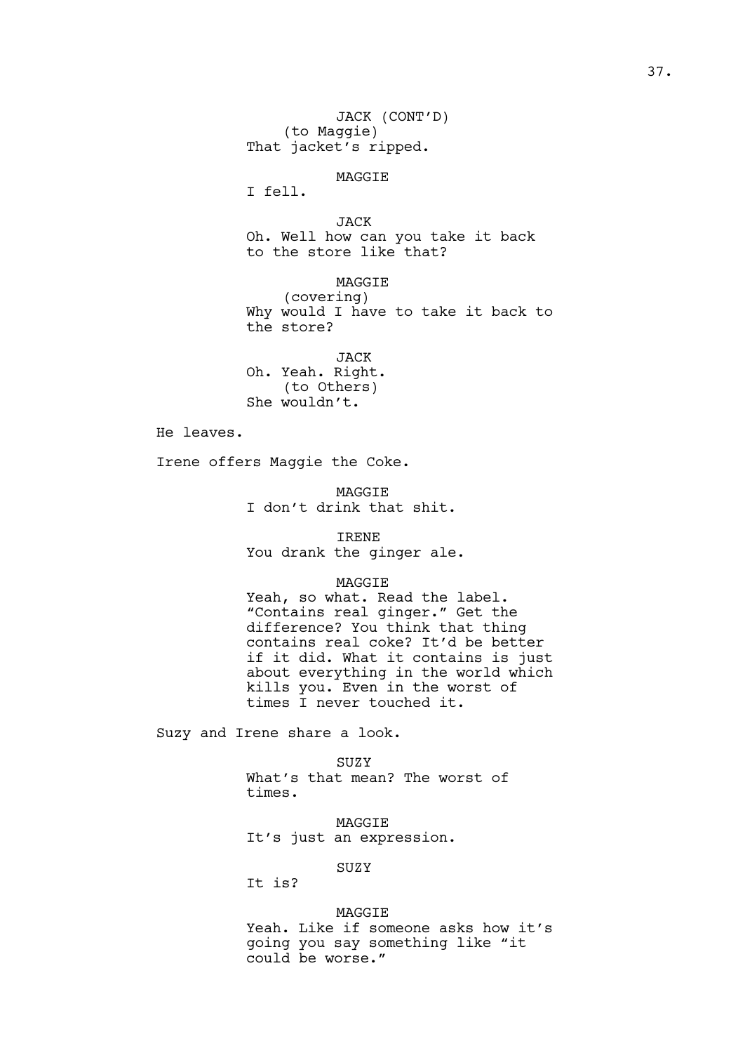JACK (CONT'D)
(to Maggie)
That jacket's ripped.

MAGGIE
I fell.

JACK
Oh. Well how can you take it back to the store like that?

MAGGIE
(covering)
Why would I have to take it back to the store?

JACK
Oh. Yeah. Right.
(to Others)
She wouldn't.

He leaves.

Irene offers Maggie the Coke.

MAGGIE
I don't drink that shit.

IRENE
You drank the ginger ale.

MAGGIE
Yeah, so what. Read the label. "Contains real ginger." Get the difference? You think that thing contains real coke? It'd be better if it did. What it contains is just about everything in the world which kills you. Even in the worst of times I never touched it.

Suzy and Irene share a look.

SUZY
What's that mean? The worst of times.

MAGGIE
It's just an expression.

SUZY
It is?

MAGGIE
Yeah. Like if someone asks how it's going you say something like "it could be worse."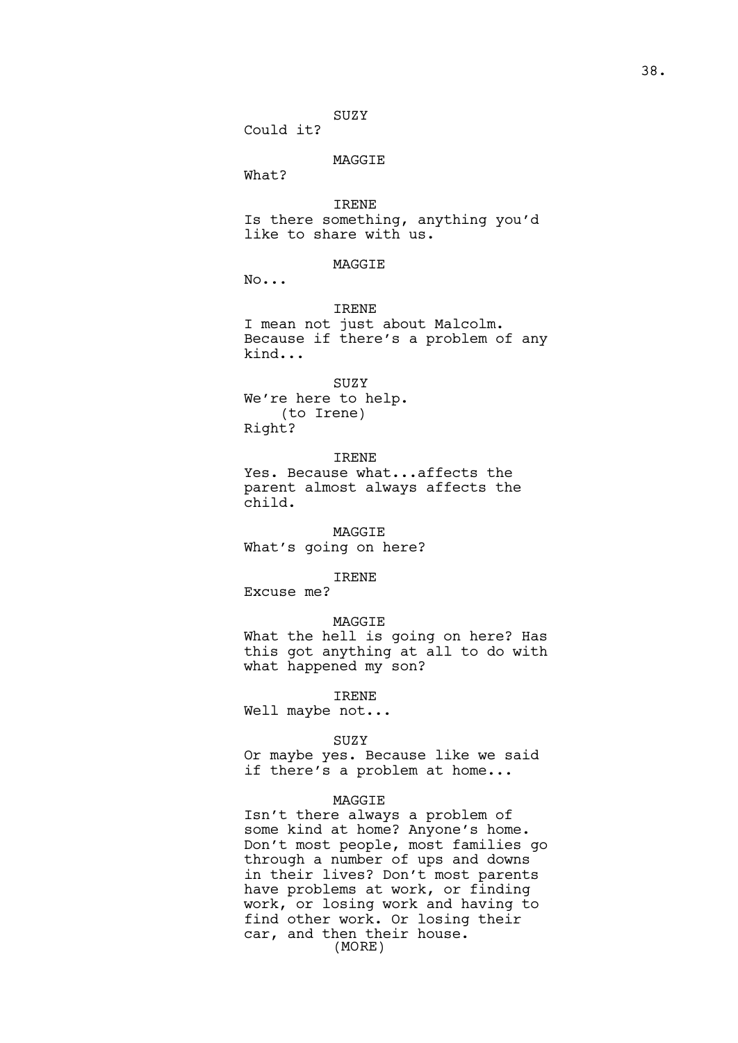SUZY
Could it?

MAGGIE
What?

IRENE
Is there something, anything you'd like to share with us.

MAGGIE
No...

IRENE
I mean not just about Malcolm. Because if there's a problem of any kind...

SUZY
We're here to help.
(to Irene)
Right?

IRENE
Yes. Because what...affects the parent almost always affects the child.

MAGGIE
What's going on here?

IRENE
Excuse me?

MAGGIE
What the hell is going on here? Has this got anything at all to do with what happened my son?

IRENE
Well maybe not...

SUZY
Or maybe yes. Because like we said if there's a problem at home...

MAGGIE
Isn't there always a problem of some kind at home? Anyone's home. Don't most people, most families go through a number of ups and downs in their lives? Don't most parents have problems at work, or finding work, or losing work and having to find other work. Or losing their car, and then their house.
(MORE)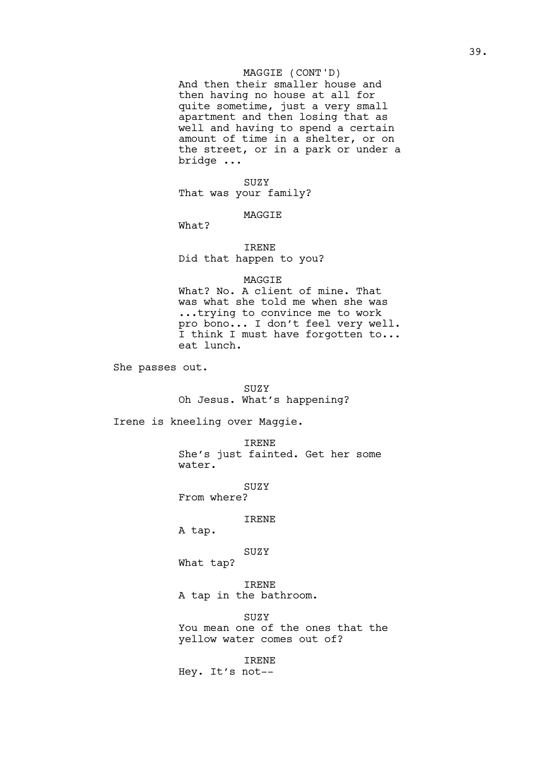MAGGIE (CONT'D)
And then their smaller house and then having no house at all for quite sometime, just a very small apartment and then losing that as well and having to spend a certain amount of time in a shelter, or on the street, or in a park or under a bridge ...

SUZY
That was your family?

MAGGIE
What?

IRENE
Did that happen to you?

MAGGIE
What? No. A client of mine. That was what she told me when she was ...trying to convince me to work pro bono... I don't feel very well. I think I must have forgotten to... eat lunch.

She passes out.

SUZY
Oh Jesus. What's happening?

Irene is kneeling over Maggie.

IRENE
She's just fainted. Get her some water.

SUZY
From where?

IRENE
A tap.

SUZY
What tap?

IRENE
A tap in the bathroom.

SUZY
You mean one of the ones that the yellow water comes out of?

IRENE
Hey. It's not--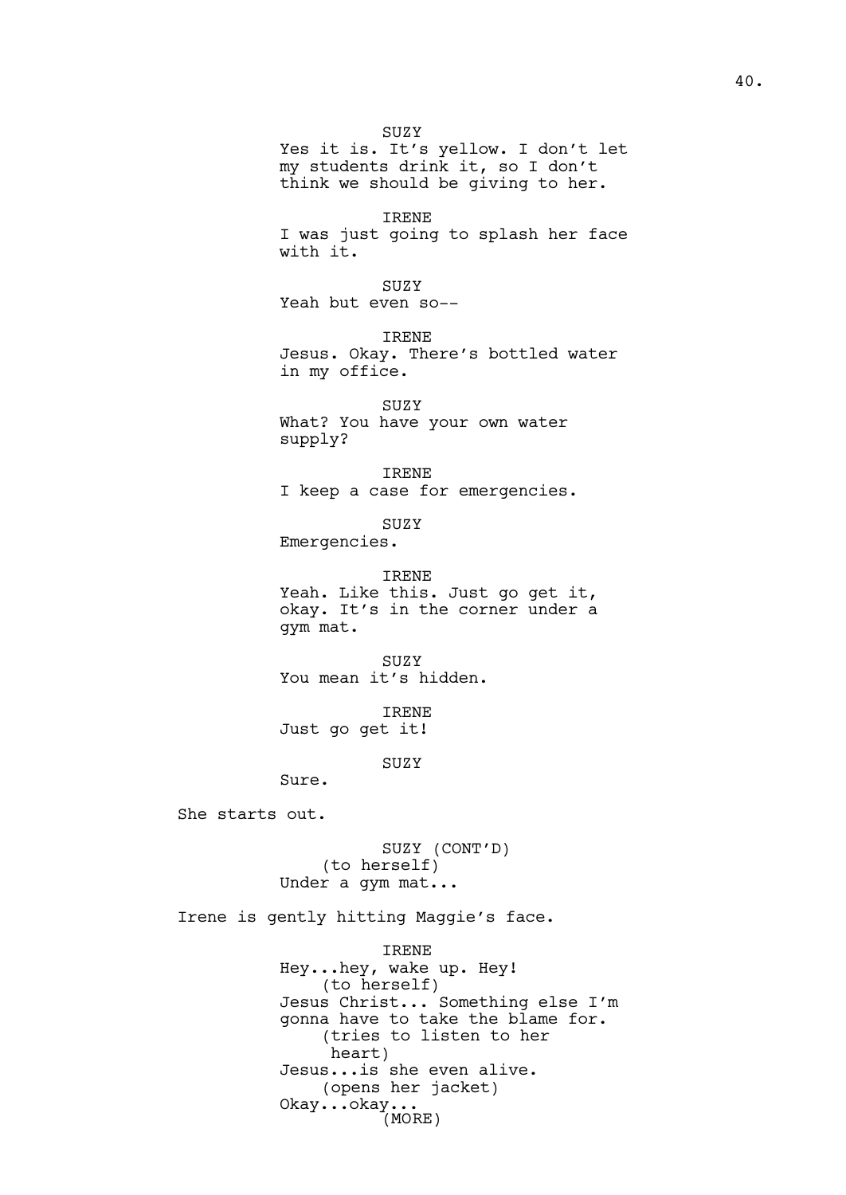SUZY
Yes it is. It's yellow. I don't let my students drink it, so I don't think we should be giving to her.

IRENE
I was just going to splash her face with it.

SUZY
Yeah but even so--

IRENE
Jesus. Okay. There's bottled water in my office.

SUZY
What? You have your own water supply?

IRENE
I keep a case for emergencies.

SUZY
Emergencies.

IRENE
Yeah. Like this. Just go get it, okay. It's in the corner under a gym mat.

SUZY
You mean it's hidden.

IRENE
Just go get it!

SUZY
Sure.

She starts out.

SUZY (CONT'D)
(to herself)
Under a gym mat...

Irene is gently hitting Maggie's face.

IRENE
Hey...hey, wake up. Hey!
(to herself)
Jesus Christ... Something else I'm gonna have to take the blame for.
(tries to listen to her heart)
Jesus...is she even alive.
(opens her jacket)
Okay...okay...
(MORE)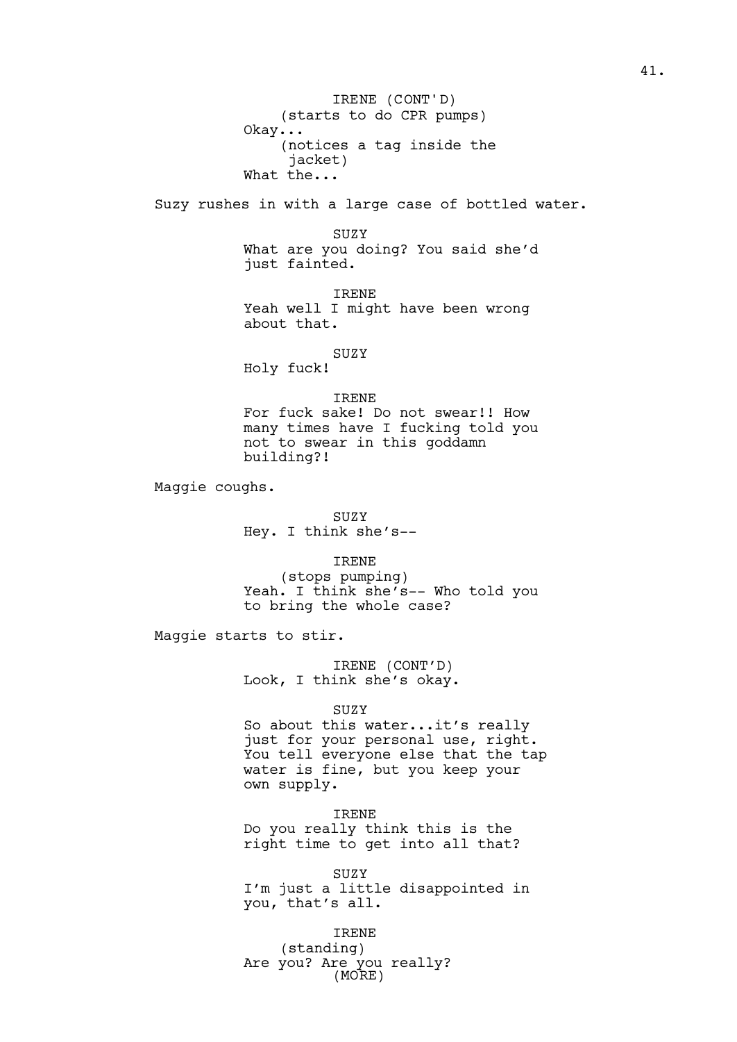IRENE (CONT'D)
(starts to do CPR pumps)
Okay...
(notices a tag inside the jacket)
What the...

Suzy rushes in with a large case of bottled water.

SUZY
What are you doing? You said she'd just fainted.

IRENE
Yeah well I might have been wrong about that.

SUZY
Holy fuck!

IRENE
For fuck sake! Do not swear!! How many times have I fucking told you not to swear in this goddamn building?!

Maggie coughs.

SUZY
Hey. I think she's--

IRENE
(stops pumping)
Yeah. I think she's-- Who told you to bring the whole case?

Maggie starts to stir.

IRENE (CONT'D)
Look, I think she's okay.

SUZY
So about this water...it's really just for your personal use, right. You tell everyone else that the tap water is fine, but you keep your own supply.

IRENE
Do you really think this is the right time to get into all that?

SUZY
I'm just a little disappointed in you, that's all.

IRENE
(standing)
Are you? Are you really?
(MORE)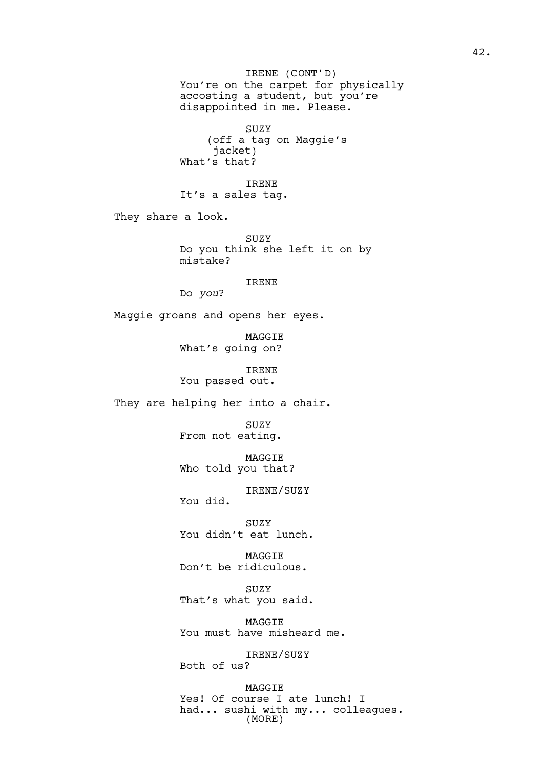IRENE (CONT'D)
You're on the carpet for physically accosting a student, but you're disappointed in me. Please.

SUZY
(off a tag on Maggie's jacket)
What's that?

IRENE
It's a sales tag.

They share a look.

SUZY
Do you think she left it on by mistake?

IRENE
Do *you*?

Maggie groans and opens her eyes.

MAGGIE
What's going on?

IRENE
You passed out.

They are helping her into a chair.

SUZY
From not eating.

MAGGIE
Who told you that?

IRENE/SUZY
You did.

SUZY
You didn't eat lunch.

MAGGIE
Don't be ridiculous.

SUZY
That's what you said.

MAGGIE
You must have misheard me.

IRENE/SUZY
Both of us?

MAGGIE
Yes! Of course I ate lunch! I had... sushi with my... colleagues.
(MORE)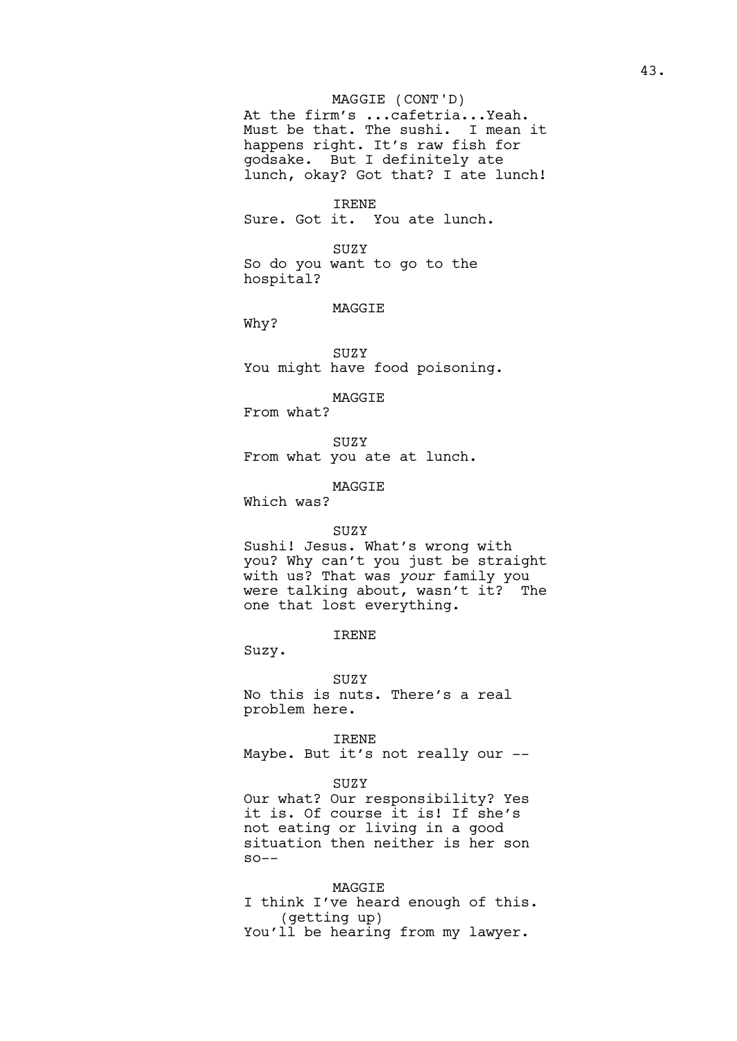MAGGIE (CONT'D)
At the firm's ...cafetria...Yeah. Must be that. The sushi. I mean it happens right. It's raw fish for godsake. But I definitely ate lunch, okay? Got that? I ate lunch!

IRENE
Sure. Got it. You ate lunch.

SUZY
So do you want to go to the hospital?

MAGGIE
Why?

SUZY
You might have food poisoning.

MAGGIE
From what?

SUZY
From what you ate at lunch.

MAGGIE
Which was?

SUZY
Sushi! Jesus. What's wrong with you? Why can't you just be straight with us? That was *your* family you were talking about, wasn't it? The one that lost everything.

IRENE
Suzy.

SUZY
No this is nuts. There's a real problem here.

IRENE
Maybe. But it's not really our --

SUZY
Our what? Our responsibility? Yes it is. Of course it is! If she's not eating or living in a good situation then neither is her son so--

MAGGIE
I think I've heard enough of this.
(getting up)
You'll be hearing from my lawyer.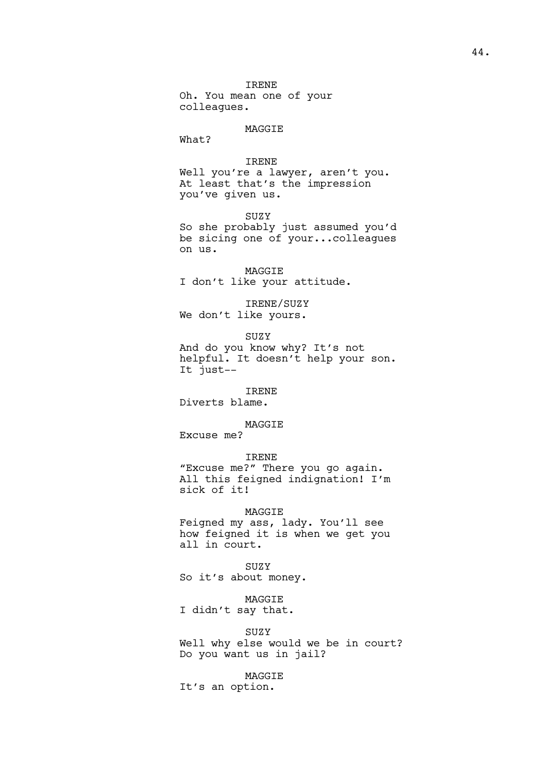IRENE
Oh. You mean one of your colleagues.

MAGGIE
What?

IRENE
Well you're a lawyer, aren't you. At least that's the impression you've given us.

SUZY
So she probably just assumed you'd be sicing one of your...colleagues on us.

MAGGIE
I don't like your attitude.

IRENE/SUZY
We don't like yours.

SUZY
And do you know why? It's not helpful. It doesn't help your son. It just--

IRENE
Diverts blame.

MAGGIE
Excuse me?

IRENE
"Excuse me?" There you go again. All this feigned indignation! I'm sick of it!

MAGGIE
Feigned my ass, lady. You'll see how feigned it is when we get you all in court.

SUZY
So it's about money.

MAGGIE
I didn't say that.

SUZY
Well why else would we be in court? Do you want us in jail?

MAGGIE
It's an option.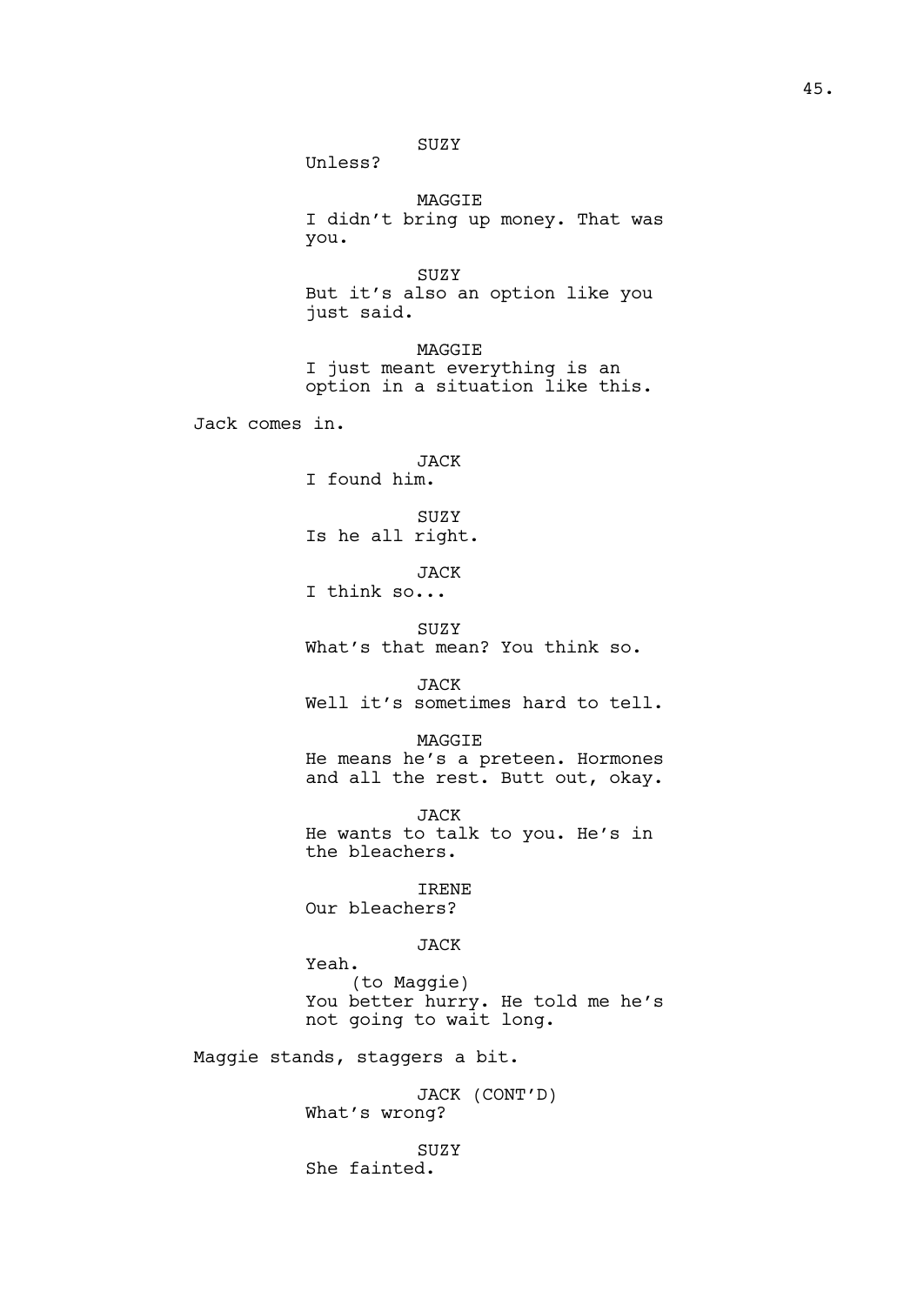SUZY

Unless?

MAGGIE

I didn't bring up money. That was you.

SUZY

But it's also an option like you just said.

MAGGIE

I just meant everything is an option in a situation like this.

Jack comes in.

JACK

I found him.

SUZY

Is he all right.

JACK

I think so...

SUZY

What's that mean? You think so.

JACK

Well it's sometimes hard to tell.

MAGGIE

He means he's a preteen. Hormones and all the rest. Butt out, okay.

JACK

He wants to talk to you. He's in the bleachers.

IRENE

Our bleachers?

JACK

Yeah.
(to Maggie)
You better hurry. He told me he's not going to wait long.

Maggie stands, staggers a bit.

JACK (CONT'D)

What's wrong?

SUZY

She fainted.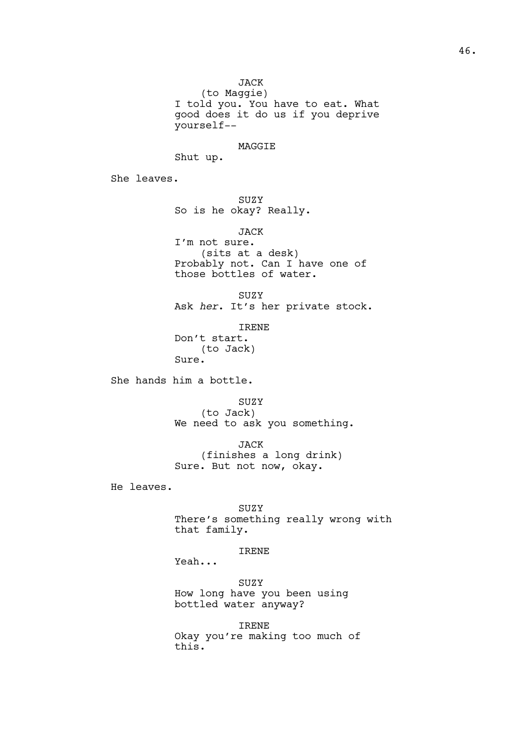JACK
(to Maggie)
I told you. You have to eat. What good does it do us if you deprive yourself--

MAGGIE
Shut up.

She leaves.

SUZY
So is he okay? Really.

JACK
I'm not sure.
(sits at a desk)
Probably not. Can I have one of those bottles of water.

SUZY
Ask *her*. It's her private stock.

IRENE
Don't start.
(to Jack)
Sure.

She hands him a bottle.

SUZY
(to Jack)
We need to ask you something.

JACK
(finishes a long drink)
Sure. But not now, okay.

He leaves.

SUZY
There's something really wrong with that family.

IRENE
Yeah...

SUZY
How long have you been using bottled water anyway?

IRENE
Okay you're making too much of this.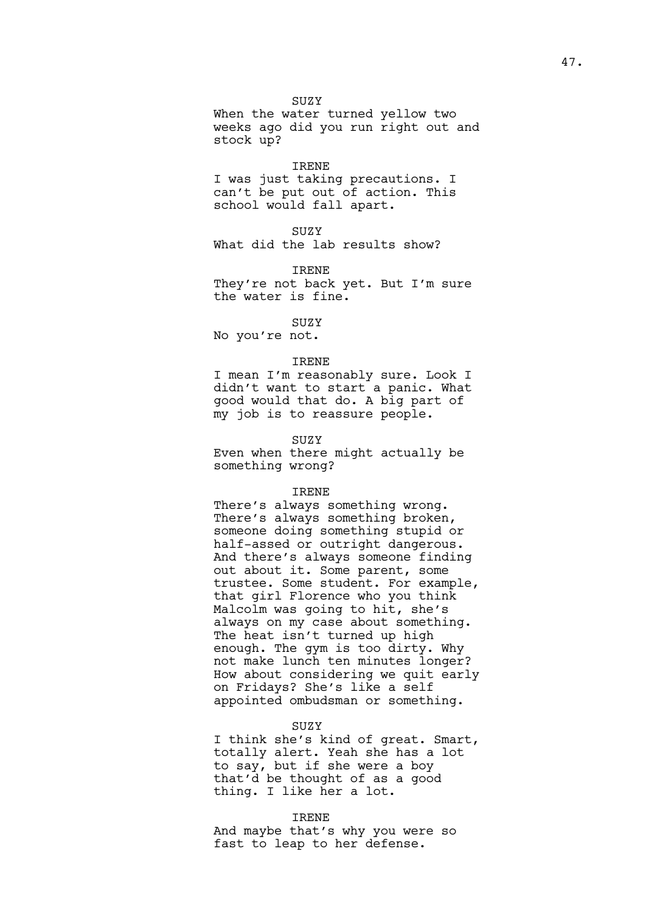SUZY

When the water turned yellow two weeks ago did you run right out and stock up?

IRENE

I was just taking precautions. I can't be put out of action. This school would fall apart.

SUZY

What did the lab results show?

IRENE

They're not back yet. But I'm sure the water is fine.

SUZY

No you're not.

IRENE

I mean I'm reasonably sure. Look I didn't want to start a panic. What good would that do. A big part of my job is to reassure people.

SUZY

Even when there might actually be something wrong?

IRENE

There's always something wrong. There's always something broken, someone doing something stupid or half-assed or outright dangerous. And there's always someone finding out about it. Some parent, some trustee. Some student. For example, that girl Florence who you think Malcolm was going to hit, she's always on my case about something. The heat isn't turned up high enough. The gym is too dirty. Why not make lunch ten minutes longer? How about considering we quit early on Fridays? She's like a self appointed ombudsman or something.

SUZY

I think she's kind of great. Smart, totally alert. Yeah she has a lot to say, but if she were a boy that'd be thought of as a good thing. I like her a lot.

IRENE

And maybe that's why you were so fast to leap to her defense.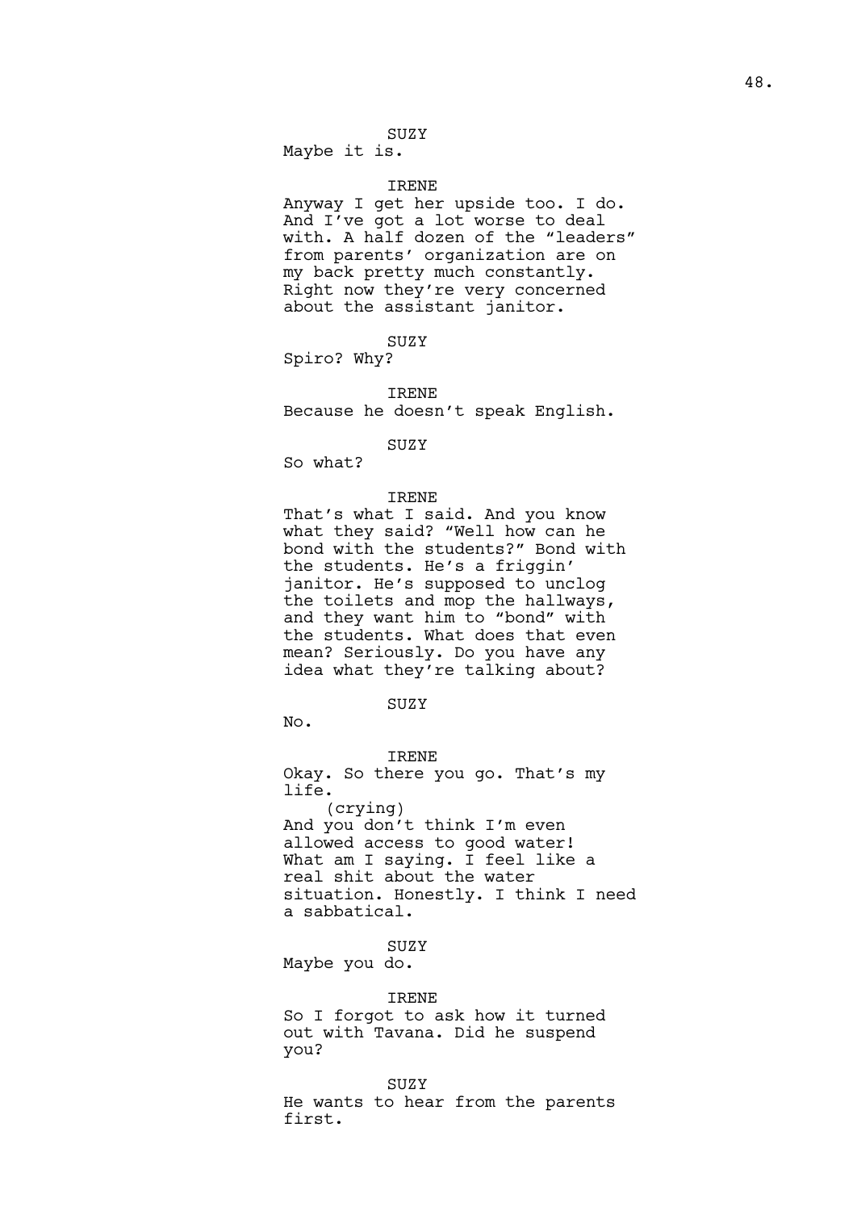SUZY
Maybe it is.

IRENE
Anyway I get her upside too. I do. And I've got a lot worse to deal with. A half dozen of the "leaders" from parents' organization are on my back pretty much constantly. Right now they're very concerned about the assistant janitor.

SUZY
Spiro? Why?

IRENE
Because he doesn't speak English.

SUZY
So what?

IRENE
That's what I said. And you know what they said? "Well how can he bond with the students?" Bond with the students. He's a friggin' janitor. He's supposed to unclog the toilets and mop the hallways, and they want him to "bond" with the students. What does that even mean? Seriously. Do you have any idea what they're talking about?

SUZY
No.

IRENE
Okay. So there you go. That's my life.
(crying)
And you don't think I'm even allowed access to good water! What am I saying. I feel like a real shit about the water situation. Honestly. I think I need a sabbatical.

SUZY
Maybe you do.

IRENE
So I forgot to ask how it turned out with Tavana. Did he suspend you?

SUZY
He wants to hear from the parents first.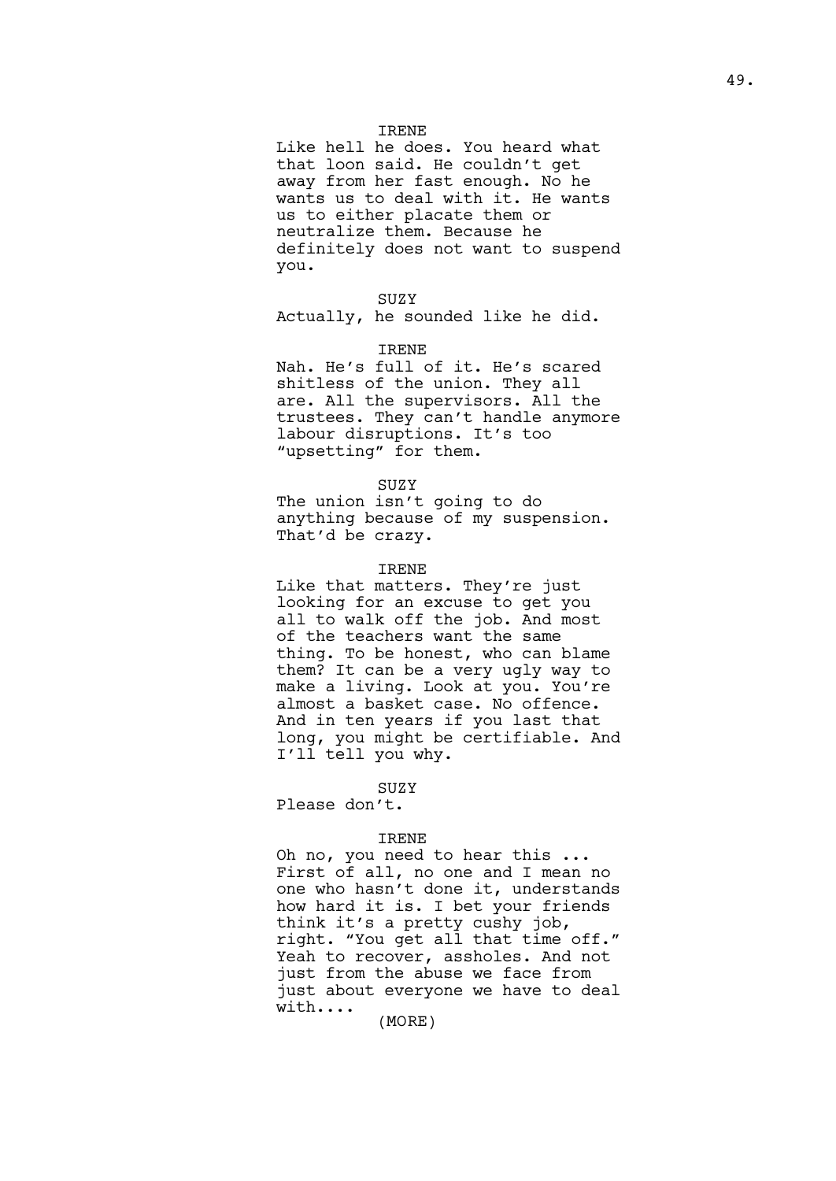IRENE

Like hell he does. You heard what that loon said. He couldn't get away from her fast enough. No he wants us to deal with it. He wants us to either placate them or neutralize them. Because he definitely does not want to suspend you.

SUZY

Actually, he sounded like he did.

IRENE

Nah. He's full of it. He's scared shitless of the union. They all are. All the supervisors. All the trustees. They can't handle anymore labour disruptions. It's too "upsetting" for them.

SUZY

The union isn't going to do anything because of my suspension. That'd be crazy.

IRENE

Like that matters. They're just looking for an excuse to get you all to walk off the job. And most of the teachers want the same thing. To be honest, who can blame them? It can be a very ugly way to make a living. Look at you. You're almost a basket case. No offence. And in ten years if you last that long, you might be certifiable. And I'll tell you why.

SUZY

Please don't.

IRENE

Oh no, you need to hear this ... First of all, no one and I mean no one who hasn't done it, understands how hard it is. I bet your friends think it's a pretty cushy job, right. "You get all that time off." Yeah to recover, assholes. And not just from the abuse we face from just about everyone we have to deal with....

(MORE)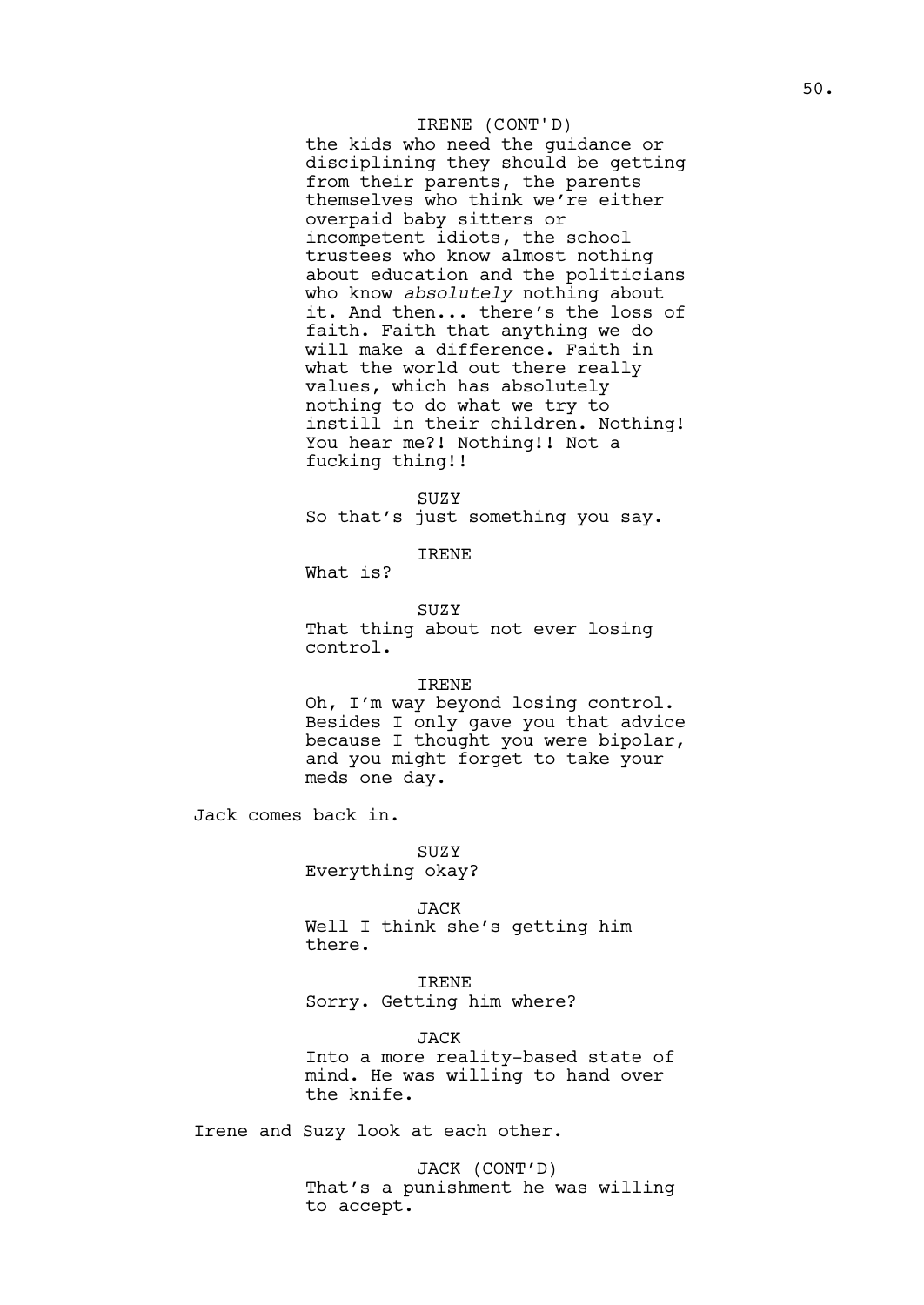IRENE (CONT'D)
the kids who need the guidance or disciplining they should be getting from their parents, the parents themselves who think we're either overpaid baby sitters or incompetent idiots, the school trustees who know almost nothing about education and the politicians who know *absolutely* nothing about it. And then... there's the loss of faith. Faith that anything we do will make a difference. Faith in what the world out there really values, which has absolutely nothing to do what we try to instill in their children. Nothing! You hear me?! Nothing!! Not a fucking thing!!

SUZY
So that's just something you say.

IRENE
What is?

SUZY
That thing about not ever losing control.

IRENE
Oh, I'm way beyond losing control. Besides I only gave you that advice because I thought you were bipolar, and you might forget to take your meds one day.

Jack comes back in.

SUZY
Everything okay?

JACK
Well I think she's getting him there.

IRENE
Sorry. Getting him where?

JACK
Into a more reality-based state of mind. He was willing to hand over the knife.

Irene and Suzy look at each other.

JACK (CONT'D)
That's a punishment he was willing to accept.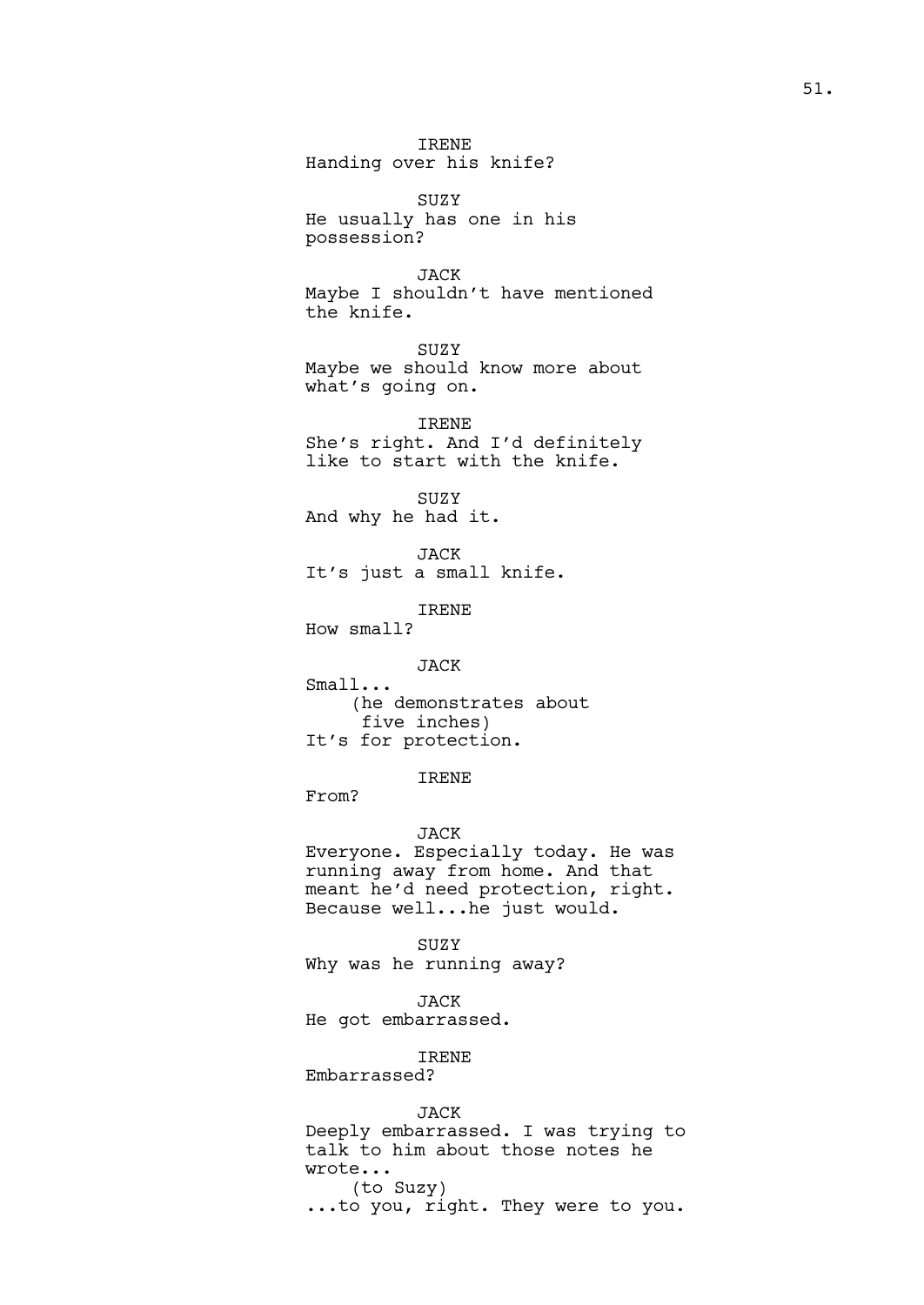IRENE
Handing over his knife?

SUZY
He usually has one in his possession?

JACK
Maybe I shouldn't have mentioned the knife.

SUZY
Maybe we should know more about what's going on.

IRENE
She's right. And I'd definitely like to start with the knife.

SUZY
And why he had it.

JACK
It's just a small knife.

IRENE
How small?

JACK
Small...
(he demonstrates about five inches)
It's for protection.

IRENE
From?

JACK
Everyone. Especially today. He was running away from home. And that meant he'd need protection, right. Because well...he just would.

SUZY
Why was he running away?

JACK
He got embarrassed.

IRENE
Embarrassed?

JACK
Deeply embarrassed. I was trying to talk to him about those notes he wrote...
(to Suzy)
...to you, right. They were to you.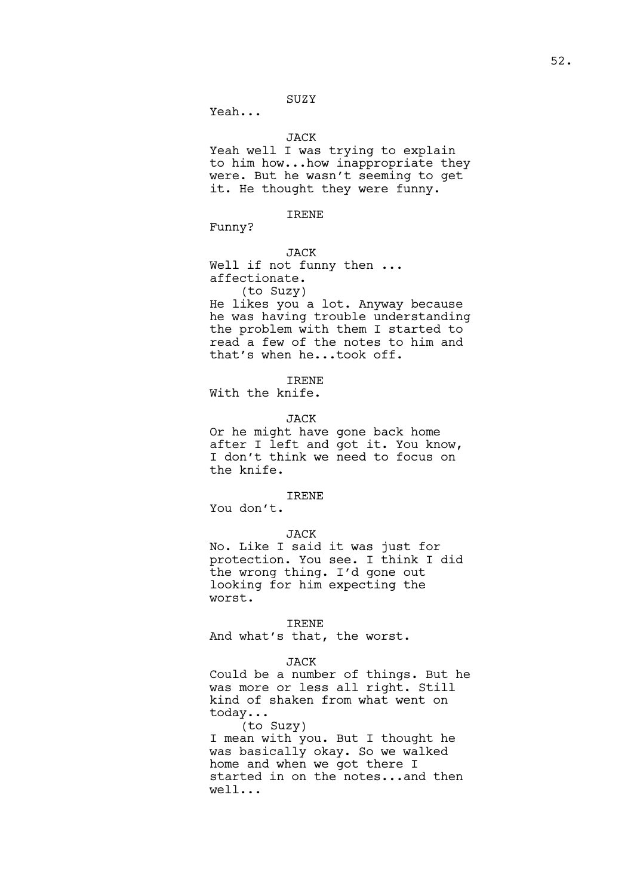SUZY

Yeah...

JACK

Yeah well I was trying to explain to him how...how inappropriate they were. But he wasn't seeming to get it. He thought they were funny.

IRENE

Funny?

JACK

Well if not funny then ... affectionate.

(to Suzy)

He likes you a lot. Anyway because he was having trouble understanding the problem with them I started to read a few of the notes to him and that's when he...took off.

IRENE

With the knife.

JACK

Or he might have gone back home after I left and got it. You know, I don't think we need to focus on the knife.

IRENE

You don't.

JACK

No. Like I said it was just for protection. You see. I think I did the wrong thing. I'd gone out looking for him expecting the worst.

IRENE

And what's that, the worst.

JACK

Could be a number of things. But he was more or less all right. Still kind of shaken from what went on today...

(to Suzy)

I mean with you. But I thought he was basically okay. So we walked home and when we got there I started in on the notes...and then well...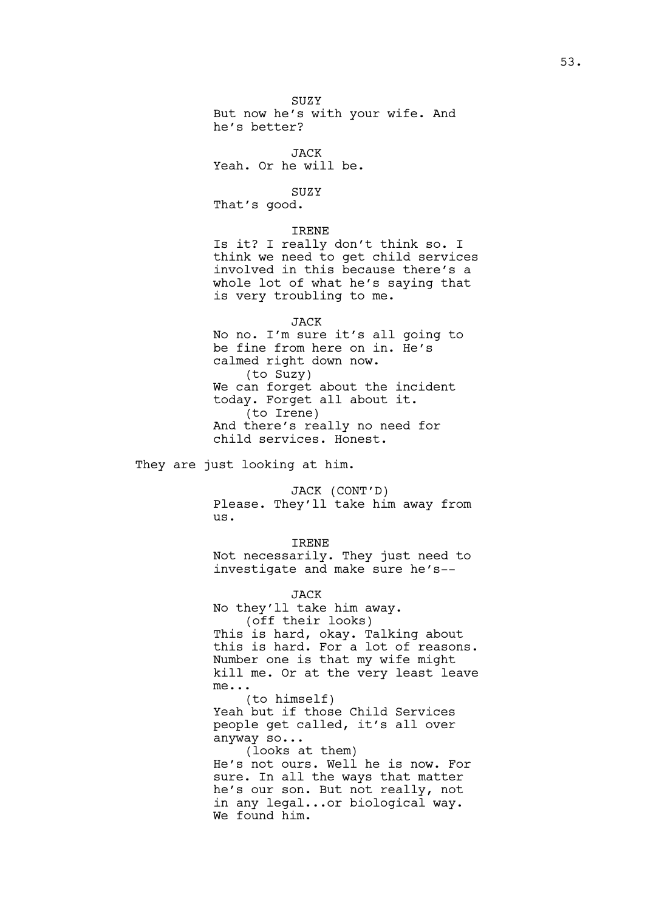SUZY
But now he's with your wife. And he's better?

JACK
Yeah. Or he will be.

SUZY
That's good.

IRENE
Is it? I really don't think so. I think we need to get child services involved in this because there's a whole lot of what he's saying that is very troubling to me.

JACK
No no. I'm sure it's all going to be fine from here on in. He's calmed right down now.
(to Suzy)
We can forget about the incident today. Forget all about it.
(to Irene)
And there's really no need for child services. Honest.

They are just looking at him.

JACK (CONT'D)
Please. They'll take him away from us.

IRENE
Not necessarily. They just need to investigate and make sure he's--

JACK
No they'll take him away.
(off their looks)
This is hard, okay. Talking about this is hard. For a lot of reasons. Number one is that my wife might kill me. Or at the very least leave me...
(to himself)
Yeah but if those Child Services people get called, it's all over anyway so...
(looks at them)
He's not ours. Well he is now. For sure. In all the ways that matter he's our son. But not really, not in any legal...or biological way. We found him.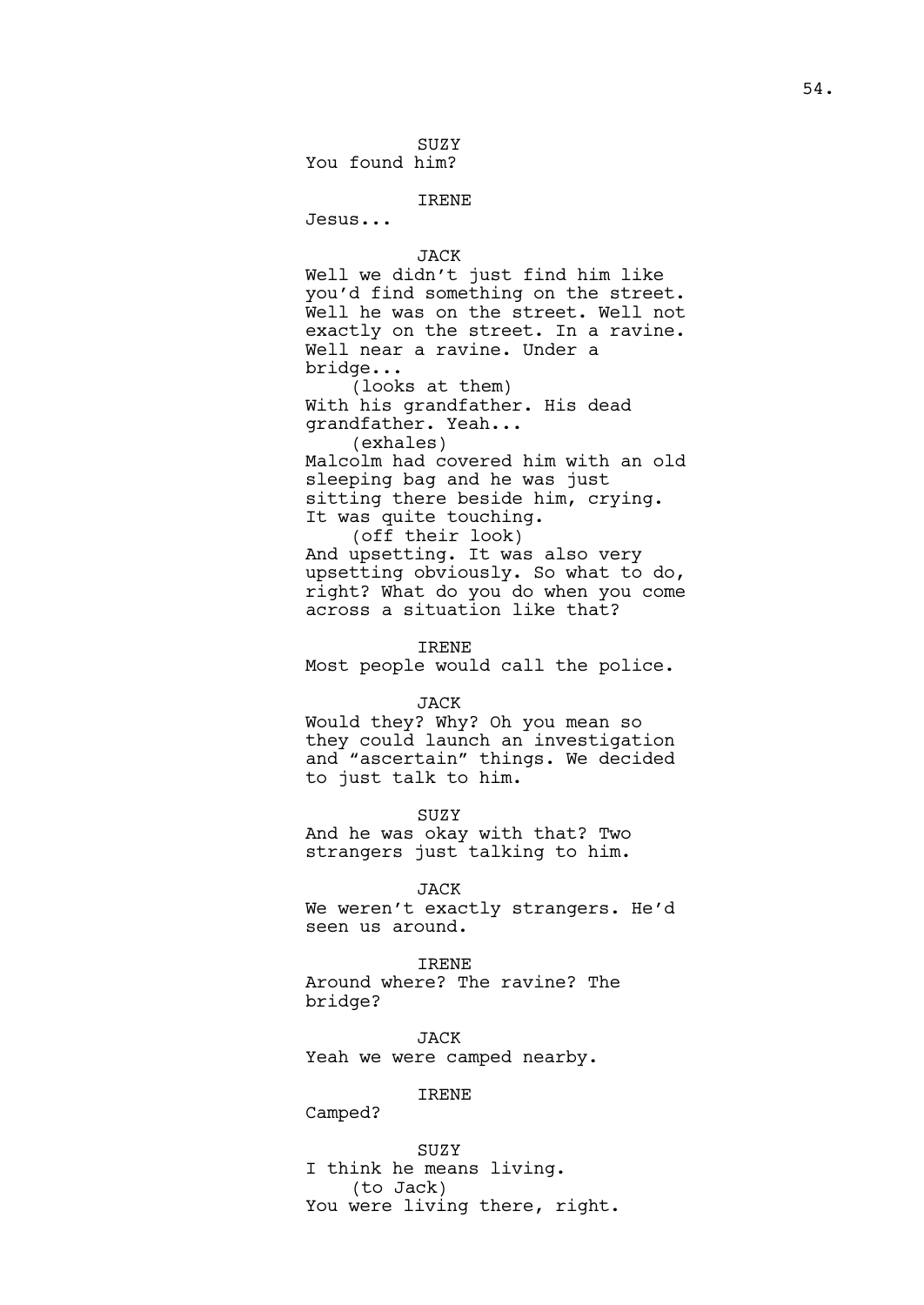SUZY
You found him?

IRENE
Jesus...

JACK
Well we didn't just find him like you'd find something on the street. Well he was on the street. Well not exactly on the street. In a ravine. Well near a ravine. Under a bridge...
(looks at them)
With his grandfather. His dead grandfather. Yeah...
(exhales)
Malcolm had covered him with an old sleeping bag and he was just sitting there beside him, crying. It was quite touching.
(off their look)
And upsetting. It was also very upsetting obviously. So what to do, right? What do you do when you come across a situation like that?

IRENE
Most people would call the police.

JACK
Would they? Why? Oh you mean so they could launch an investigation and "ascertain" things. We decided to just talk to him.

SUZY
And he was okay with that? Two strangers just talking to him.

JACK
We weren't exactly strangers. He'd seen us around.

IRENE
Around where? The ravine? The bridge?

JACK
Yeah we were camped nearby.

IRENE
Camped?

SUZY
I think he means living.
(to Jack)
You were living there, right.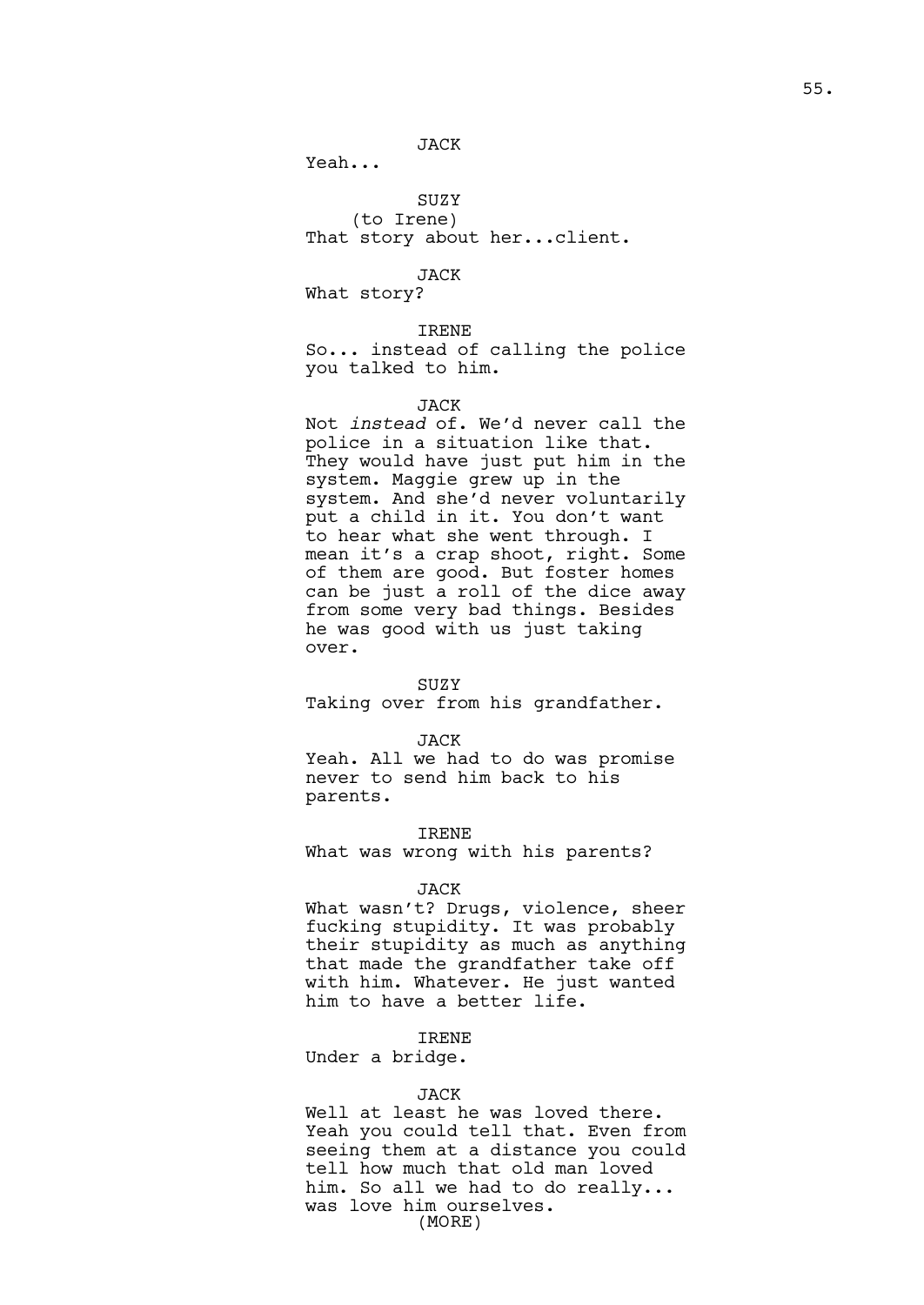JACK

Yeah...

SUZY

(to Irene)

That story about her...client.

JACK

What story?

IRENE

So... instead of calling the police you talked to him.

JACK

Not *instead* of. We'd never call the police in a situation like that. They would have just put him in the system. Maggie grew up in the system. And she'd never voluntarily put a child in it. You don't want to hear what she went through. I mean it's a crap shoot, right. Some of them are good. But foster homes can be just a roll of the dice away from some very bad things. Besides he was good with us just taking over.

SUZY

Taking over from his grandfather.

JACK

Yeah. All we had to do was promise never to send him back to his parents.

IRENE

What was wrong with his parents?

JACK

What wasn't? Drugs, violence, sheer fucking stupidity. It was probably their stupidity as much as anything that made the grandfather take off with him. Whatever. He just wanted him to have a better life.

IRENE

Under a bridge.

JACK

Well at least he was loved there. Yeah you could tell that. Even from seeing them at a distance you could tell how much that old man loved him. So all we had to do really... was love him ourselves.

(MORE)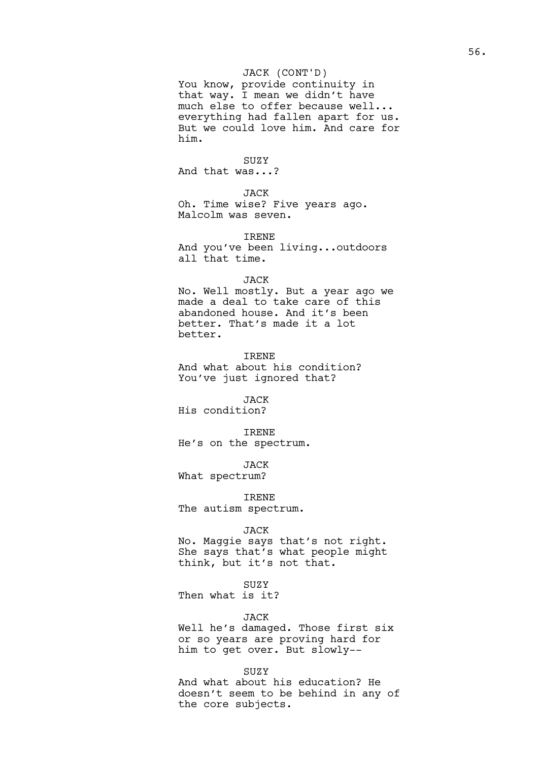JACK (CONT'D)
You know, provide continuity in that way. I mean we didn't have much else to offer because well... everything had fallen apart for us. But we could love him. And care for him.

SUZY
And that was...?

JACK
Oh. Time wise? Five years ago. Malcolm was seven.

IRENE
And you've been living...outdoors all that time.

JACK
No. Well mostly. But a year ago we made a deal to take care of this abandoned house. And it's been better. That's made it a lot better.

IRENE
And what about his condition? You've just ignored that?

JACK
His condition?

IRENE
He's on the spectrum.

JACK
What spectrum?

IRENE
The autism spectrum.

JACK
No. Maggie says that's not right. She says that's what people might think, but it's not that.

SUZY
Then what is it?

JACK
Well he's damaged. Those first six or so years are proving hard for him to get over. But slowly--

SUZY
And what about his education? He doesn't seem to be behind in any of the core subjects.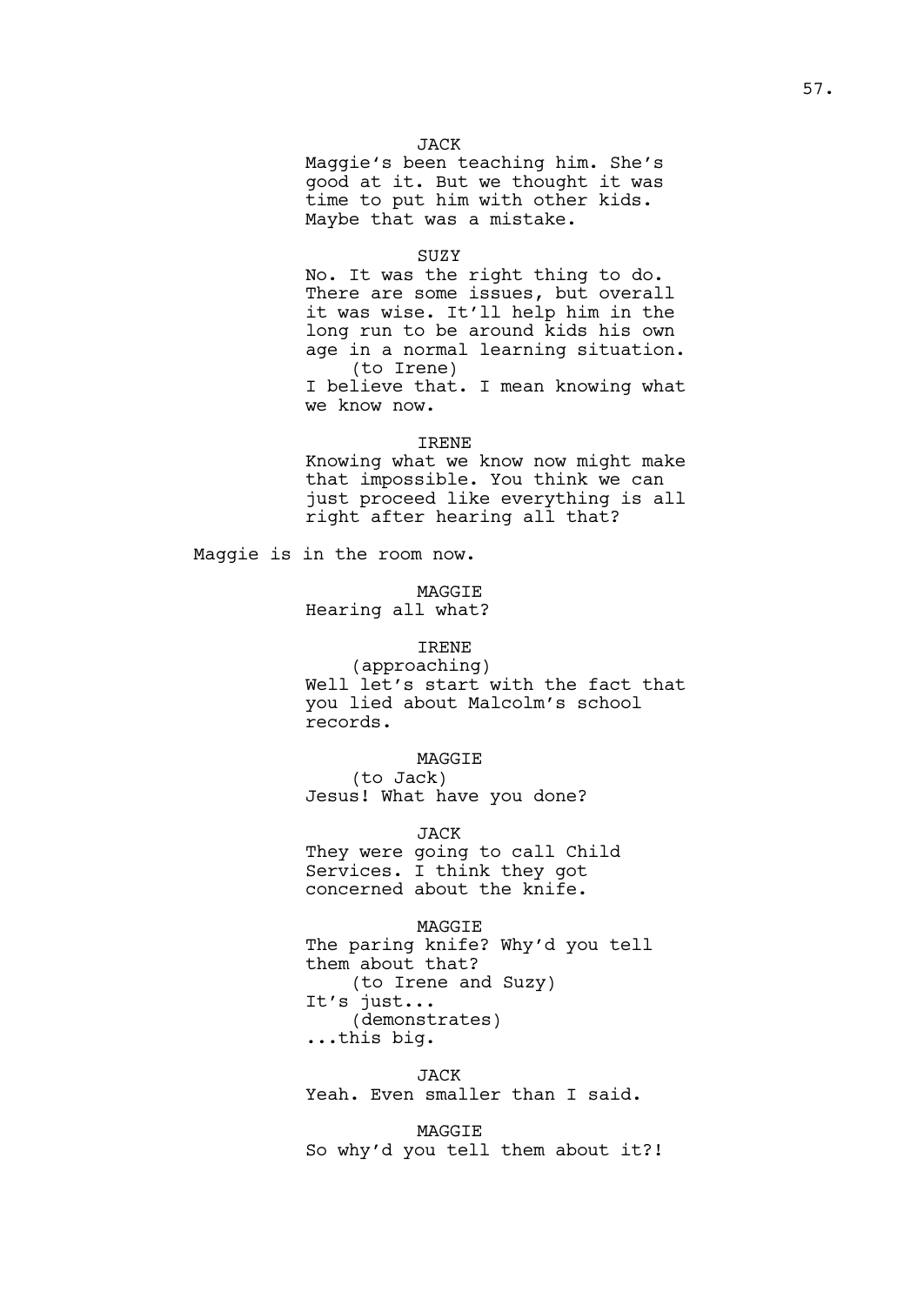JACK
Maggie's been teaching him. She's good at it. But we thought it was time to put him with other kids. Maybe that was a mistake.

SUZY
No. It was the right thing to do. There are some issues, but overall it was wise. It'll help him in the long run to be around kids his own age in a normal learning situation.
(to Irene)
I believe that. I mean knowing what we know now.

IRENE
Knowing what we know now might make that impossible. You think we can just proceed like everything is all right after hearing all that?

Maggie is in the room now.

MAGGIE
Hearing all what?

IRENE
(approaching)
Well let's start with the fact that you lied about Malcolm's school records.

MAGGIE
(to Jack)
Jesus! What have you done?

JACK
They were going to call Child Services. I think they got concerned about the knife.

MAGGIE
The paring knife? Why'd you tell them about that?
(to Irene and Suzy)
It's just...
(demonstrates)
...this big.

JACK
Yeah. Even smaller than I said.

MAGGIE
So why'd you tell them about it?!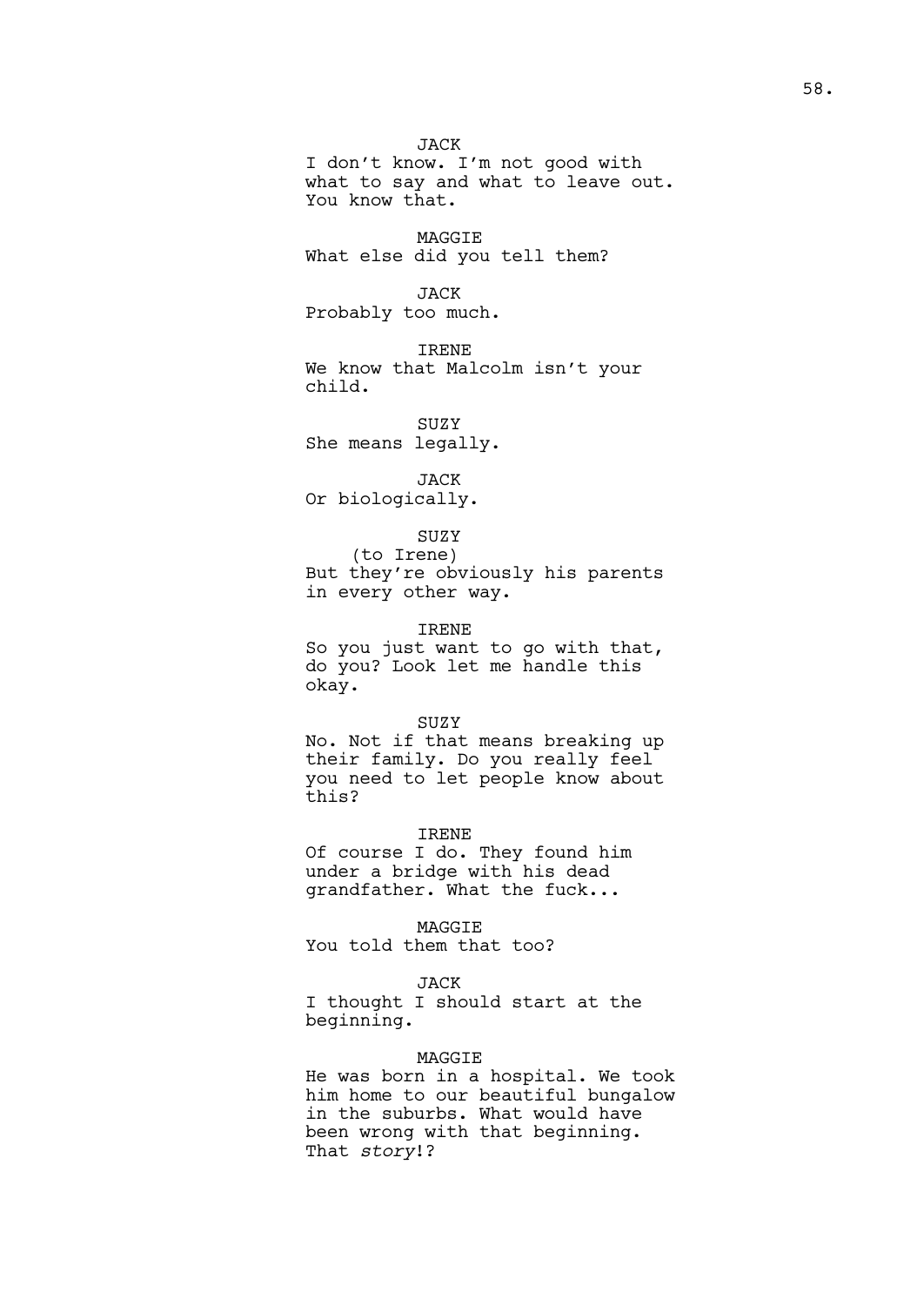JACK
I don't know. I'm not good with what to say and what to leave out. You know that.

MAGGIE
What else did you tell them?

JACK
Probably too much.

IRENE
We know that Malcolm isn't your child.

SUZY
She means legally.

JACK
Or biologically.

SUZY
(to Irene)
But they're obviously his parents in every other way.

IRENE
So you just want to go with that, do you? Look let me handle this okay.

SUZY
No. Not if that means breaking up their family. Do you really feel you need to let people know about this?

IRENE
Of course I do. They found him under a bridge with his dead grandfather. What the fuck...

MAGGIE
You told them that too?

JACK
I thought I should start at the beginning.

MAGGIE
He was born in a hospital. We took him home to our beautiful bungalow in the suburbs. What would have been wrong with that beginning. That *story*!?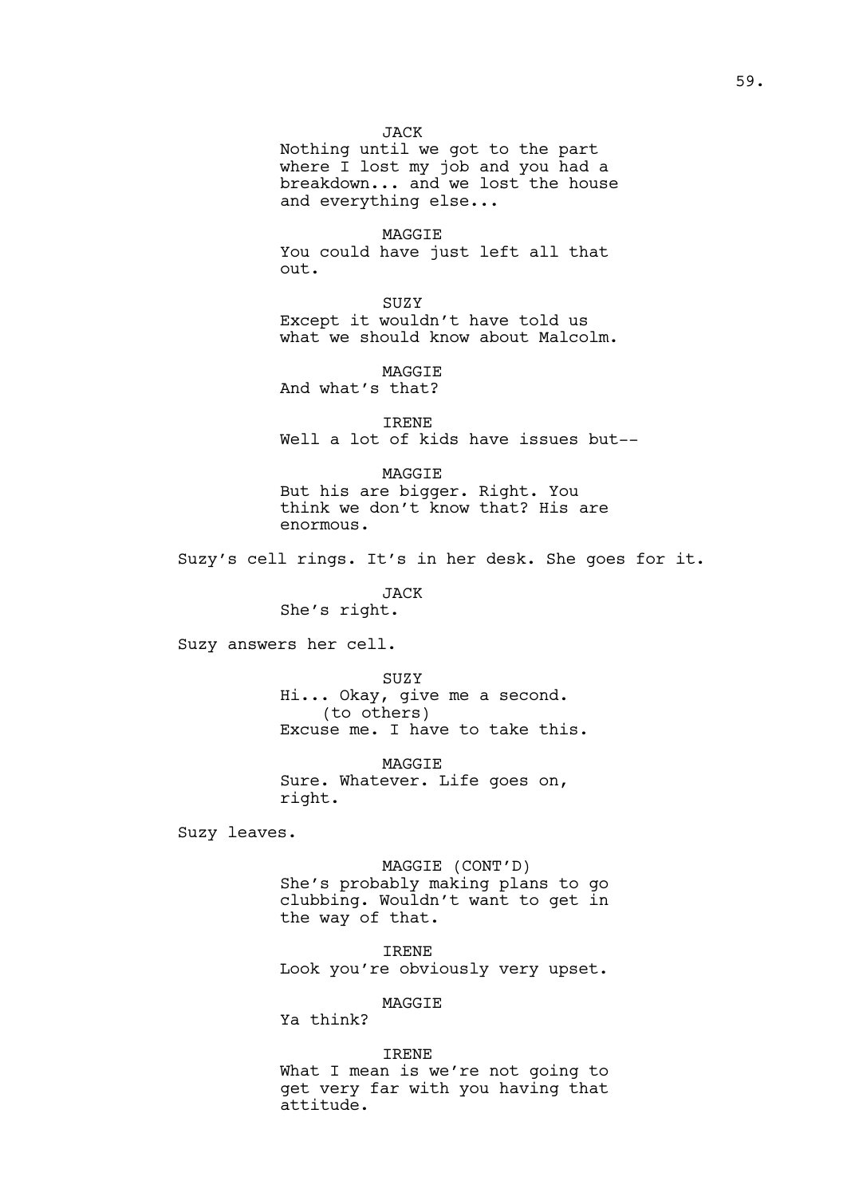JACK
Nothing until we got to the part where I lost my job and you had a breakdown... and we lost the house and everything else...

MAGGIE
You could have just left all that out.

SUZY
Except it wouldn't have told us what we should know about Malcolm.

MAGGIE
And what's that?

IRENE
Well a lot of kids have issues but--

MAGGIE
But his are bigger. Right. You think we don't know that? His are enormous.

Suzy's cell rings. It's in her desk. She goes for it.

JACK
She's right.

Suzy answers her cell.

SUZY
Hi... Okay, give me a second.
(to others)
Excuse me. I have to take this.

MAGGIE
Sure. Whatever. Life goes on, right.

Suzy leaves.

MAGGIE (CONT'D)
She's probably making plans to go clubbing. Wouldn't want to get in the way of that.

IRENE
Look you're obviously very upset.

MAGGIE
Ya think?

IRENE
What I mean is we're not going to get very far with you having that attitude.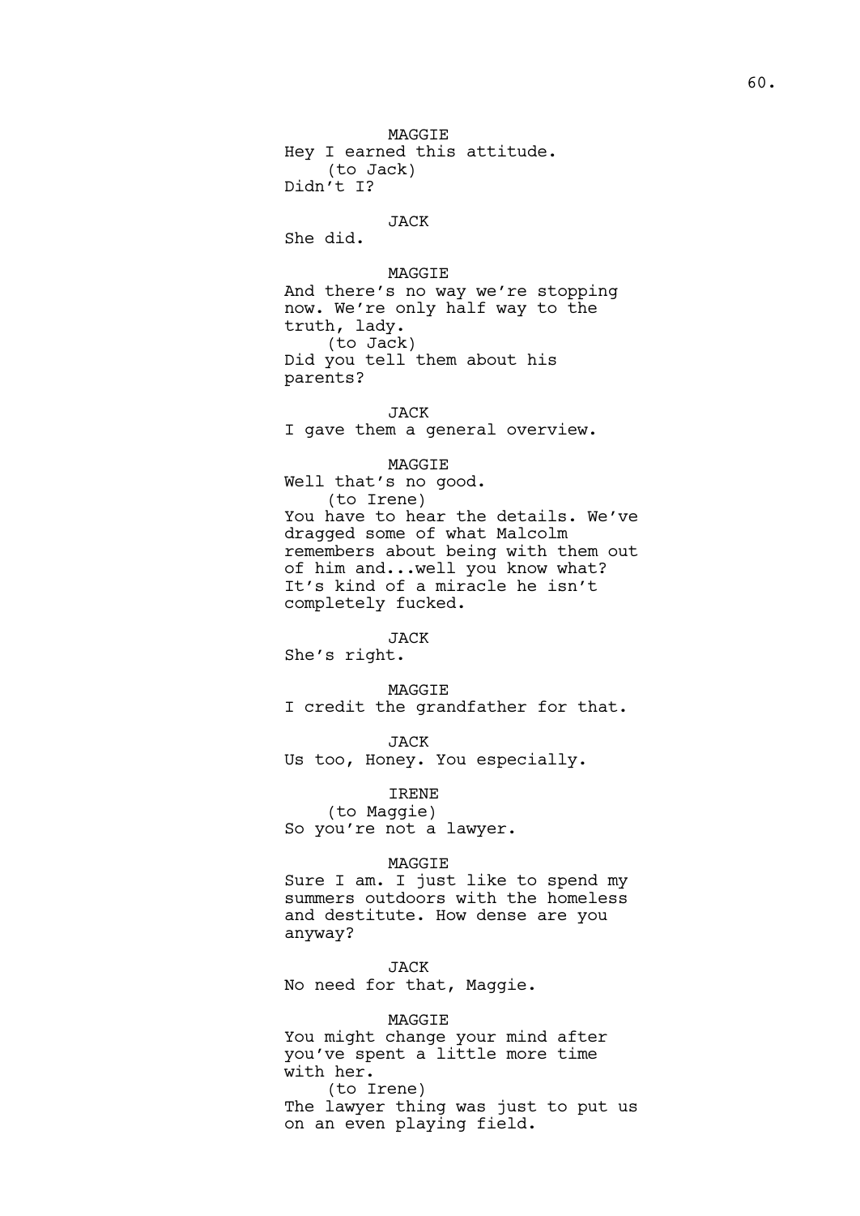MAGGIE
Hey I earned this attitude.
(to Jack)
Didn't I?

JACK
She did.

MAGGIE
And there's no way we're stopping now. We're only half way to the truth, lady.
(to Jack)
Did you tell them about his parents?

JACK
I gave them a general overview.

MAGGIE
Well that's no good.
(to Irene)
You have to hear the details. We've dragged some of what Malcolm remembers about being with them out of him and...well you know what? It's kind of a miracle he isn't completely fucked.

JACK
She's right.

MAGGIE
I credit the grandfather for that.

JACK
Us too, Honey. You especially.

IRENE
(to Maggie)
So you're not a lawyer.

MAGGIE
Sure I am. I just like to spend my summers outdoors with the homeless and destitute. How dense are you anyway?

JACK
No need for that, Maggie.

MAGGIE
You might change your mind after you've spent a little more time with her.
(to Irene)
The lawyer thing was just to put us on an even playing field.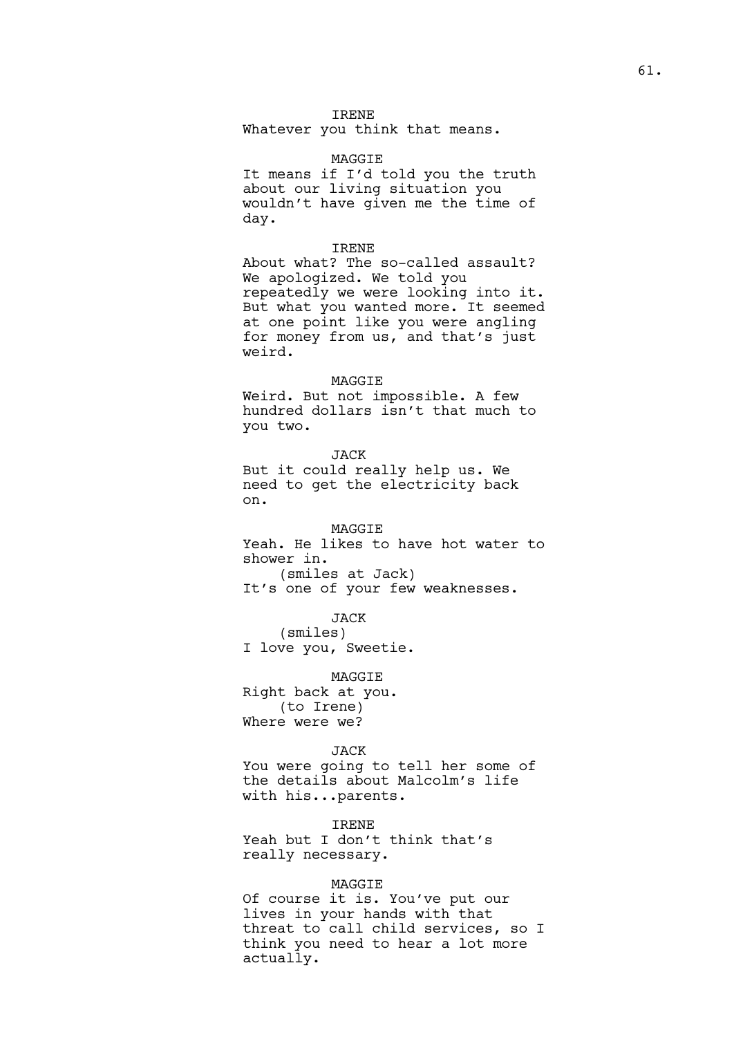IRENE
Whatever you think that means.

MAGGIE
It means if I'd told you the truth about our living situation you wouldn't have given me the time of day.

IRENE
About what? The so-called assault? We apologized. We told you repeatedly we were looking into it. But what you wanted more. It seemed at one point like you were angling for money from us, and that's just weird.

MAGGIE
Weird. But not impossible. A few hundred dollars isn't that much to you two.

JACK
But it could really help us. We need to get the electricity back on.

MAGGIE
Yeah. He likes to have hot water to shower in.
(smiles at Jack)
It's one of your few weaknesses.

JACK
(smiles)
I love you, Sweetie.

MAGGIE
Right back at you.
(to Irene)
Where were we?

JACK
You were going to tell her some of the details about Malcolm's life with his...parents.

IRENE
Yeah but I don't think that's really necessary.

MAGGIE
Of course it is. You've put our lives in your hands with that threat to call child services, so I think you need to hear a lot more actually.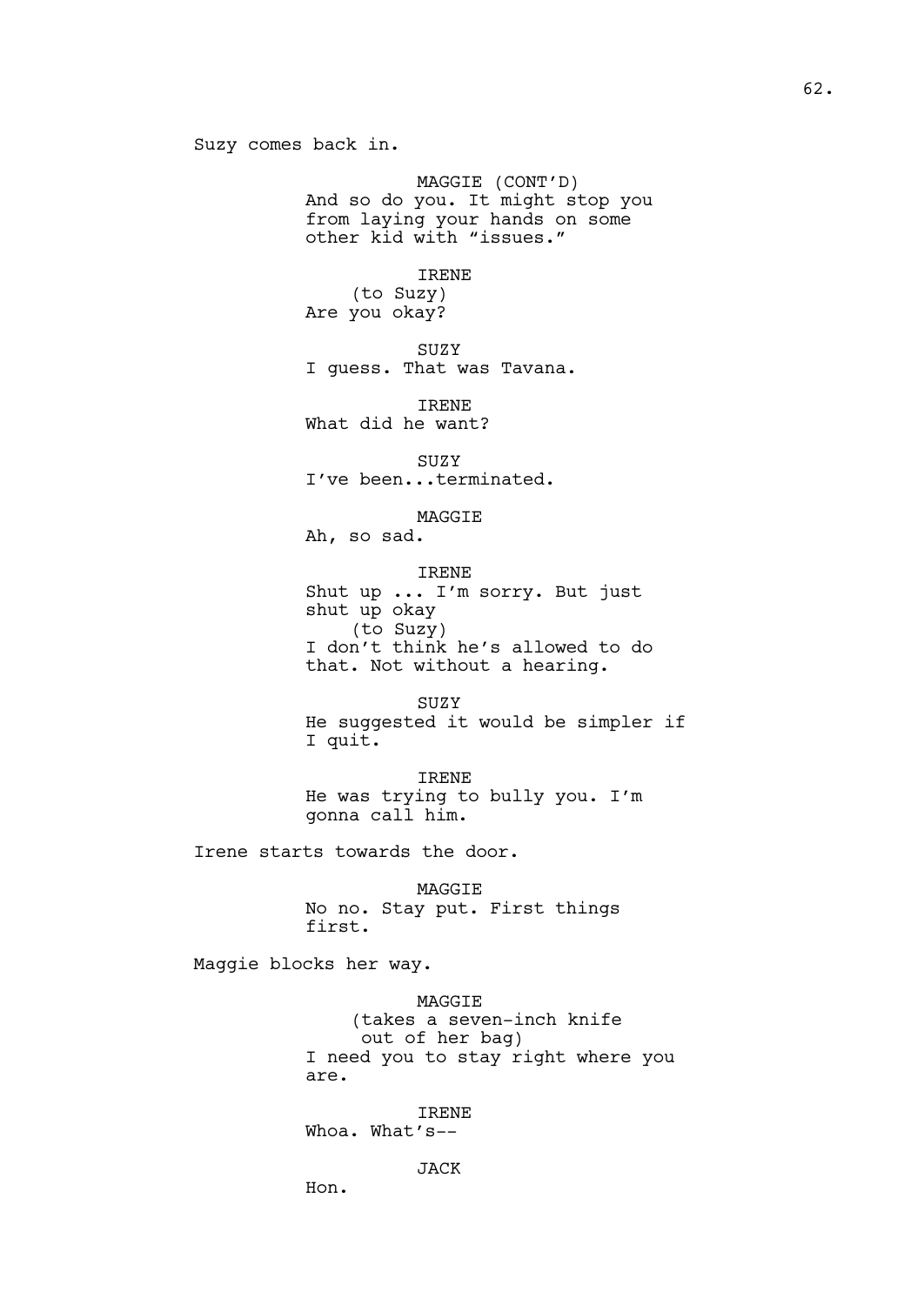Suzy comes back in.

MAGGIE (CONT'D)
And so do you. It might stop you from laying your hands on some other kid with "issues."

IRENE
(to Suzy)
Are you okay?

SUZY
I guess. That was Tavana.

IRENE
What did he want?

SUZY
I've been...terminated.

MAGGIE
Ah, so sad.

IRENE
Shut up ... I'm sorry. But just shut up okay
(to Suzy)
I don't think he's allowed to do that. Not without a hearing.

SUZY
He suggested it would be simpler if I quit.

IRENE
He was trying to bully you. I'm gonna call him.

Irene starts towards the door.

MAGGIE
No no. Stay put. First things first.

Maggie blocks her way.

MAGGIE
(takes a seven-inch knife out of her bag)
I need you to stay right where you are.

IRENE
Whoa. What's--

JACK
Hon.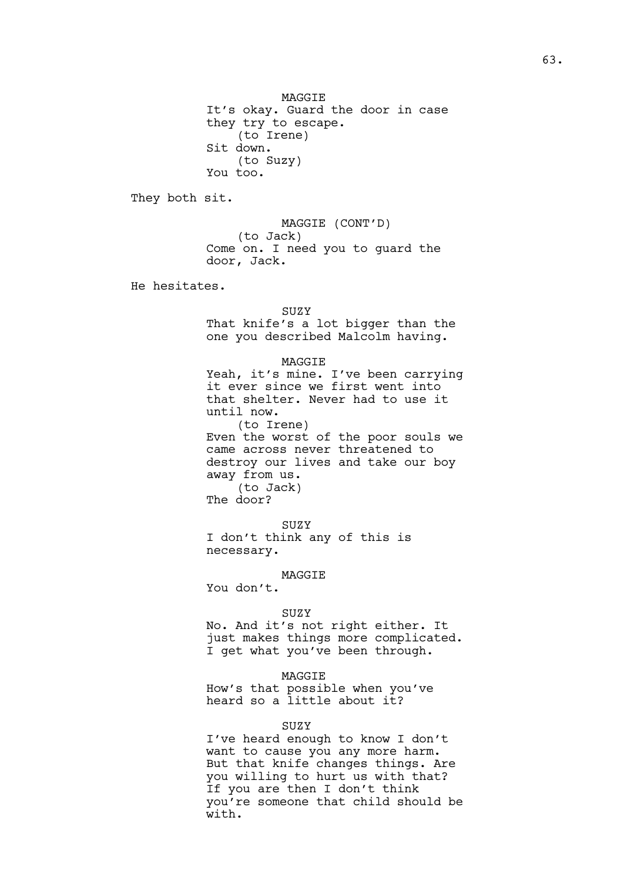MAGGIE
It's okay. Guard the door in case they try to escape.
(to Irene)
Sit down.
(to Suzy)
You too.

They both sit.

MAGGIE (CONT'D)
(to Jack)
Come on. I need you to guard the door, Jack.

He hesitates.

SUZY
That knife's a lot bigger than the one you described Malcolm having.

MAGGIE
Yeah, it's mine. I've been carrying it ever since we first went into that shelter. Never had to use it until now.
(to Irene)
Even the worst of the poor souls we came across never threatened to destroy our lives and take our boy away from us.
(to Jack)
The door?

SUZY
I don't think any of this is necessary.

MAGGIE
You don't.

SUZY
No. And it's not right either. It just makes things more complicated. I get what you've been through.

MAGGIE
How's that possible when you've heard so a little about it?

SUZY
I've heard enough to know I don't want to cause you any more harm. But that knife changes things. Are you willing to hurt us with that? If you are then I don't think you're someone that child should be with.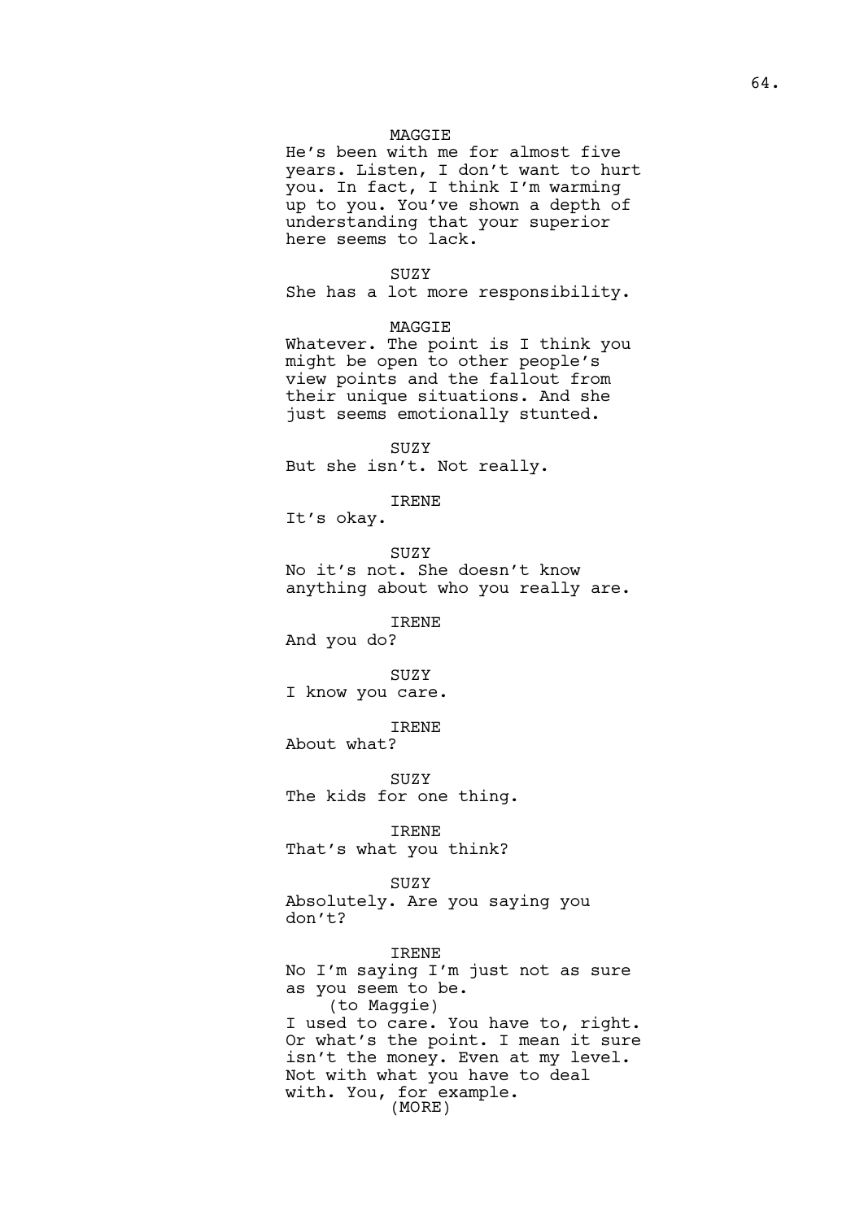MAGGIE
He's been with me for almost five years. Listen, I don't want to hurt you. In fact, I think I'm warming up to you. You've shown a depth of understanding that your superior here seems to lack.

SUZY
She has a lot more responsibility.

MAGGIE
Whatever. The point is I think you might be open to other people's view points and the fallout from their unique situations. And she just seems emotionally stunted.

SUZY
But she isn't. Not really.

IRENE
It's okay.

SUZY
No it's not. She doesn't know anything about who you really are.

IRENE
And you do?

SUZY
I know you care.

IRENE
About what?

SUZY
The kids for one thing.

IRENE
That's what you think?

SUZY
Absolutely. Are you saying you don't?

IRENE
No I'm saying I'm just not as sure as you seem to be.
(to Maggie)
I used to care. You have to, right. Or what's the point. I mean it sure isn't the money. Even at my level. Not with what you have to deal with. You, for example.
(MORE)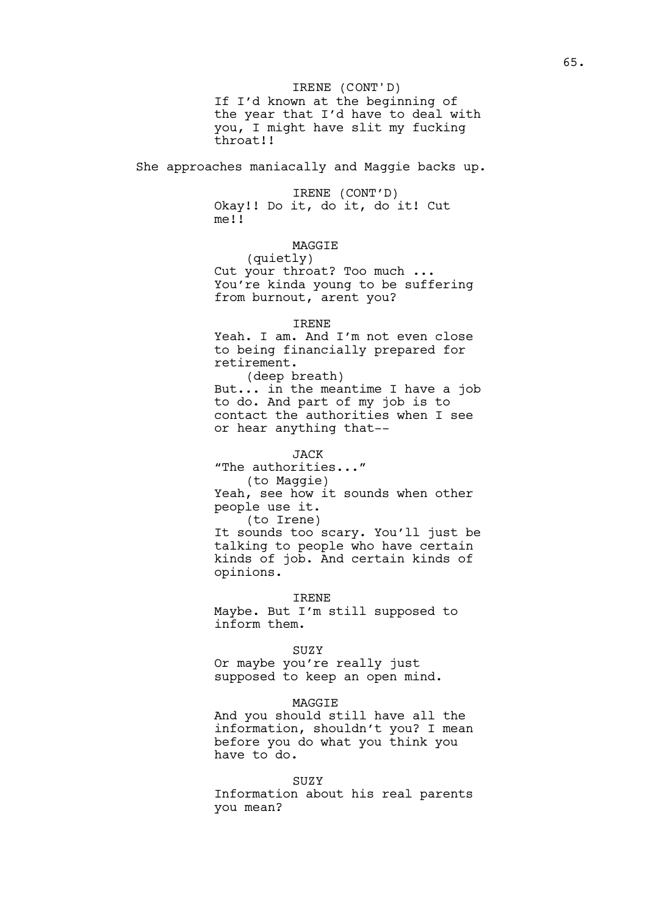IRENE (CONT'D)
If I'd known at the beginning of the year that I'd have to deal with you, I might have slit my fucking throat!!

She approaches maniacally and Maggie backs up.

IRENE (CONT'D)
Okay!! Do it, do it, do it! Cut me!!

MAGGIE
(quietly)
Cut your throat? Too much ...
You're kinda young to be suffering from burnout, arent you?

IRENE
Yeah. I am. And I'm not even close to being financially prepared for retirement.
(deep breath)
But... in the meantime I have a job to do. And part of my job is to contact the authorities when I see or hear anything that--

JACK
"The authorities..."
(to Maggie)
Yeah, see how it sounds when other people use it.
(to Irene)
It sounds too scary. You'll just be talking to people who have certain kinds of job. And certain kinds of opinions.

IRENE
Maybe. But I'm still supposed to inform them.

SUZY
Or maybe you're really just supposed to keep an open mind.

MAGGIE
And you should still have all the information, shouldn't you? I mean before you do what you think you have to do.

SUZY
Information about his real parents you mean?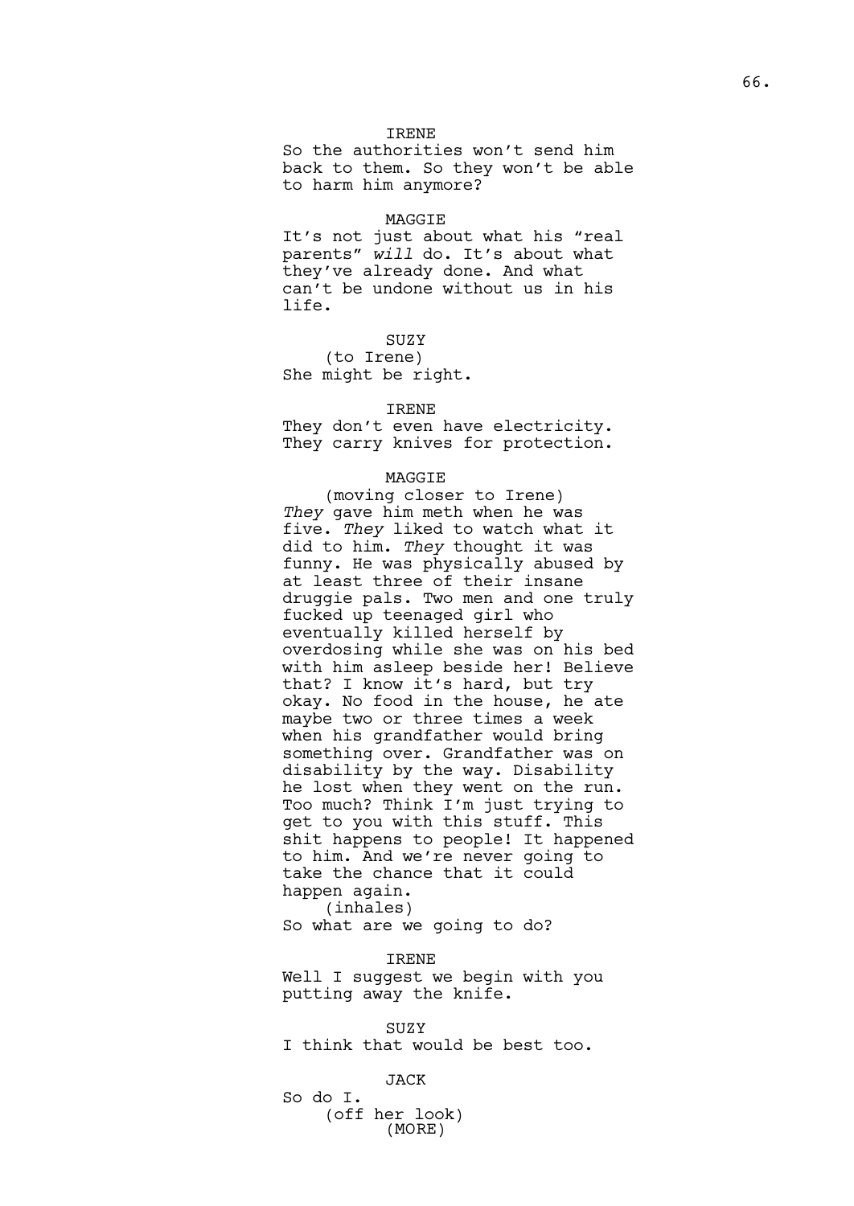IRENE

So the authorities won't send him back to them. So they won't be able to harm him anymore?

MAGGIE

It's not just about what his "real parents" *will* do. It's about what they've already done. And what can't be undone without us in his life.

SUZY

(to Irene)

She might be right.

IRENE

They don't even have electricity. They carry knives for protection.

MAGGIE

(moving closer to Irene)

*They* gave him meth when he was five. *They* liked to watch what it did to him. *They* thought it was funny. He was physically abused by at least three of their insane druggie pals. Two men and one truly fucked up teenaged girl who eventually killed herself by overdosing while she was on his bed with him asleep beside her! Believe that? I know it's hard, but try okay. No food in the house, he ate maybe two or three times a week when his grandfather would bring something over. Grandfather was on disability by the way. Disability he lost when they went on the run. Too much? Think I'm just trying to get to you with this stuff. This shit happens to people! It happened to him. And we're never going to take the chance that it could happen again.

(inhales)

So what are we going to do?

IRENE

Well I suggest we begin with you putting away the knife.

SUZY

I think that would be best too.

JACK

So do I.

(off her look)

(MORE)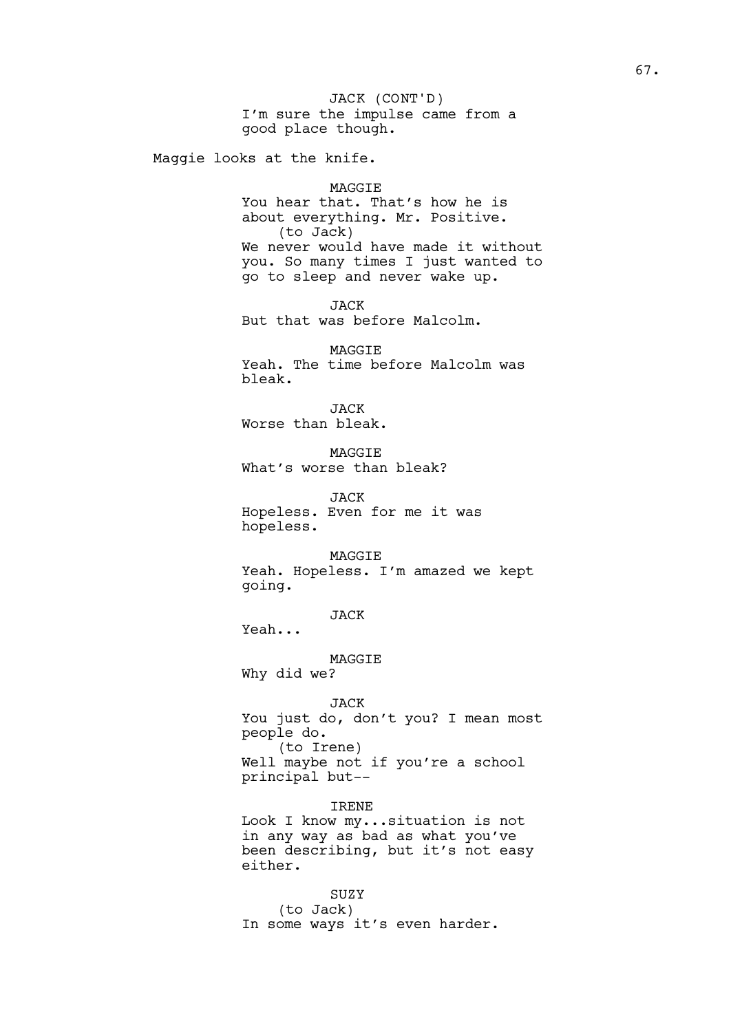JACK (CONT'D)
I'm sure the impulse came from a good place though.

Maggie looks at the knife.

MAGGIE
You hear that. That's how he is about everything. Mr. Positive.
(to Jack)
We never would have made it without you. So many times I just wanted to go to sleep and never wake up.

JACK
But that was before Malcolm.

MAGGIE
Yeah. The time before Malcolm was bleak.

JACK
Worse than bleak.

MAGGIE
What's worse than bleak?

JACK
Hopeless. Even for me it was hopeless.

MAGGIE
Yeah. Hopeless. I'm amazed we kept going.

JACK
Yeah...

MAGGIE
Why did we?

JACK
You just do, don't you? I mean most people do.
(to Irene)
Well maybe not if you're a school principal but--

IRENE
Look I know my...situation is not in any way as bad as what you've been describing, but it's not easy either.

SUZY
(to Jack)
In some ways it's even harder.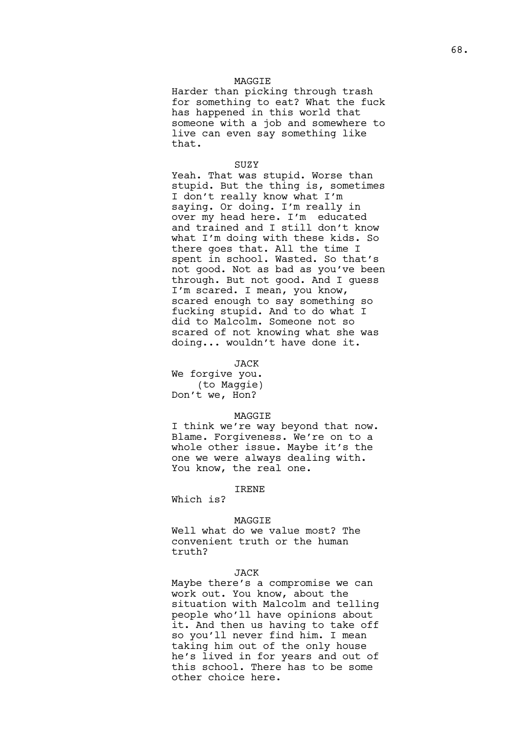MAGGIE

Harder than picking through trash for something to eat? What the fuck has happened in this world that someone with a job and somewhere to live can even say something like that.

SUZY

Yeah. That was stupid. Worse than stupid. But the thing is, sometimes I don't really know what I'm saying. Or doing. I'm really in over my head here. I'm educated and trained and I still don't know what I'm doing with these kids. So there goes that. All the time I spent in school. Wasted. So that's not good. Not as bad as you've been through. But not good. And I guess I'm scared. I mean, you know, scared enough to say something so fucking stupid. And to do what I did to Malcolm. Someone not so scared of not knowing what she was doing... wouldn't have done it.

JACK

We forgive you.
(to Maggie)
Don't we, Hon?

MAGGIE

I think we're way beyond that now. Blame. Forgiveness. We're on to a whole other issue. Maybe it's the one we were always dealing with. You know, the real one.

IRENE

Which is?

MAGGIE

Well what do we value most? The convenient truth or the human truth?

JACK

Maybe there's a compromise we can work out. You know, about the situation with Malcolm and telling people who'll have opinions about it. And then us having to take off so you'll never find him. I mean taking him out of the only house he's lived in for years and out of this school. There has to be some other choice here.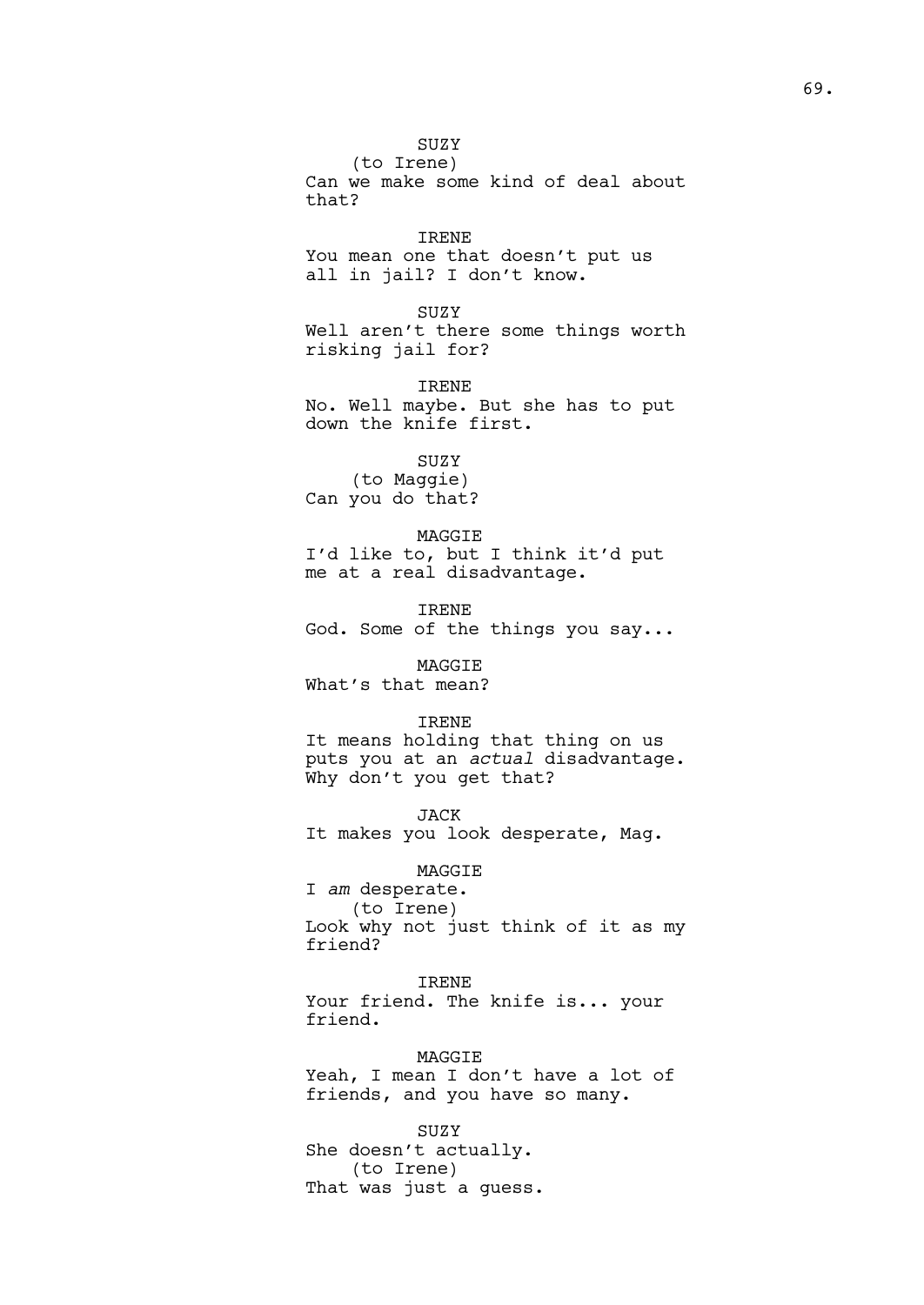SUZY
(to Irene)
Can we make some kind of deal about that?

IRENE
You mean one that doesn't put us all in jail? I don't know.

SUZY
Well aren't there some things worth risking jail for?

IRENE
No. Well maybe. But she has to put down the knife first.

SUZY
(to Maggie)
Can you do that?

MAGGIE
I'd like to, but I think it'd put me at a real disadvantage.

IRENE
God. Some of the things you say...

MAGGIE
What's that mean?

IRENE
It means holding that thing on us puts you at an *actual* disadvantage. Why don't you get that?

JACK
It makes you look desperate, Mag.

MAGGIE
I *am* desperate.
(to Irene)
Look why not just think of it as my friend?

IRENE
Your friend. The knife is... your friend.

MAGGIE
Yeah, I mean I don't have a lot of friends, and you have so many.

SUZY
She doesn't actually.
(to Irene)
That was just a guess.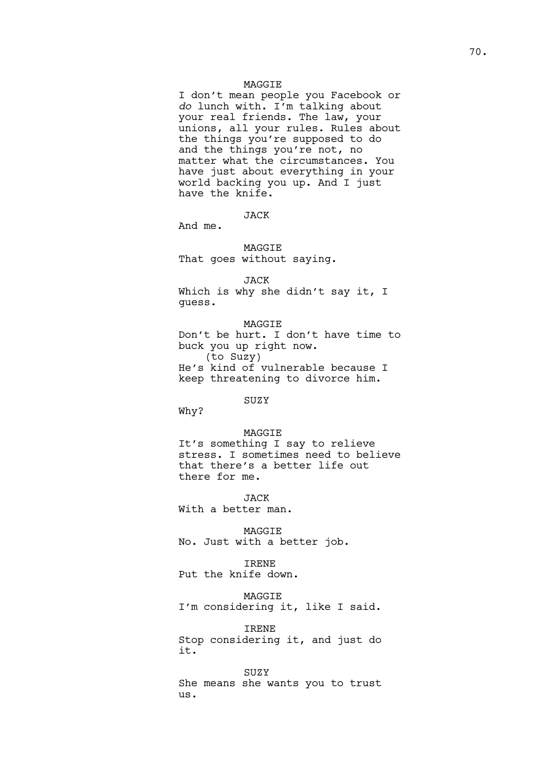MAGGIE
I don't mean people you Facebook or *do* lunch with. I'm talking about your real friends. The law, your unions, all your rules. Rules about the things you're supposed to do and the things you're not, no matter what the circumstances. You have just about everything in your world backing you up. And I just have the knife.

JACK
And me.

MAGGIE
That goes without saying.

JACK
Which is why she didn't say it, I guess.

MAGGIE
Don't be hurt. I don't have time to buck you up right now.
(to Suzy)
He's kind of vulnerable because I keep threatening to divorce him.

SUZY
Why?

MAGGIE
It's something I say to relieve stress. I sometimes need to believe that there's a better life out there for me.

JACK
With a better man.

MAGGIE
No. Just with a better job.

IRENE
Put the knife down.

MAGGIE
I'm considering it, like I said.

IRENE
Stop considering it, and just do it.

SUZY
She means she wants you to trust us.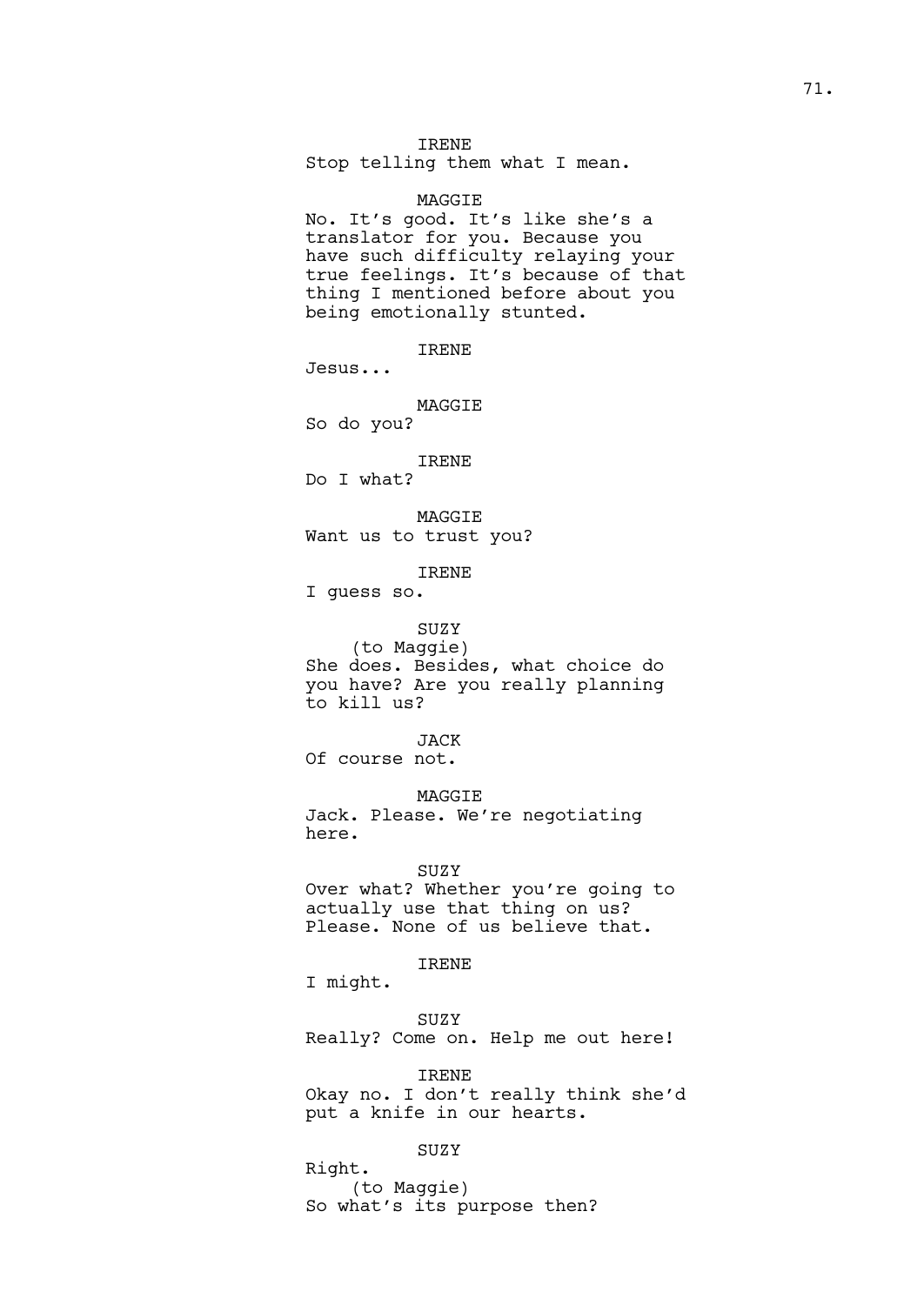IRENE
Stop telling them what I mean.

MAGGIE
No. It's good. It's like she's a translator for you. Because you have such difficulty relaying your true feelings. It's because of that thing I mentioned before about you being emotionally stunted.

IRENE
Jesus...

MAGGIE
So do you?

IRENE
Do I what?

MAGGIE
Want us to trust you?

IRENE
I guess so.

SUZY
(to Maggie)
She does. Besides, what choice do you have? Are you really planning to kill us?

JACK
Of course not.

MAGGIE
Jack. Please. We're negotiating here.

SUZY
Over what? Whether you're going to actually use that thing on us? Please. None of us believe that.

IRENE
I might.

SUZY
Really? Come on. Help me out here!

IRENE
Okay no. I don't really think she'd put a knife in our hearts.

SUZY
Right.
(to Maggie)
So what's its purpose then?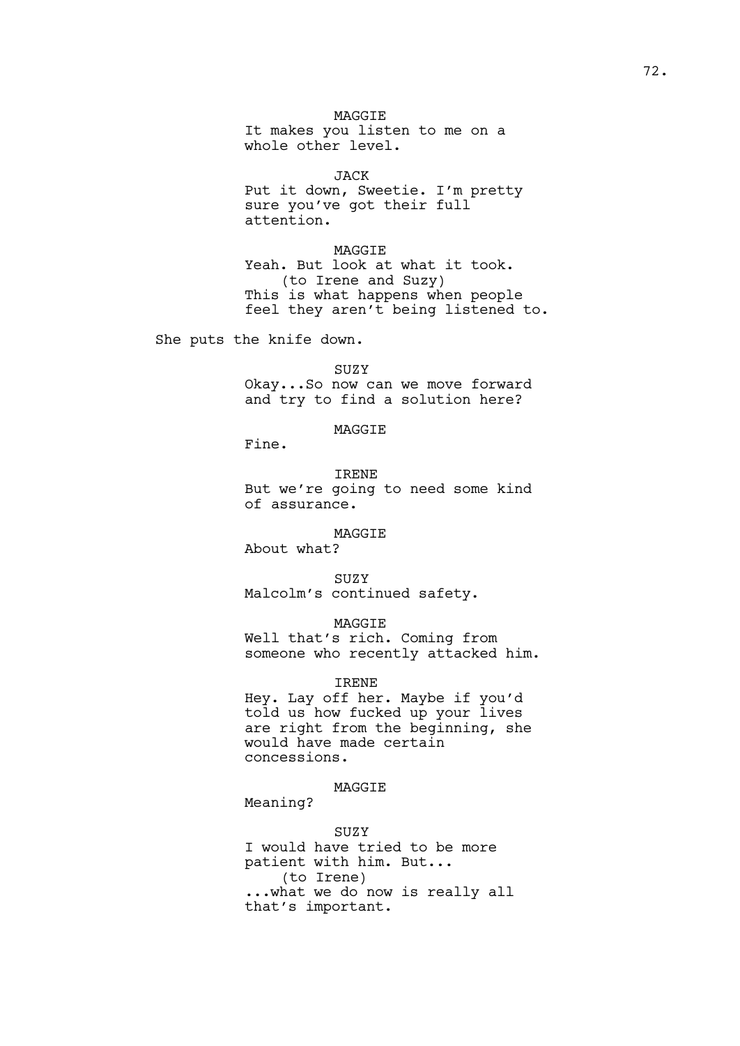MAGGIE
It makes you listen to me on a whole other level.

JACK
Put it down, Sweetie. I'm pretty sure you've got their full attention.

MAGGIE
Yeah. But look at what it took.
(to Irene and Suzy)
This is what happens when people feel they aren't being listened to.

She puts the knife down.

SUZY
Okay...So now can we move forward and try to find a solution here?

MAGGIE
Fine.

IRENE
But we're going to need some kind of assurance.

MAGGIE
About what?

SUZY
Malcolm's continued safety.

MAGGIE
Well that's rich. Coming from someone who recently attacked him.

IRENE
Hey. Lay off her. Maybe if you'd told us how fucked up your lives are right from the beginning, she would have made certain concessions.

MAGGIE
Meaning?

SUZY
I would have tried to be more patient with him. But...
(to Irene)
...what we do now is really all that's important.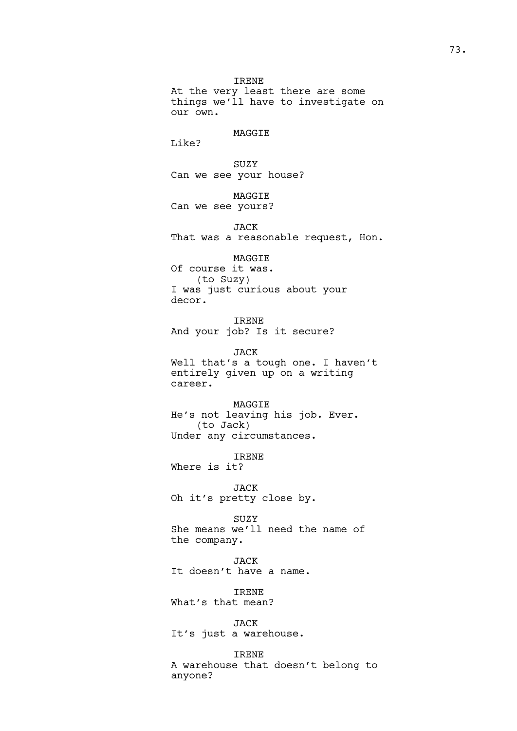IRENE
At the very least there are some things we'll have to investigate on our own.

MAGGIE
Like?

SUZY
Can we see your house?

MAGGIE
Can we see yours?

JACK
That was a reasonable request, Hon.

MAGGIE
Of course it was.
(to Suzy)
I was just curious about your decor.

IRENE
And your job? Is it secure?

JACK
Well that's a tough one. I haven't entirely given up on a writing career.

MAGGIE
He's not leaving his job. Ever.
(to Jack)
Under any circumstances.

IRENE
Where is it?

JACK
Oh it's pretty close by.

SUZY
She means we'll need the name of the company.

JACK
It doesn't have a name.

IRENE
What's that mean?

JACK
It's just a warehouse.

IRENE
A warehouse that doesn't belong to anyone?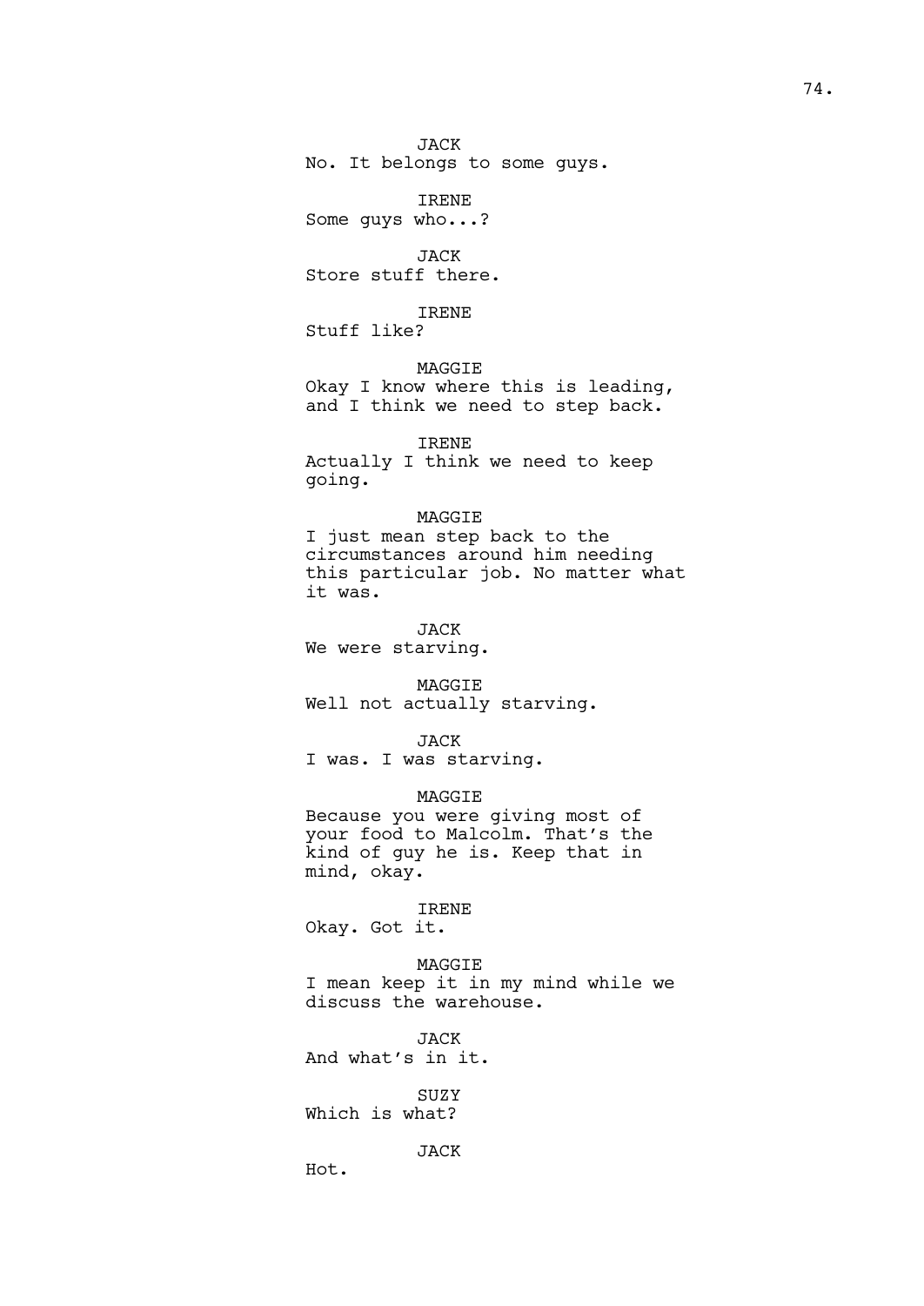JACK
No. It belongs to some guys.

IRENE
Some guys who...?

JACK
Store stuff there.

IRENE
Stuff like?

MAGGIE
Okay I know where this is leading, and I think we need to step back.

IRENE
Actually I think we need to keep going.

MAGGIE
I just mean step back to the circumstances around him needing this particular job. No matter what it was.

JACK
We were starving.

MAGGIE
Well not actually starving.

JACK
I was. I was starving.

MAGGIE
Because you were giving most of your food to Malcolm. That's the kind of guy he is. Keep that in mind, okay.

IRENE
Okay. Got it.

MAGGIE
I mean keep it in my mind while we discuss the warehouse.

JACK
And what's in it.

SUZY
Which is what?

JACK
Hot.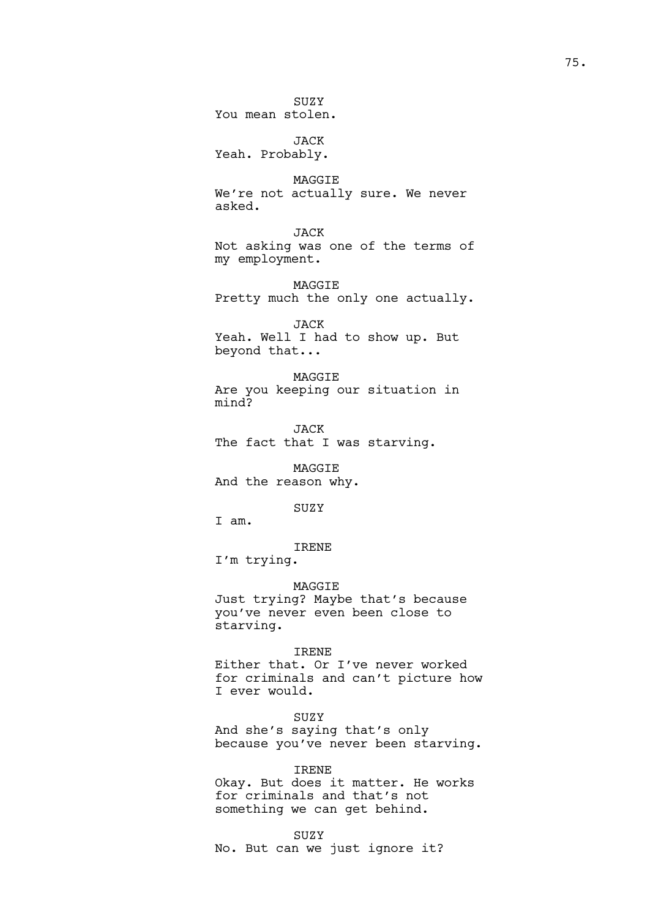SUZY
You mean stolen.

JACK
Yeah. Probably.

MAGGIE
We're not actually sure. We never asked.

JACK
Not asking was one of the terms of my employment.

MAGGIE
Pretty much the only one actually.

JACK
Yeah. Well I had to show up. But beyond that...

MAGGIE
Are you keeping our situation in mind?

JACK
The fact that I was starving.

MAGGIE
And the reason why.

SUZY
I am.

IRENE
I'm trying.

MAGGIE
Just trying? Maybe that's because you've never even been close to starving.

IRENE
Either that. Or I've never worked for criminals and can't picture how I ever would.

SUZY
And she's saying that's only because you've never been starving.

IRENE
Okay. But does it matter. He works for criminals and that's not something we can get behind.

SUZY
No. But can we just ignore it?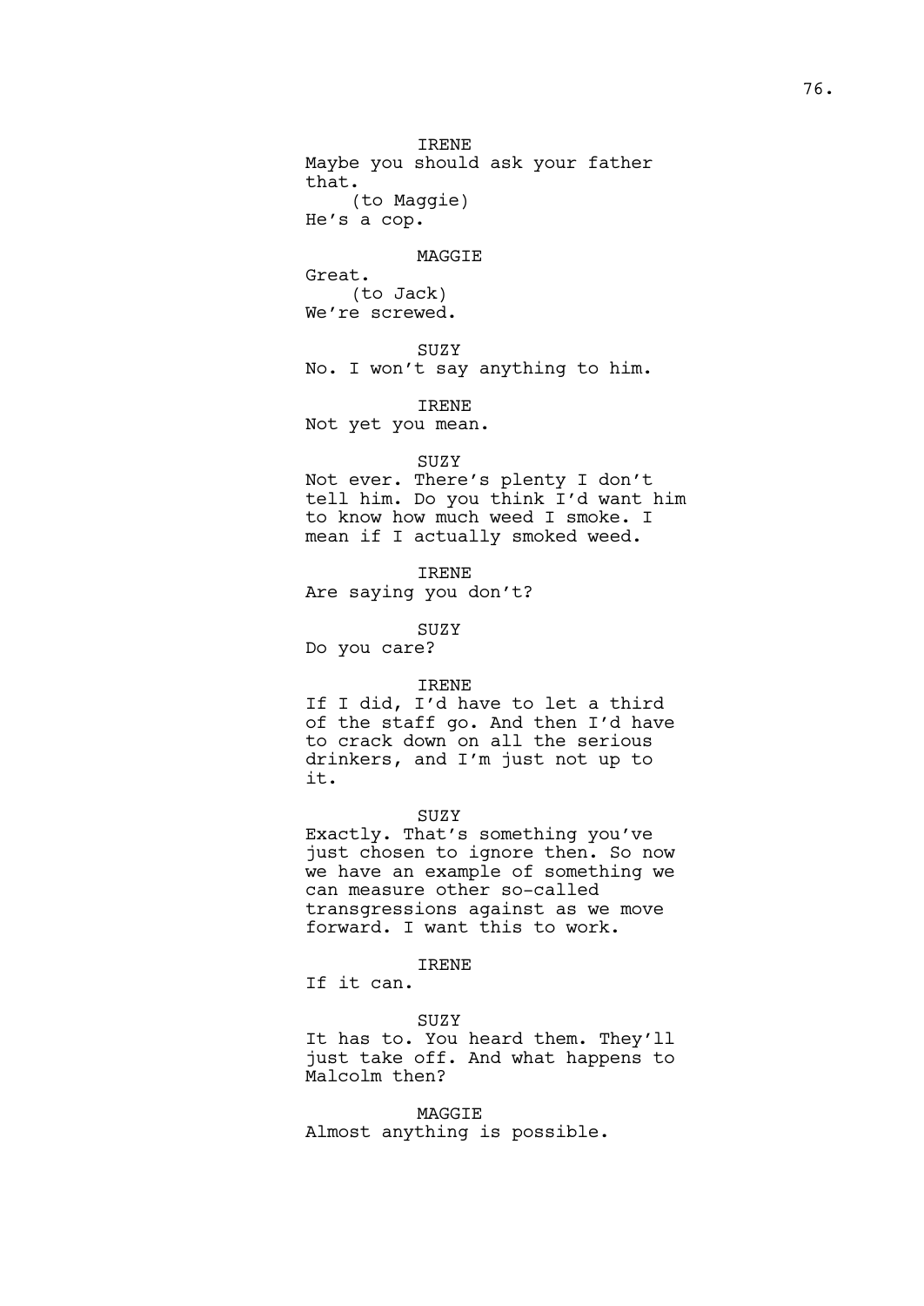IRENE

Maybe you should ask your father that.

(to Maggie)

He's a cop.

MAGGIE

Great.

(to Jack)

We're screwed.

SUZY

No. I won't say anything to him.

IRENE

Not yet you mean.

SUZY

Not ever. There's plenty I don't tell him. Do you think I'd want him to know how much weed I smoke. I mean if I actually smoked weed.

IRENE

Are saying you don't?

SUZY

Do you care?

IRENE

If I did, I'd have to let a third of the staff go. And then I'd have to crack down on all the serious drinkers, and I'm just not up to it.

SUZY

Exactly. That's something you've just chosen to ignore then. So now we have an example of something we can measure other so-called transgressions against as we move forward. I want this to work.

IRENE

If it can.

SUZY

It has to. You heard them. They'll just take off. And what happens to Malcolm then?

MAGGIE

Almost anything is possible.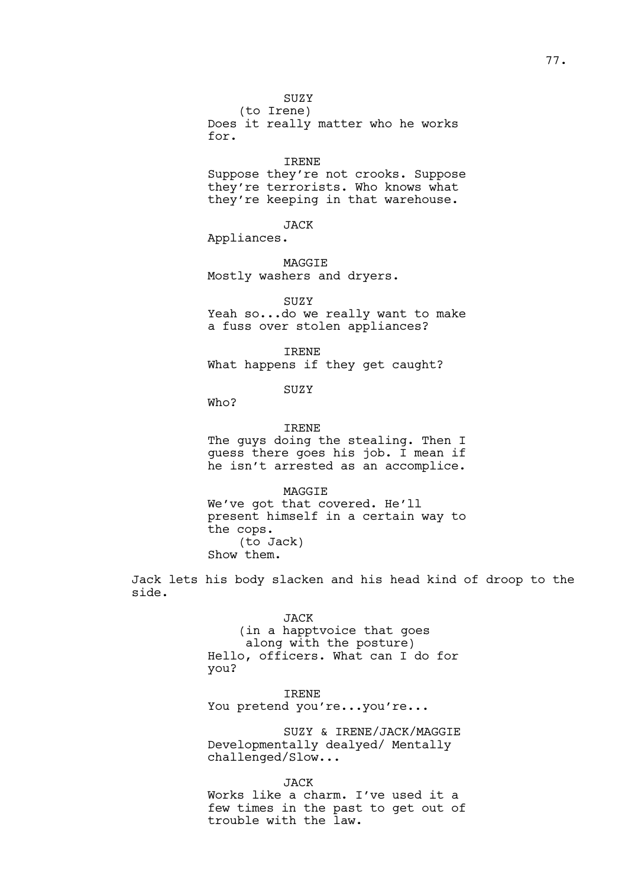SUZY
(to Irene)
Does it really matter who he works for.

IRENE
Suppose they're not crooks. Suppose they're terrorists. Who knows what they're keeping in that warehouse.

JACK
Appliances.

MAGGIE
Mostly washers and dryers.

SUZY
Yeah so...do we really want to make a fuss over stolen appliances?

IRENE
What happens if they get caught?

SUZY
Who?

IRENE
The guys doing the stealing. Then I guess there goes his job. I mean if he isn't arrested as an accomplice.

MAGGIE
We've got that covered. He'll present himself in a certain way to the cops.
(to Jack)
Show them.

Jack lets his body slacken and his head kind of droop to the side.

JACK
(in a happtvoice that goes along with the posture)
Hello, officers. What can I do for you?

IRENE
You pretend you're...you're...

SUZY & IRENE/JACK/MAGGIE
Developmentally dealyed/ Mentally challenged/Slow...

JACK
Works like a charm. I've used it a few times in the past to get out of trouble with the law.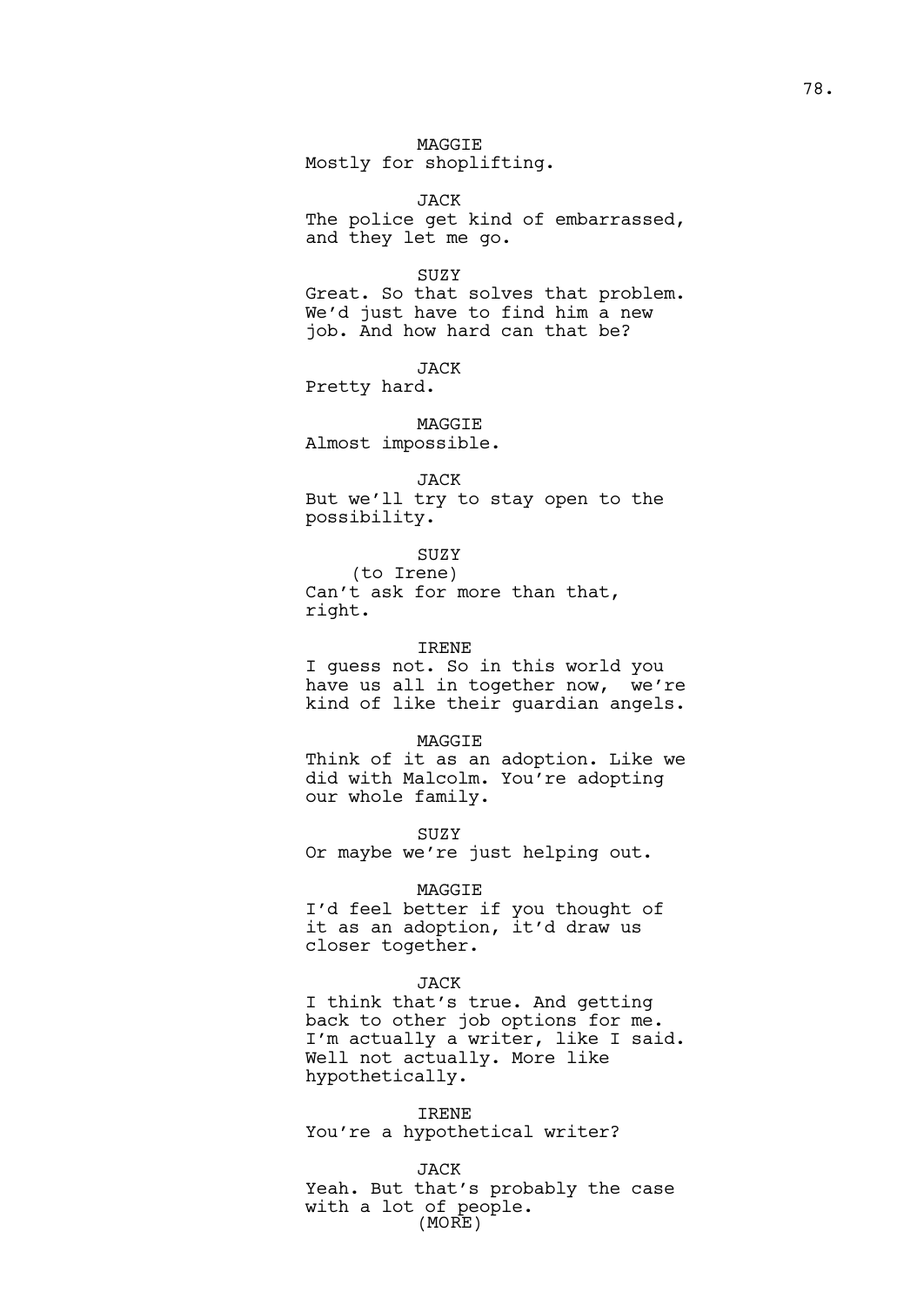MAGGIE
Mostly for shoplifting.

JACK
The police get kind of embarrassed, and they let me go.

SUZY
Great. So that solves that problem. We'd just have to find him a new job. And how hard can that be?

JACK
Pretty hard.

MAGGIE
Almost impossible.

JACK
But we'll try to stay open to the possibility.

SUZY
(to Irene)
Can't ask for more than that, right.

IRENE
I guess not. So in this world you have us all in together now, we're kind of like their guardian angels.

MAGGIE
Think of it as an adoption. Like we did with Malcolm. You're adopting our whole family.

SUZY
Or maybe we're just helping out.

MAGGIE
I'd feel better if you thought of it as an adoption, it'd draw us closer together.

JACK
I think that's true. And getting back to other job options for me. I'm actually a writer, like I said. Well not actually. More like hypothetically.

IRENE
You're a hypothetical writer?

JACK
Yeah. But that's probably the case with a lot of people.
(MORE)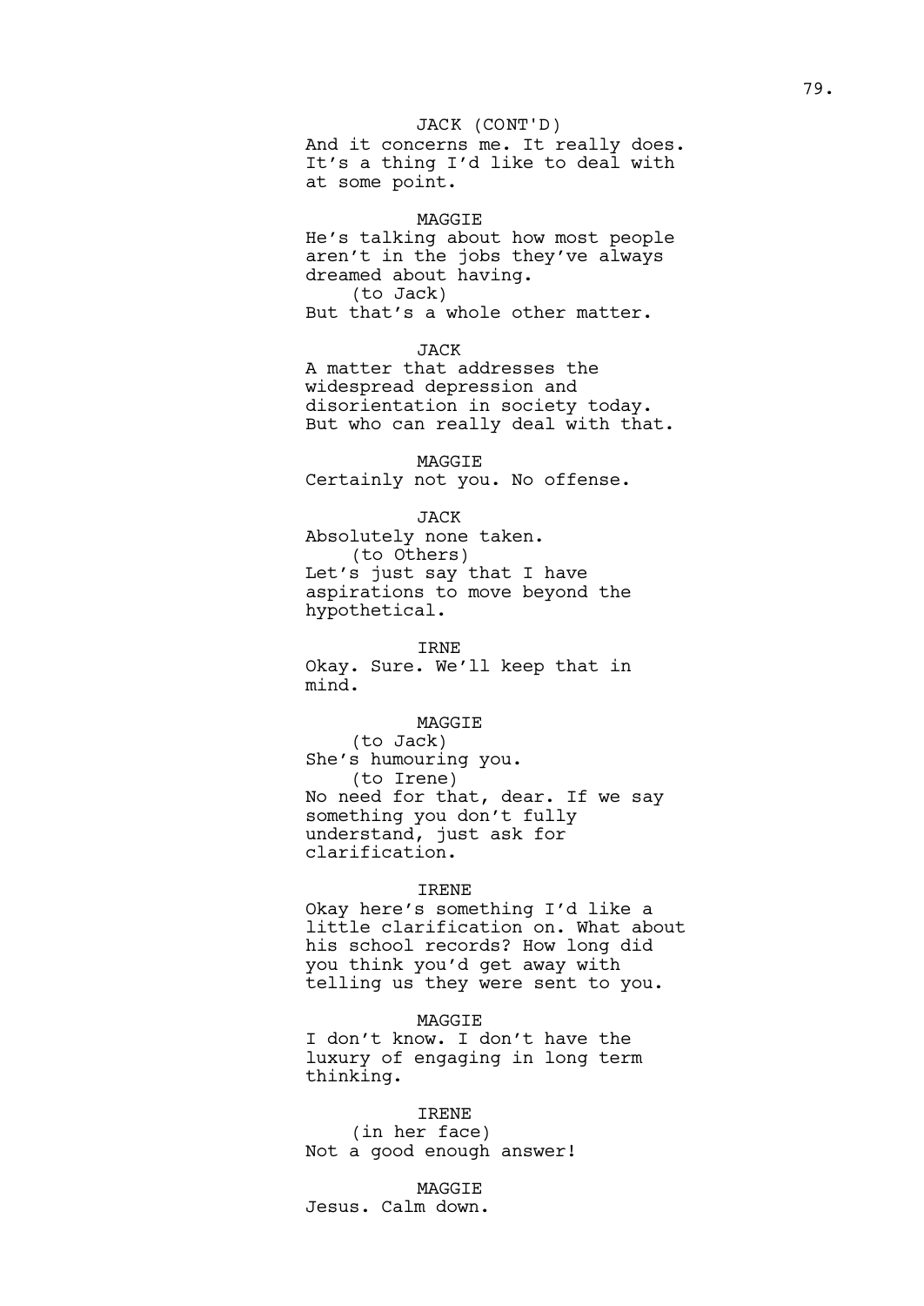JACK (CONT'D)
And it concerns me. It really does.
It's a thing I'd like to deal with
at some point.

MAGGIE
He's talking about how most people
aren't in the jobs they've always
dreamed about having.
(to Jack)
But that's a whole other matter.

JACK
A matter that addresses the
widespread depression and
disorientation in society today.
But who can really deal with that.

MAGGIE
Certainly not you. No offense.

JACK
Absolutely none taken.
(to Others)
Let's just say that I have
aspirations to move beyond the
hypothetical.

IRNE
Okay. Sure. We'll keep that in
mind.

MAGGIE
(to Jack)
She's humouring you.
(to Irene)
No need for that, dear. If we say
something you don't fully
understand, just ask for
clarification.

IRENE
Okay here's something I'd like a
little clarification on. What about
his school records? How long did
you think you'd get away with
telling us they were sent to you.

MAGGIE
I don't know. I don't have the
luxury of engaging in long term
thinking.

IRENE
(in her face)
Not a good enough answer!

MAGGIE
Jesus. Calm down.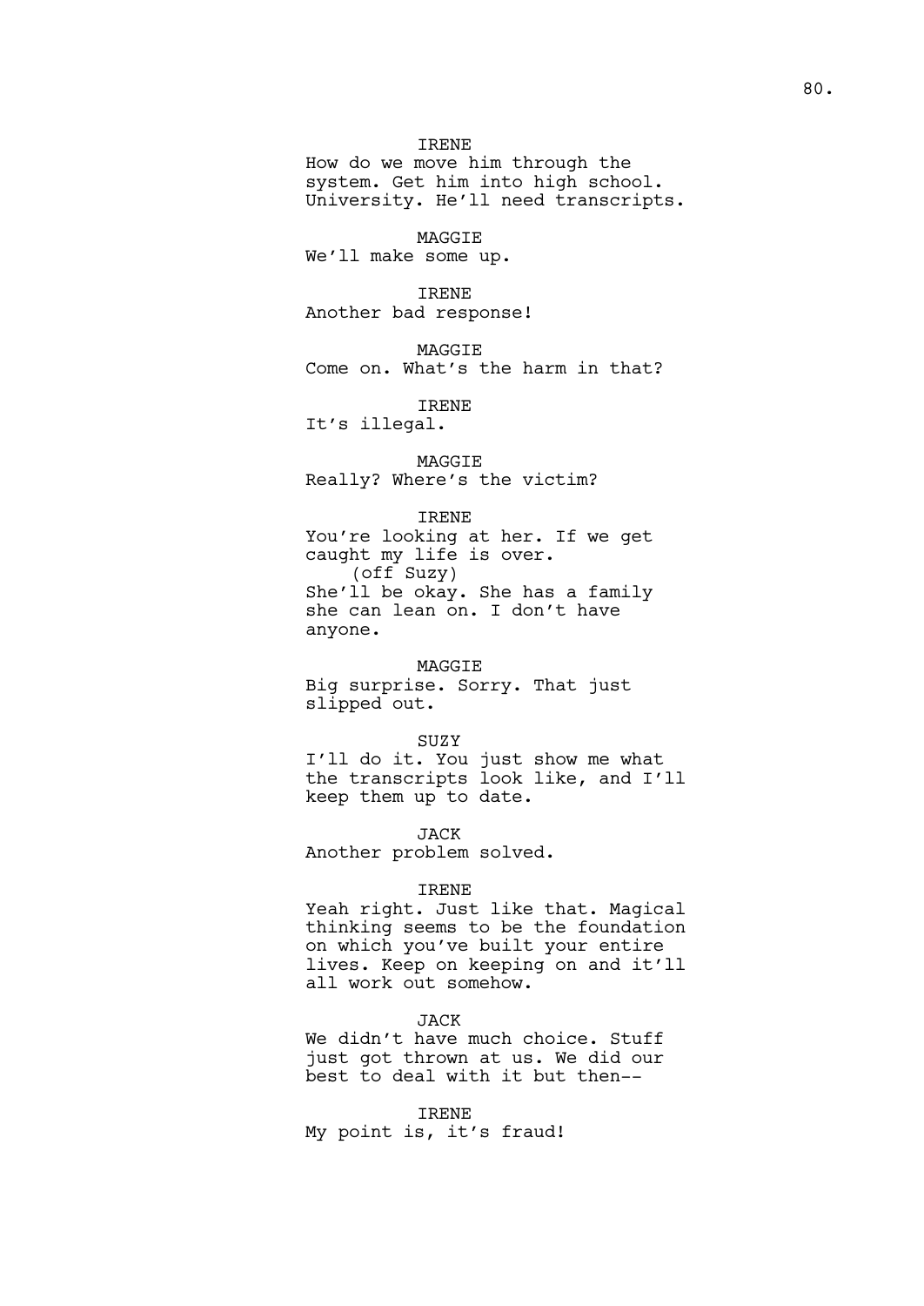IRENE
How do we move him through the system. Get him into high school. University. He'll need transcripts.

MAGGIE
We'll make some up.

IRENE
Another bad response!

MAGGIE
Come on. What's the harm in that?

IRENE
It's illegal.

MAGGIE
Really? Where's the victim?

IRENE
You're looking at her. If we get caught my life is over.
(off Suzy)
She'll be okay. She has a family she can lean on. I don't have anyone.

MAGGIE
Big surprise. Sorry. That just slipped out.

SUZY
I'll do it. You just show me what the transcripts look like, and I'll keep them up to date.

JACK
Another problem solved.

IRENE
Yeah right. Just like that. Magical thinking seems to be the foundation on which you've built your entire lives. Keep on keeping on and it'll all work out somehow.

JACK
We didn't have much choice. Stuff just got thrown at us. We did our best to deal with it but then--

IRENE
My point is, it's fraud!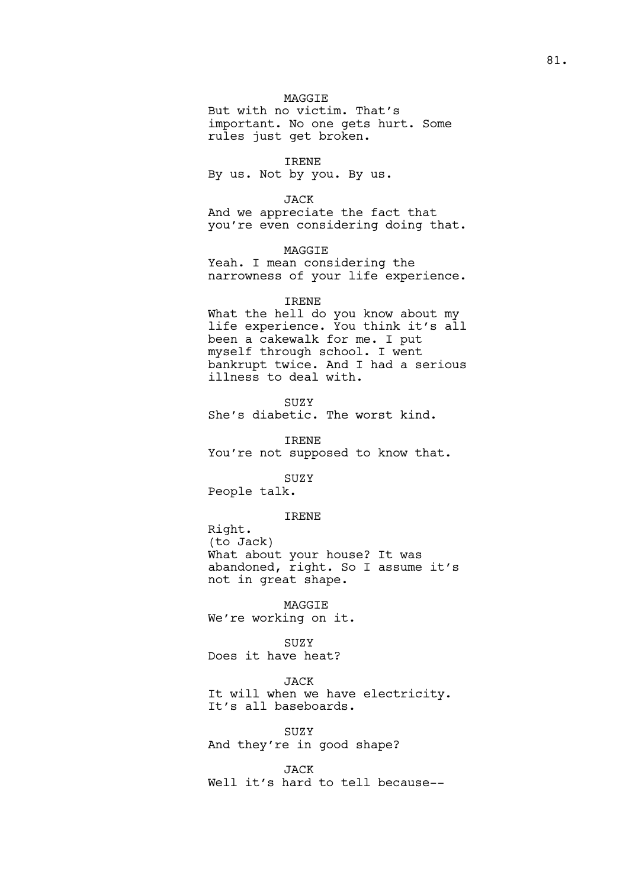MAGGIE
But with no victim. That's important. No one gets hurt. Some rules just get broken.

IRENE
By us. Not by you. By us.

JACK
And we appreciate the fact that you're even considering doing that.

MAGGIE
Yeah. I mean considering the narrowness of your life experience.

IRENE
What the hell do you know about my life experience. You think it's all been a cakewalk for me. I put myself through school. I went bankrupt twice. And I had a serious illness to deal with.

SUZY
She's diabetic. The worst kind.

IRENE
You're not supposed to know that.

SUZY
People talk.

IRENE
Right.
(to Jack)
What about your house? It was abandoned, right. So I assume it's not in great shape.

MAGGIE
We're working on it.

SUZY
Does it have heat?

JACK
It will when we have electricity. It's all baseboards.

SUZY
And they're in good shape?

JACK
Well it's hard to tell because--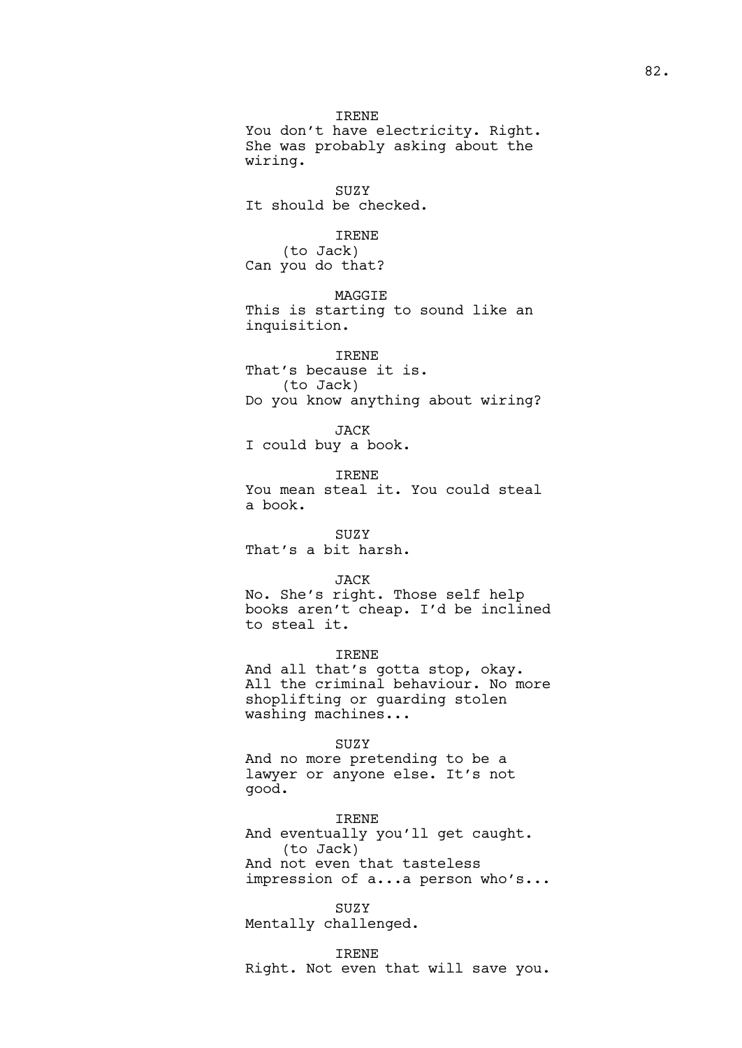IRENE
You don't have electricity. Right. She was probably asking about the wiring.

SUZY
It should be checked.

IRENE
(to Jack)
Can you do that?

MAGGIE
This is starting to sound like an inquisition.

IRENE
That's because it is.
(to Jack)
Do you know anything about wiring?

JACK
I could buy a book.

IRENE
You mean steal it. You could steal a book.

SUZY
That's a bit harsh.

JACK
No. She's right. Those self help books aren't cheap. I'd be inclined to steal it.

IRENE
And all that's gotta stop, okay. All the criminal behaviour. No more shoplifting or guarding stolen washing machines...

SUZY
And no more pretending to be a lawyer or anyone else. It's not good.

IRENE
And eventually you'll get caught.
(to Jack)
And not even that tasteless impression of a...a person who's...

SUZY
Mentally challenged.

IRENE
Right. Not even that will save you.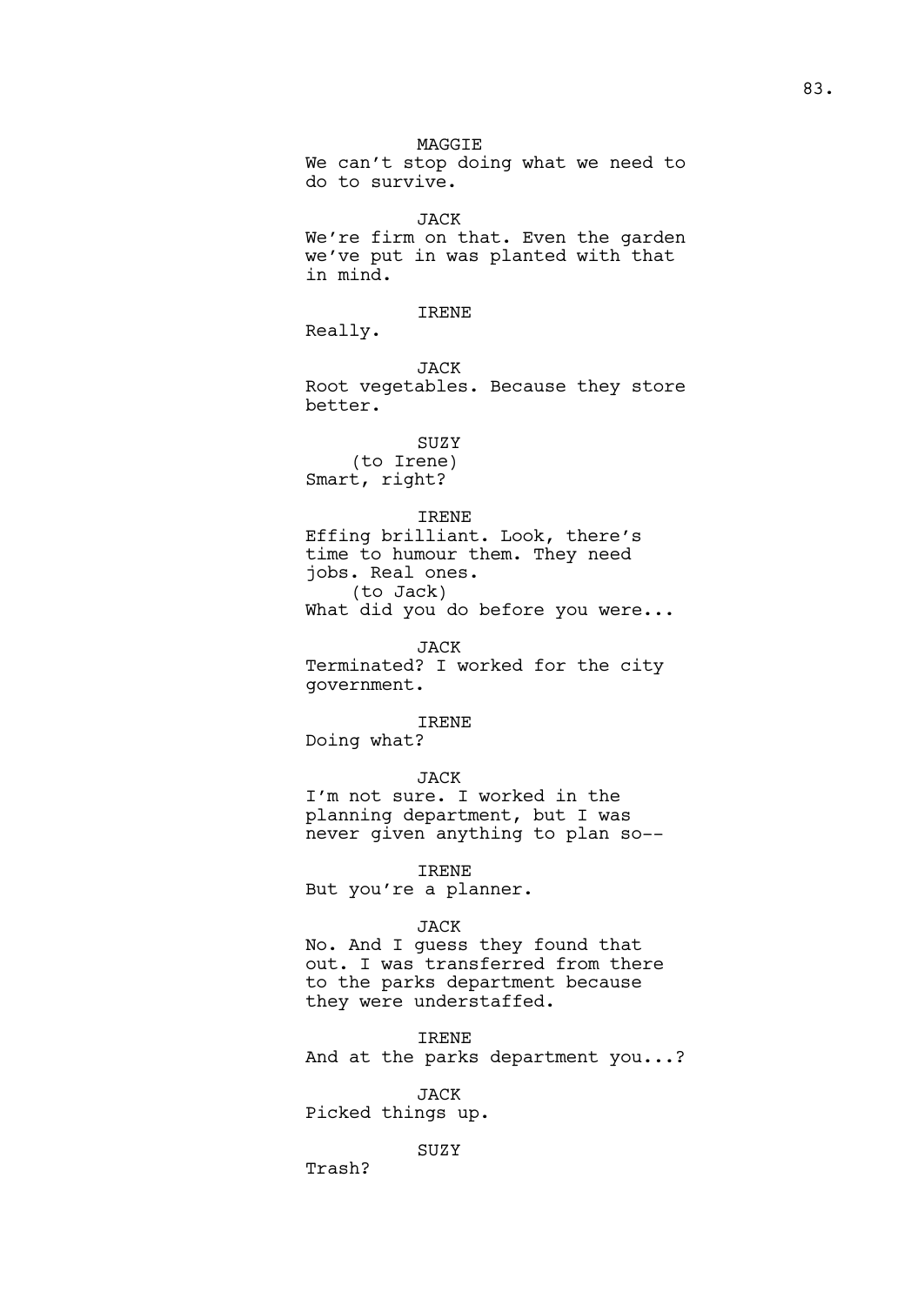MAGGIE
We can't stop doing what we need to do to survive.

JACK
We're firm on that. Even the garden we've put in was planted with that in mind.

IRENE
Really.

JACK
Root vegetables. Because they store better.

SUZY
(to Irene)
Smart, right?

IRENE
Effing brilliant. Look, there's time to humour them. They need jobs. Real ones.
(to Jack)
What did you do before you were...

JACK
Terminated? I worked for the city government.

IRENE
Doing what?

JACK
I'm not sure. I worked in the planning department, but I was never given anything to plan so--

IRENE
But you're a planner.

JACK
No. And I guess they found that out. I was transferred from there to the parks department because they were understaffed.

IRENE
And at the parks department you...?

JACK
Picked things up.

SUZY
Trash?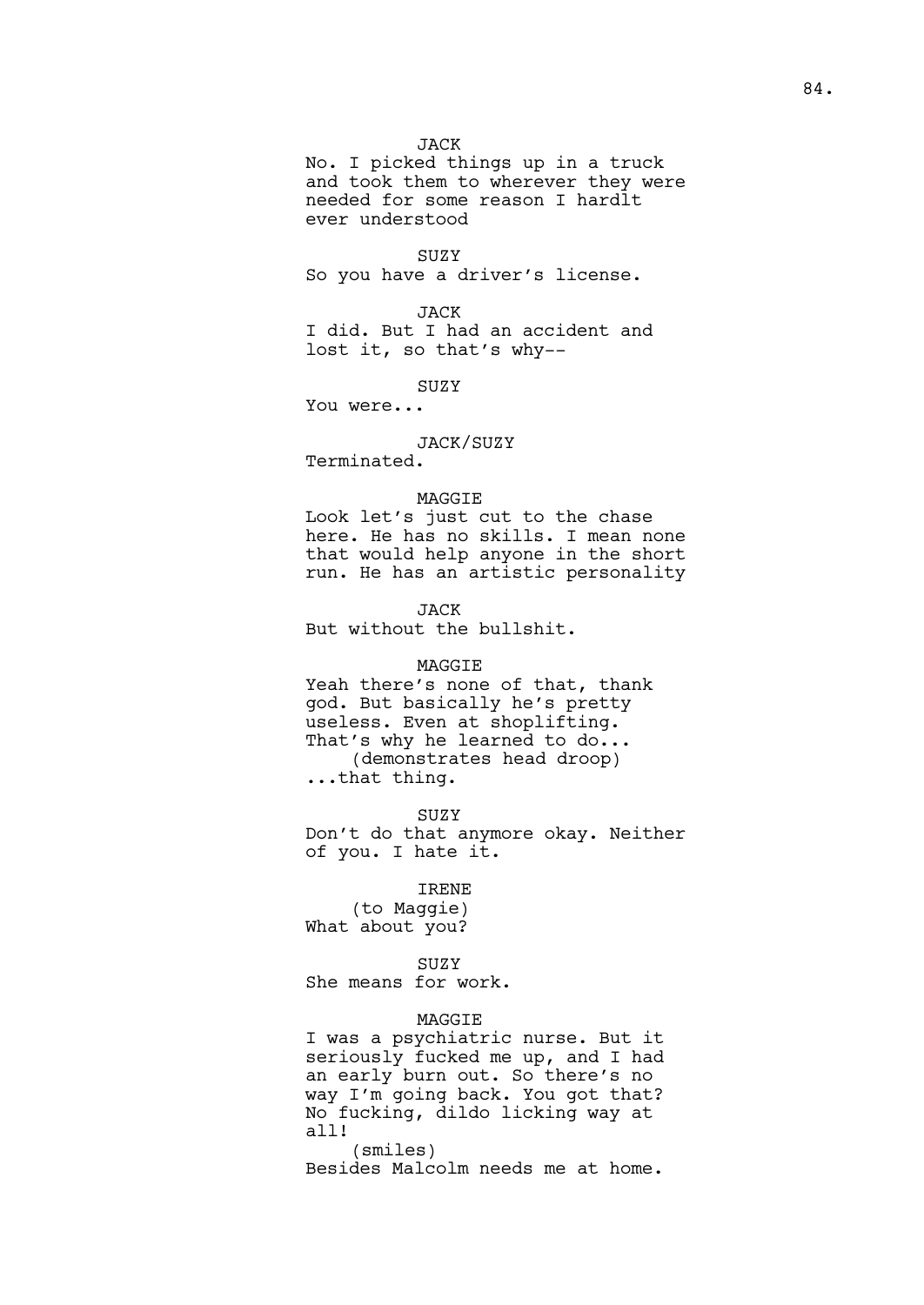JACK

No. I picked things up in a truck and took them to wherever they were needed for some reason I hardlt ever understood

SUZY

So you have a driver's license.

JACK

I did. But I had an accident and lost it, so that's why--

SUZY

You were...

JACK/SUZY

Terminated.

MAGGIE

Look let's just cut to the chase here. He has no skills. I mean none that would help anyone in the short run. He has an artistic personality

JACK

But without the bullshit.

MAGGIE

Yeah there's none of that, thank god. But basically he's pretty useless. Even at shoplifting. That's why he learned to do...

(demonstrates head droop)

...that thing.

SUZY

Don't do that anymore okay. Neither of you. I hate it.

IRENE

(to Maggie)

What about you?

SUZY

She means for work.

MAGGIE

I was a psychiatric nurse. But it seriously fucked me up, and I had an early burn out. So there's no way I'm going back. You got that? No fucking, dildo licking way at all!

(smiles)

Besides Malcolm needs me at home.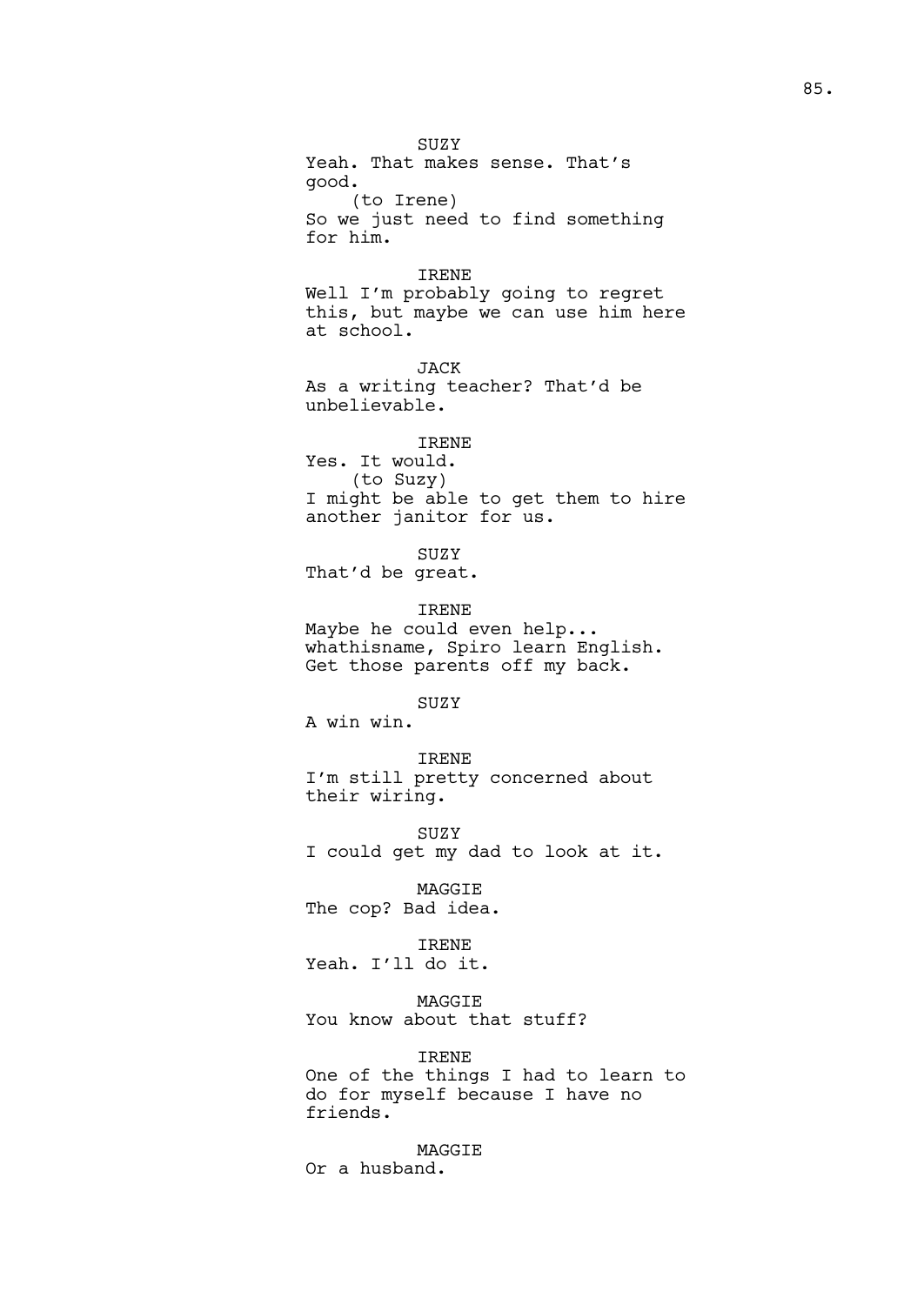SUZY
Yeah. That makes sense. That's good.
(to Irene)
So we just need to find something for him.

IRENE
Well I'm probably going to regret this, but maybe we can use him here at school.

JACK
As a writing teacher? That'd be unbelievable.

IRENE
Yes. It would.
(to Suzy)
I might be able to get them to hire another janitor for us.

SUZY
That'd be great.

IRENE
Maybe he could even help... whathisname, Spiro learn English. Get those parents off my back.

SUZY
A win win.

IRENE
I'm still pretty concerned about their wiring.

SUZY
I could get my dad to look at it.

MAGGIE
The cop? Bad idea.

IRENE
Yeah. I'll do it.

MAGGIE
You know about that stuff?

IRENE
One of the things I had to learn to do for myself because I have no friends.

MAGGIE
Or a husband.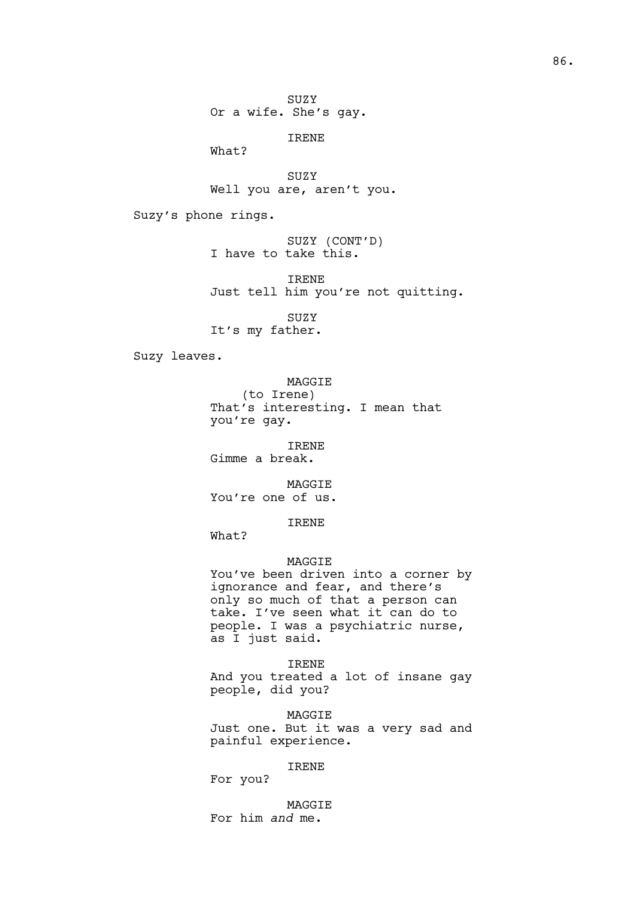SUZY
Or a wife. She's gay.

IRENE
What?

SUZY
Well you are, aren't you.

Suzy's phone rings.

SUZY (CONT'D)
I have to take this.

IRENE
Just tell him you're not quitting.

SUZY
It's my father.

Suzy leaves.

MAGGIE
(to Irene)
That's interesting. I mean that you're gay.

IRENE
Gimme a break.

MAGGIE
You're one of us.

IRENE
What?

MAGGIE
You've been driven into a corner by ignorance and fear, and there's only so much of that a person can take. I've seen what it can do to people. I was a psychiatric nurse, as I just said.

IRENE
And you treated a lot of insane gay people, did you?

MAGGIE
Just one. But it was a very sad and painful experience.

IRENE
For you?

MAGGIE
For him *and* me.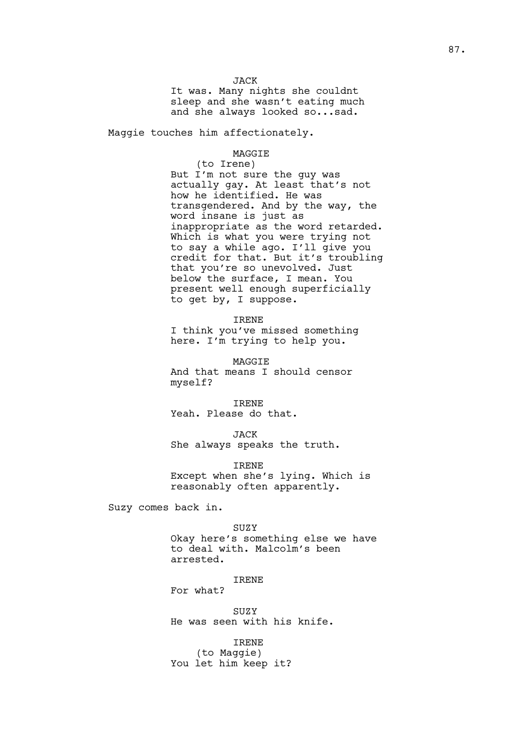JACK
It was. Many nights she couldnt sleep and she wasn't eating much and she always looked so...sad.

Maggie touches him affectionately.

MAGGIE
(to Irene)
But I'm not sure the guy was actually gay. At least that's not how he identified. He was transgendered. And by the way, the word insane is just as inappropriate as the word retarded. Which is what you were trying not to say a while ago. I'll give you credit for that. But it's troubling that you're so unevolved. Just below the surface, I mean. You present well enough superficially to get by, I suppose.

IRENE
I think you've missed something here. I'm trying to help you.

MAGGIE
And that means I should censor myself?

IRENE
Yeah. Please do that.

JACK
She always speaks the truth.

IRENE
Except when she's lying. Which is reasonably often apparently.

Suzy comes back in.

SUZY
Okay here's something else we have to deal with. Malcolm's been arrested.

IRENE
For what?

SUZY
He was seen with his knife.

IRENE
(to Maggie)
You let him keep it?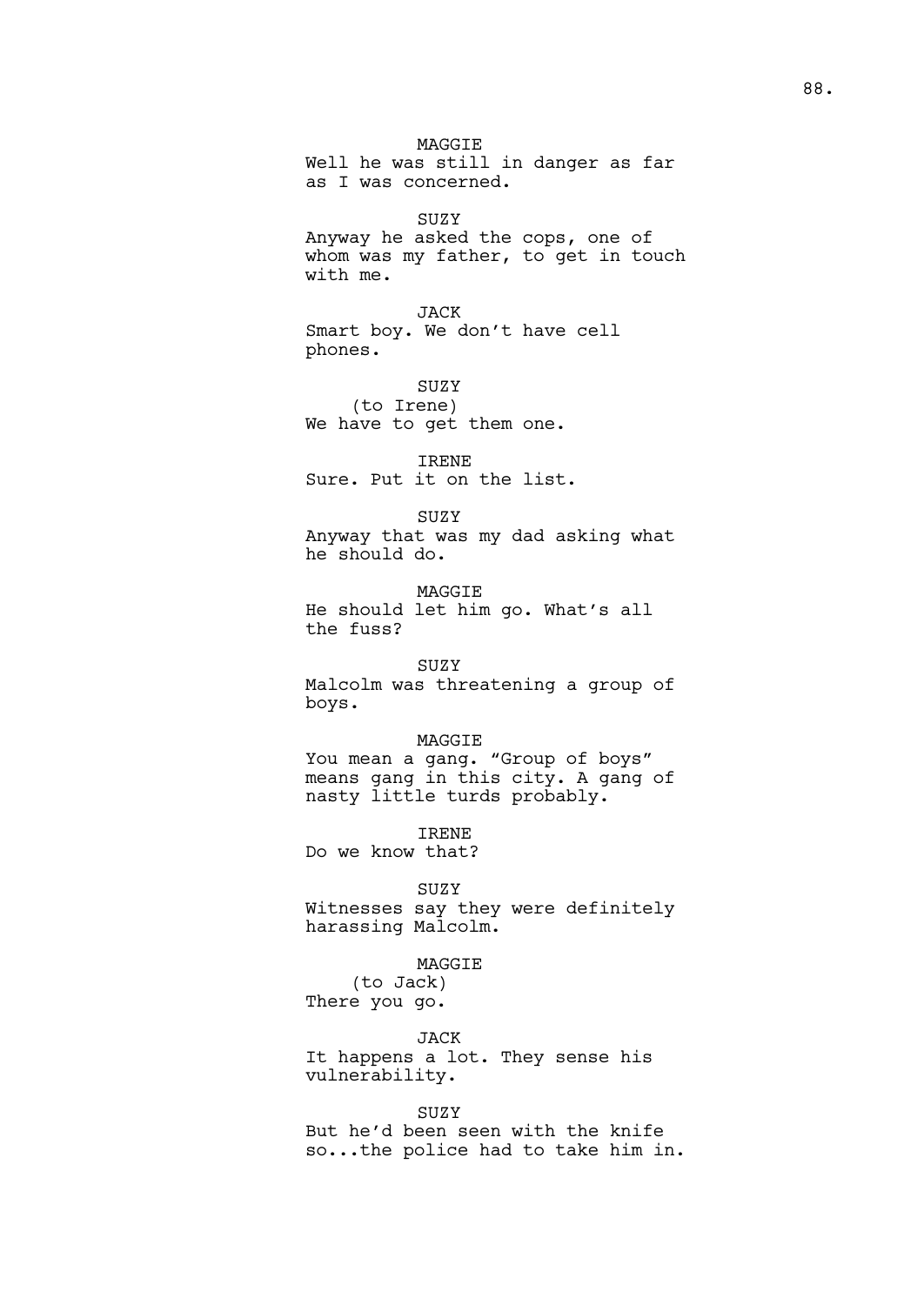MAGGIE
Well he was still in danger as far as I was concerned.

SUZY
Anyway he asked the cops, one of whom was my father, to get in touch with me.

JACK
Smart boy. We don't have cell phones.

SUZY
(to Irene)
We have to get them one.

IRENE
Sure. Put it on the list.

SUZY
Anyway that was my dad asking what he should do.

MAGGIE
He should let him go. What's all the fuss?

SUZY
Malcolm was threatening a group of boys.

MAGGIE
You mean a gang. "Group of boys" means gang in this city. A gang of nasty little turds probably.

IRENE
Do we know that?

SUZY
Witnesses say they were definitely harassing Malcolm.

MAGGIE
(to Jack)
There you go.

JACK
It happens a lot. They sense his vulnerability.

SUZY
But he'd been seen with the knife so...the police had to take him in.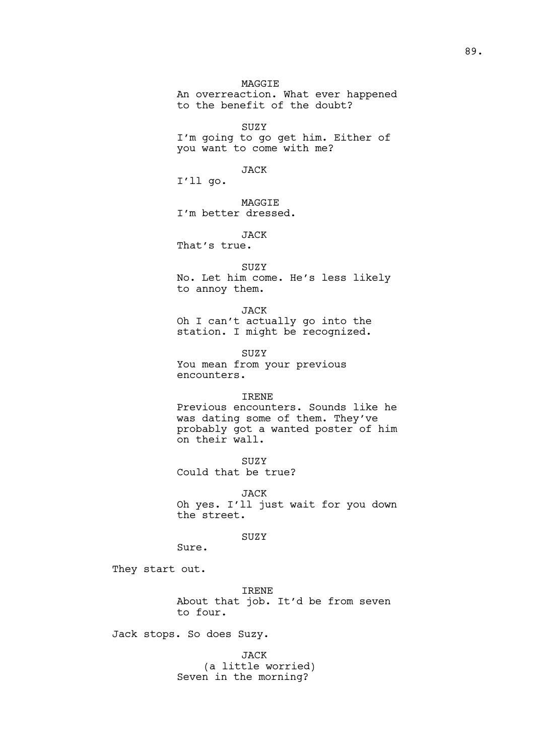MAGGIE
An overreaction. What ever happened to the benefit of the doubt?

SUZY
I'm going to go get him. Either of you want to come with me?

JACK
I'll go.

MAGGIE
I'm better dressed.

JACK
That's true.

SUZY
No. Let him come. He's less likely to annoy them.

JACK
Oh I can't actually go into the station. I might be recognized.

SUZY
You mean from your previous encounters.

IRENE
Previous encounters. Sounds like he was dating some of them. They've probably got a wanted poster of him on their wall.

SUZY
Could that be true?

JACK
Oh yes. I'll just wait for you down the street.

SUZY
Sure.

They start out.

IRENE
About that job. It'd be from seven to four.

Jack stops. So does Suzy.

JACK
(a little worried)
Seven in the morning?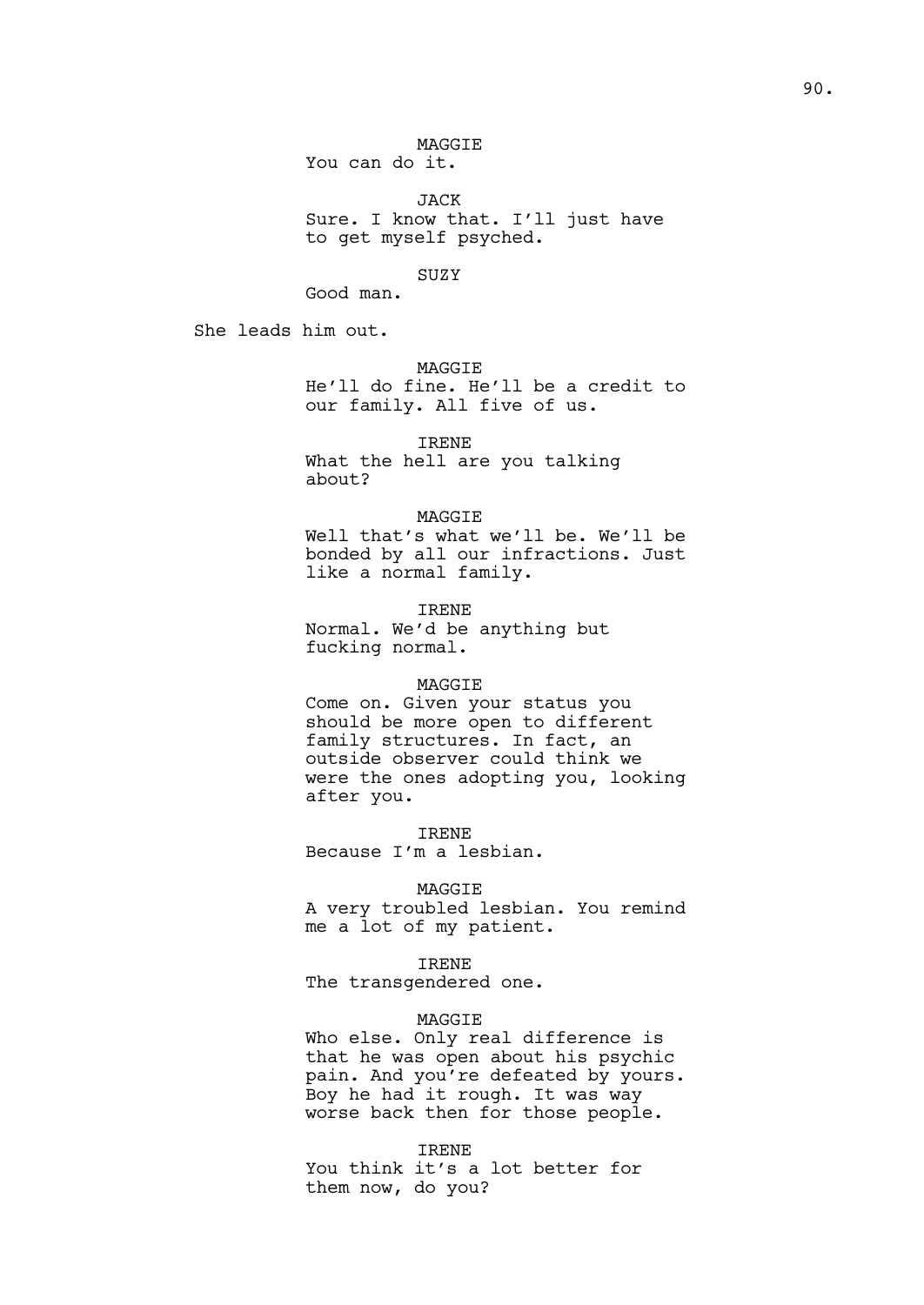MAGGIE
You can do it.

JACK
Sure. I know that. I'll just have to get myself psyched.

SUZY
Good man.

She leads him out.

MAGGIE
He'll do fine. He'll be a credit to our family. All five of us.

IRENE
What the hell are you talking about?

MAGGIE
Well that's what we'll be. We'll be bonded by all our infractions. Just like a normal family.

IRENE
Normal. We'd be anything but fucking normal.

MAGGIE
Come on. Given your status you should be more open to different family structures. In fact, an outside observer could think we were the ones adopting you, looking after you.

IRENE
Because I'm a lesbian.

MAGGIE
A very troubled lesbian. You remind me a lot of my patient.

IRENE
The transgendered one.

MAGGIE
Who else. Only real difference is that he was open about his psychic pain. And you're defeated by yours. Boy he had it rough. It was way worse back then for those people.

IRENE
You think it's a lot better for them now, do you?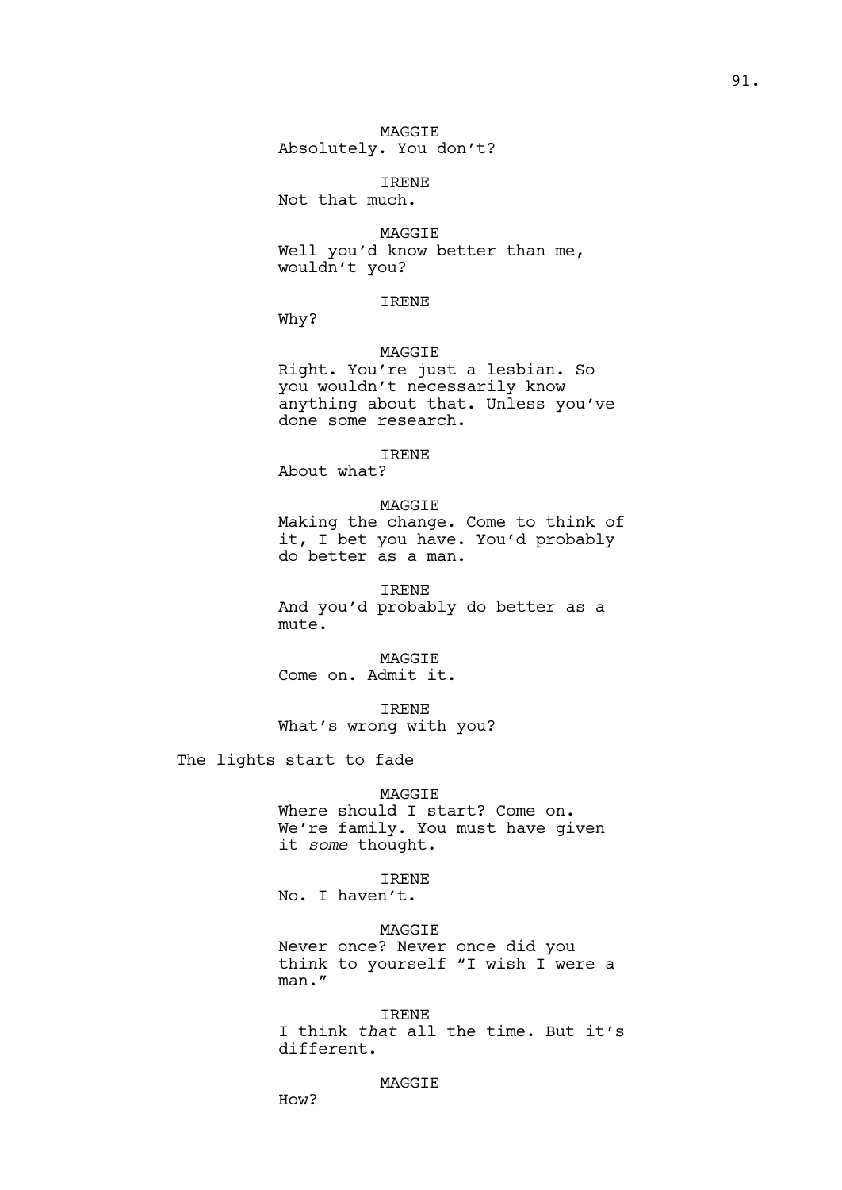MAGGIE
Absolutely. You don't?

IRENE
Not that much.

MAGGIE
Well you'd know better than me, wouldn't you?

IRENE
Why?

MAGGIE
Right. You're just a lesbian. So you wouldn't necessarily know anything about that. Unless you've done some research.

IRENE
About what?

MAGGIE
Making the change. Come to think of it, I bet you have. You'd probably do better as a man.

IRENE
And you'd probably do better as a mute.

MAGGIE
Come on. Admit it.

IRENE
What's wrong with you?

The lights start to fade

MAGGIE
Where should I start? Come on. We're family. You must have given it *some* thought.

IRENE
No. I haven't.

MAGGIE
Never once? Never once did you think to yourself "I wish I were a man."

IRENE
I think *that* all the time. But it's different.

MAGGIE
How?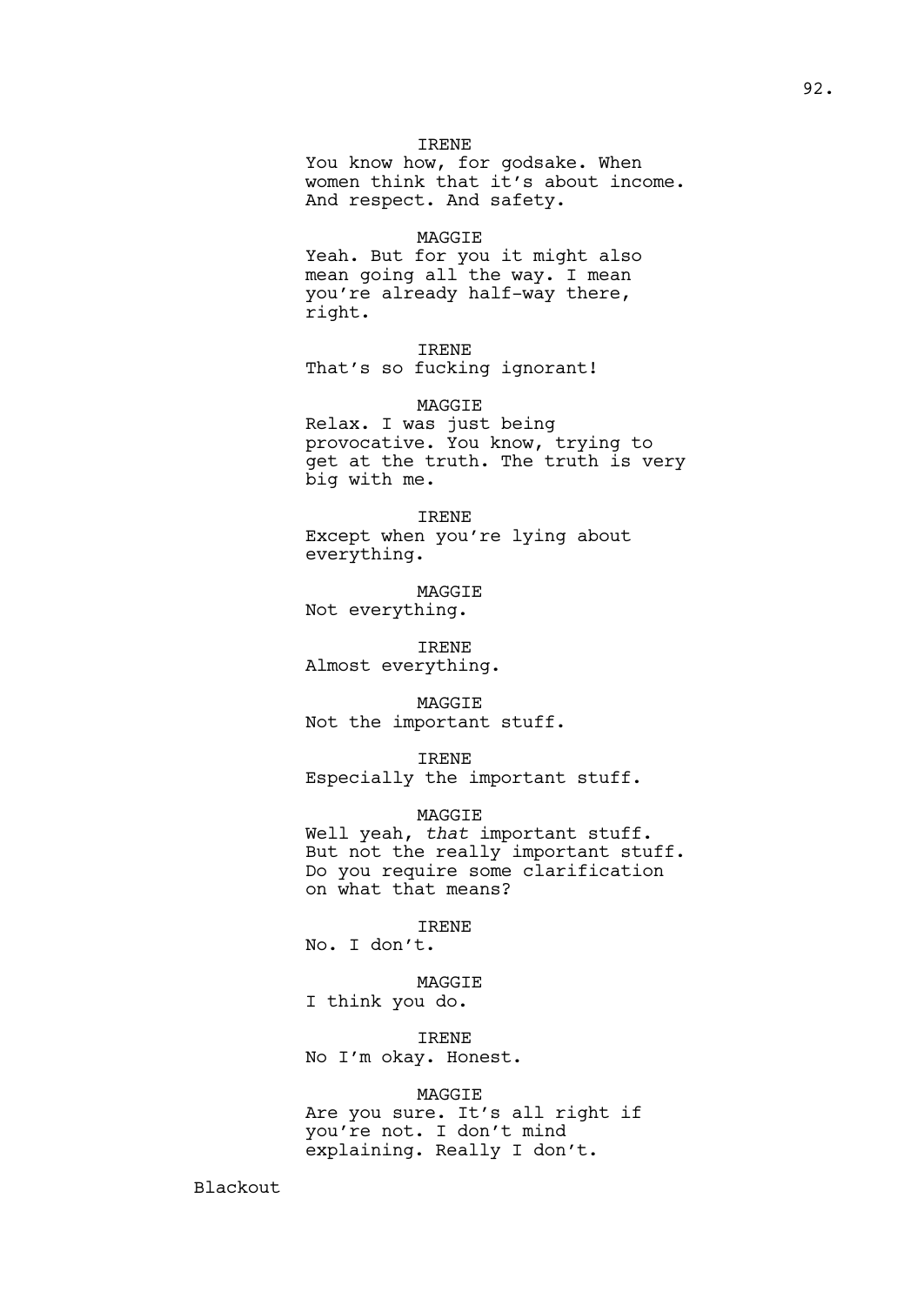IRENE
You know how, for godsake. When women think that it's about income. And respect. And safety.

MAGGIE
Yeah. But for you it might also mean going all the way. I mean you're already half-way there, right.

IRENE
That's so fucking ignorant!

MAGGIE
Relax. I was just being provocative. You know, trying to get at the truth. The truth is very big with me.

IRENE
Except when you're lying about everything.

MAGGIE
Not everything.

IRENE
Almost everything.

MAGGIE
Not the important stuff.

IRENE
Especially the important stuff.

MAGGIE
Well yeah, *that* important stuff. But not the really important stuff. Do you require some clarification on what that means?

IRENE
No. I don't.

MAGGIE
I think you do.

IRENE
No I'm okay. Honest.

MAGGIE
Are you sure. It's all right if you're not. I don't mind explaining. Really I don't.

Blackout